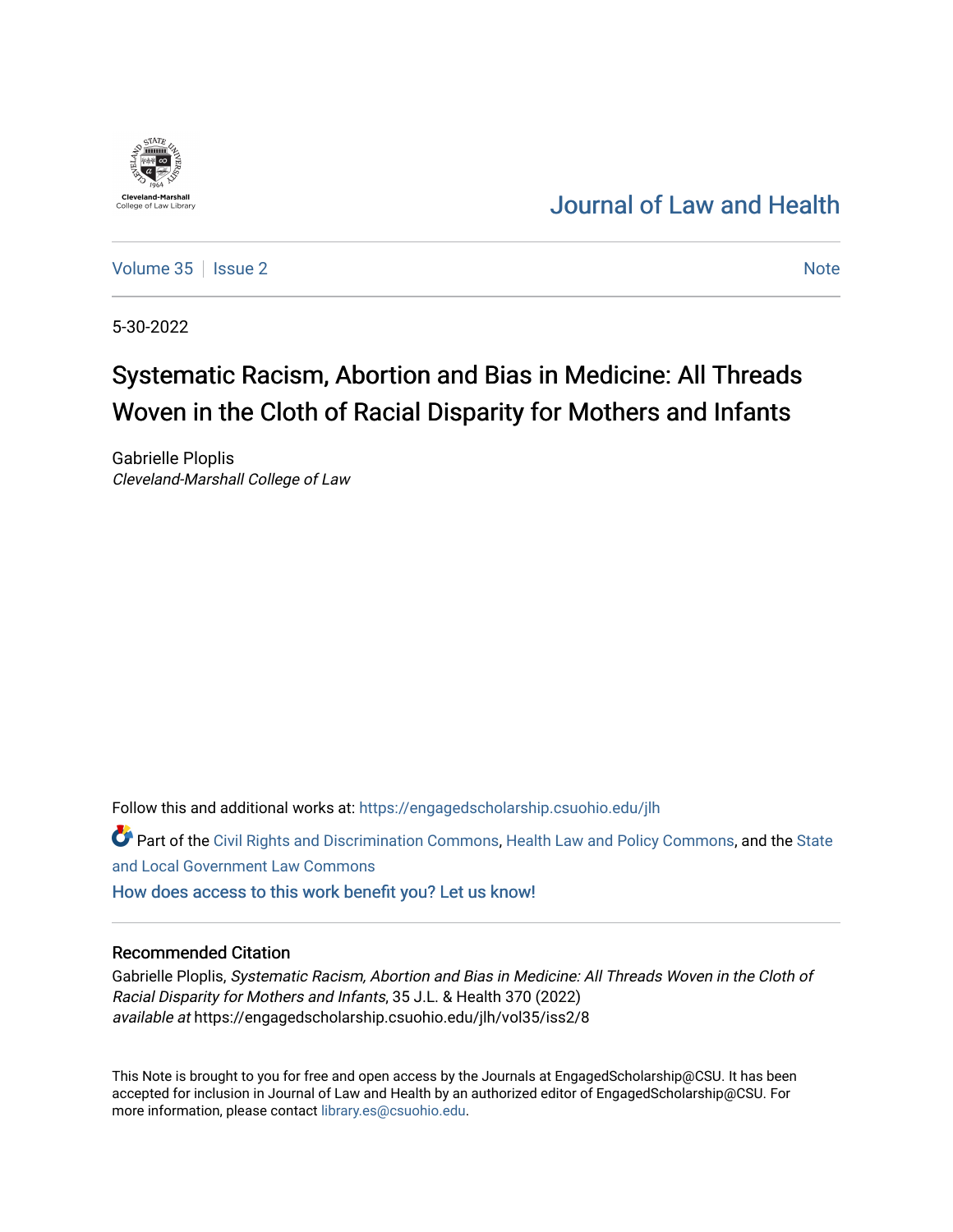Cleveland-Marshall College of Law Library

# Journal of Law and Health

Volume 35 | Issue 2 — Note

5-30-2022

## Systematic Racism, Abortion and Bias in Medicine: All Threads Woven in the Cloth of Racial Disparity for Mothers and Infants

Gabrielle Ploplis
*Cleveland-Marshall College of Law*

Follow this and additional works at: https://engagedscholarship.csuohio.edu/jlh

Part of the Civil Rights and Discrimination Commons, Health Law and Policy Commons, and the State and Local Government Law Commons

How does access to this work benefit you? Let us know!

### Recommended Citation

Gabrielle Ploplis, *Systematic Racism, Abortion and Bias in Medicine: All Threads Woven in the Cloth of Racial Disparity for Mothers and Infants*, 35 J.L. & Health 370 (2022)
*available at* https://engagedscholarship.csuohio.edu/jlh/vol35/iss2/8

This Note is brought to you for free and open access by the Journals at EngagedScholarship@CSU. It has been accepted for inclusion in Journal of Law and Health by an authorized editor of EngagedScholarship@CSU. For more information, please contact library.es@csuohio.edu.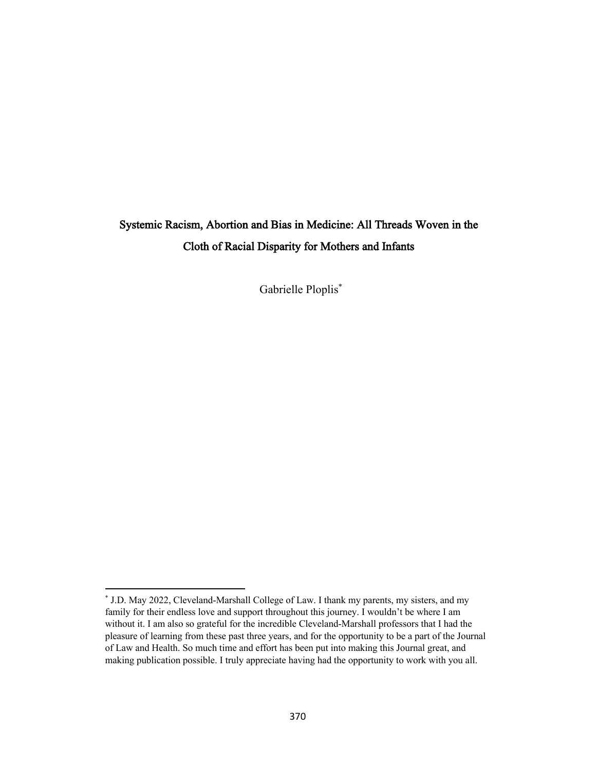# Systemic Racism, Abortion and Bias in Medicine: All Threads Woven in the Cloth of Racial Disparity for Mothers and Infants

Gabrielle Ploplis*

---

* J.D. May 2022, Cleveland-Marshall College of Law. I thank my parents, my sisters, and my family for their endless love and support throughout this journey. I wouldn't be where I am without it. I am also so grateful for the incredible Cleveland-Marshall professors that I had the pleasure of learning from these past three years, and for the opportunity to be a part of the Journal of Law and Health. So much time and effort has been put into making this Journal great, and making publication possible. I truly appreciate having had the opportunity to work with you all.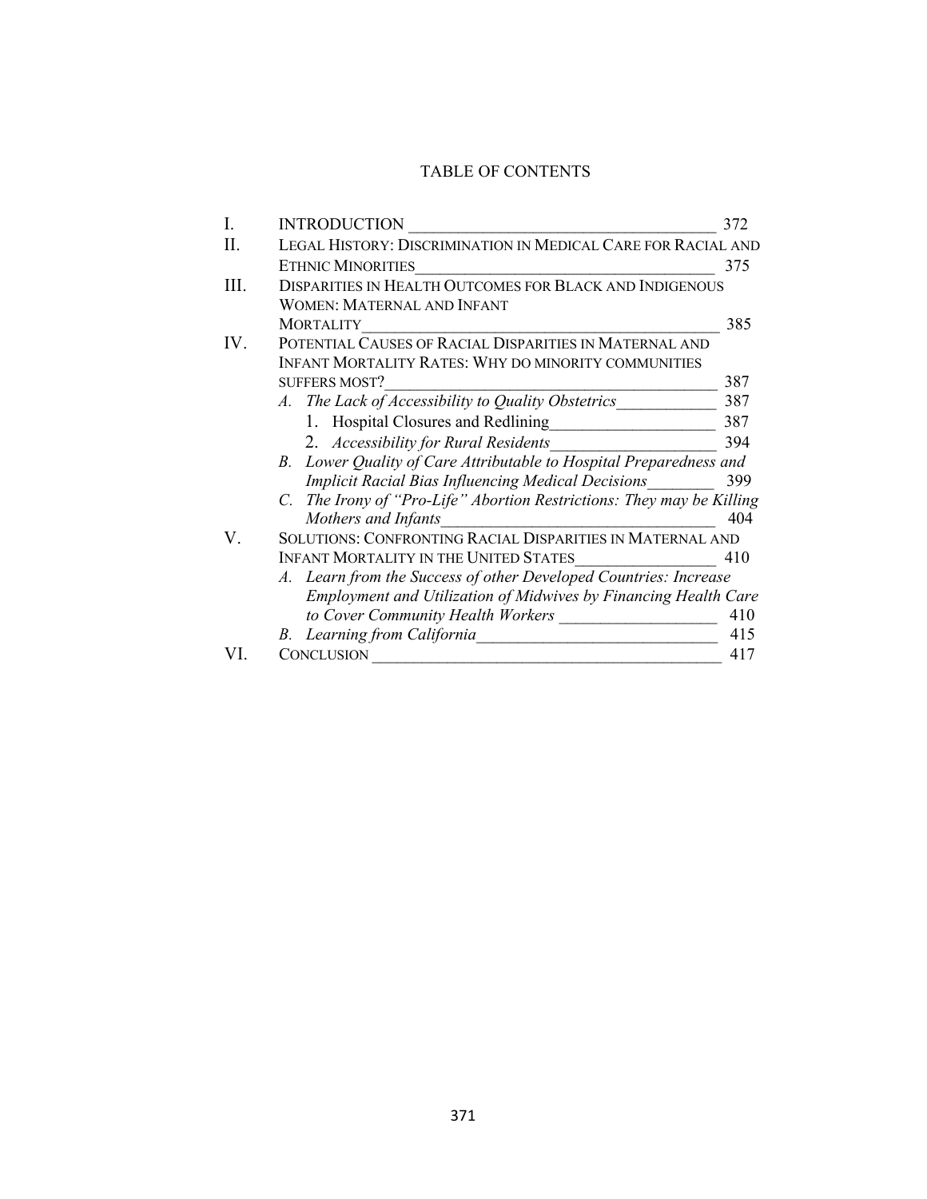# TABLE OF CONTENTS

I. INTRODUCTION — 372

II. LEGAL HISTORY: DISCRIMINATION IN MEDICAL CARE FOR RACIAL AND ETHNIC MINORITIES — 375

III. DISPARITIES IN HEALTH OUTCOMES FOR BLACK AND INDIGENOUS WOMEN: MATERNAL AND INFANT MORTALITY — 385

IV. POTENTIAL CAUSES OF RACIAL DISPARITIES IN MATERNAL AND INFANT MORTALITY RATES: WHY DO MINORITY COMMUNITIES SUFFERS MOST? — 387

- *A. The Lack of Accessibility to Quality Obstetrics* — 387
  1. Hospital Closures and Redlining — 387
  2. *Accessibility for Rural Residents* — 394
- *B. Lower Quality of Care Attributable to Hospital Preparedness and Implicit Racial Bias Influencing Medical Decisions* — 399
- *C. The Irony of "Pro-Life" Abortion Restrictions: They may be Killing Mothers and Infants* — 404

V. SOLUTIONS: CONFRONTING RACIAL DISPARITIES IN MATERNAL AND INFANT MORTALITY IN THE UNITED STATES — 410

- *A. Learn from the Success of other Developed Countries: Increase Employment and Utilization of Midwives by Financing Health Care to Cover Community Health Workers* — 410
- *B. Learning from California* — 415

VI. CONCLUSION — 417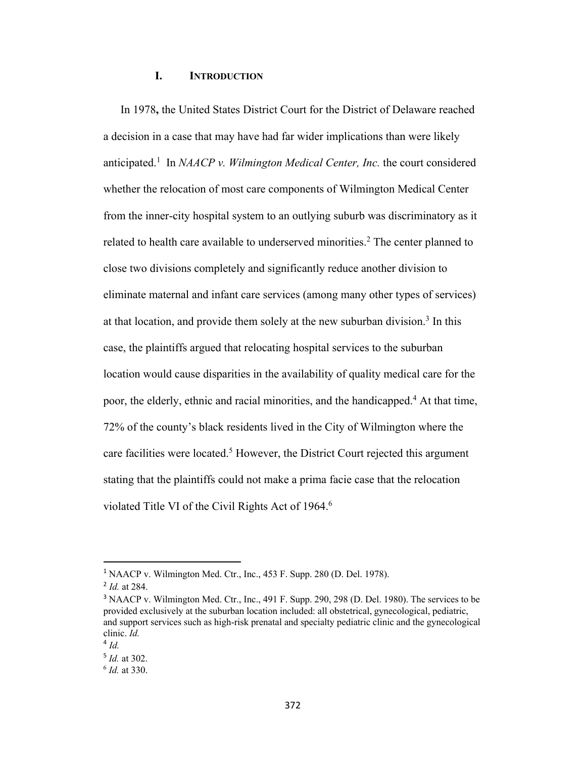## I. INTRODUCTION

In 1978**,** the United States District Court for the District of Delaware reached a decision in a case that may have had far wider implications than were likely anticipated.[1] In *NAACP v. Wilmington Medical Center, Inc.* the court considered whether the relocation of most care components of Wilmington Medical Center from the inner-city hospital system to an outlying suburb was discriminatory as it related to health care available to underserved minorities.[2] The center planned to close two divisions completely and significantly reduce another division to eliminate maternal and infant care services (among many other types of services) at that location, and provide them solely at the new suburban division.[3] In this case, the plaintiffs argued that relocating hospital services to the suburban location would cause disparities in the availability of quality medical care for the poor, the elderly, ethnic and racial minorities, and the handicapped.[4] At that time, 72% of the county's black residents lived in the City of Wilmington where the care facilities were located.[5] However, the District Court rejected this argument stating that the plaintiffs could not make a prima facie case that the relocation violated Title VI of the Civil Rights Act of 1964.[6]

---

[1] NAACP v. Wilmington Med. Ctr., Inc., 453 F. Supp. 280 (D. Del. 1978).

[2] *Id.* at 284.

[3] NAACP v. Wilmington Med. Ctr., Inc., 491 F. Supp. 290, 298 (D. Del. 1980). The services to be provided exclusively at the suburban location included: all obstetrical, gynecological, pediatric, and support services such as high-risk prenatal and specialty pediatric clinic and the gynecological clinic. *Id.*

[4] *Id.*

[5] *Id.* at 302.

[6] *Id.* at 330.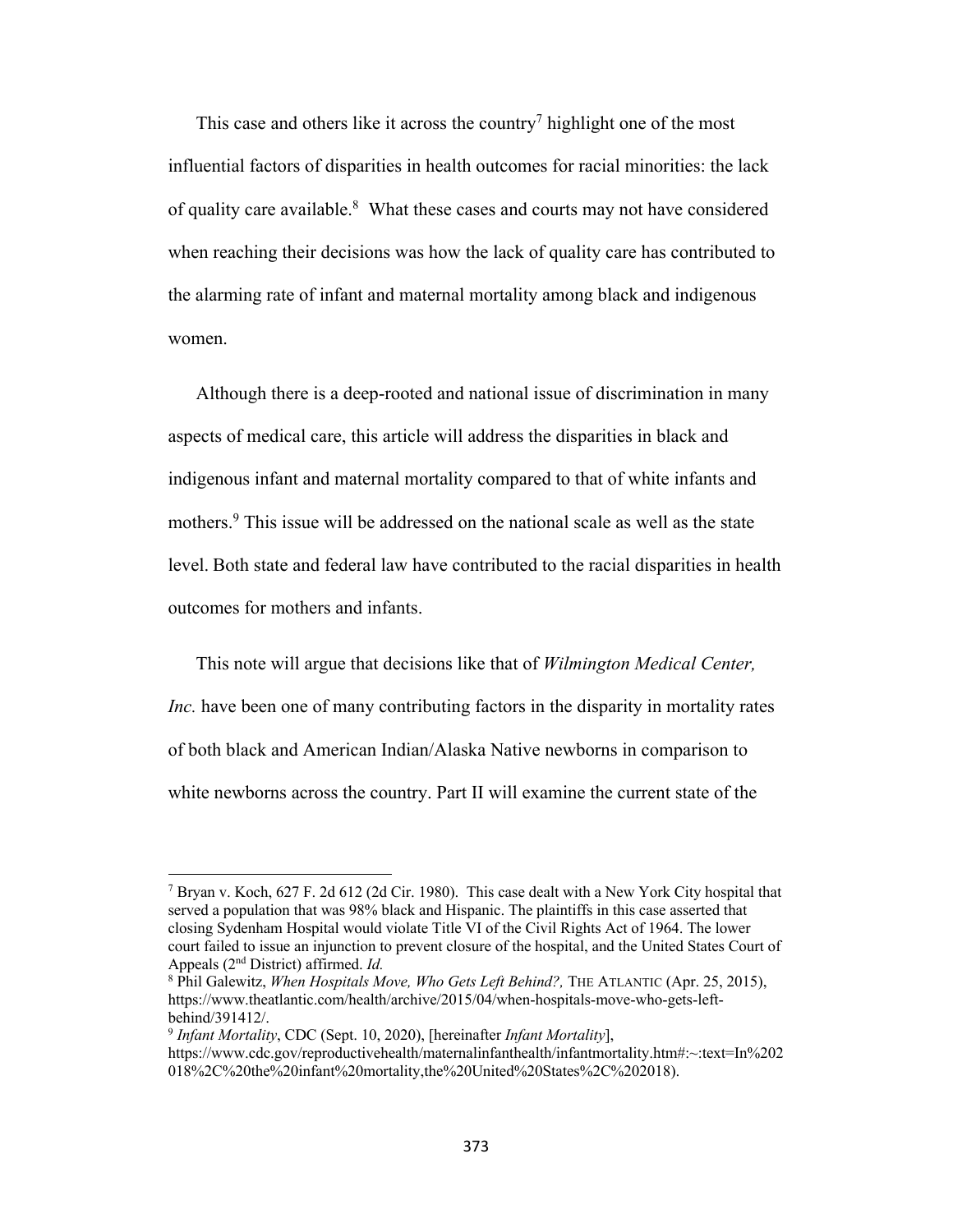This case and others like it across the country[7] highlight one of the most influential factors of disparities in health outcomes for racial minorities: the lack of quality care available.[8] What these cases and courts may not have considered when reaching their decisions was how the lack of quality care has contributed to the alarming rate of infant and maternal mortality among black and indigenous women.

Although there is a deep-rooted and national issue of discrimination in many aspects of medical care, this article will address the disparities in black and indigenous infant and maternal mortality compared to that of white infants and mothers.[9] This issue will be addressed on the national scale as well as the state level. Both state and federal law have contributed to the racial disparities in health outcomes for mothers and infants.

This note will argue that decisions like that of *Wilmington Medical Center, Inc.* have been one of many contributing factors in the disparity in mortality rates of both black and American Indian/Alaska Native newborns in comparison to white newborns across the country. Part II will examine the current state of the

---

[7] Bryan v. Koch, 627 F. 2d 612 (2d Cir. 1980). This case dealt with a New York City hospital that served a population that was 98% black and Hispanic. The plaintiffs in this case asserted that closing Sydenham Hospital would violate Title VI of the Civil Rights Act of 1964. The lower court failed to issue an injunction to prevent closure of the hospital, and the United States Court of Appeals (2nd District) affirmed. *Id.*

[8] Phil Galewitz, *When Hospitals Move, Who Gets Left Behind?,* THE ATLANTIC (Apr. 25, 2015), https://www.theatlantic.com/health/archive/2015/04/when-hospitals-move-who-gets-left-behind/391412/.

[9] *Infant Mortality*, CDC (Sept. 10, 2020), [hereinafter *Infant Mortality*], https://www.cdc.gov/reproductivehealth/maternalinfanthealth/infantmortality.htm#:~:text=In%202018%2C%20the%20infant%20mortality,the%20United%20States%2C%202018).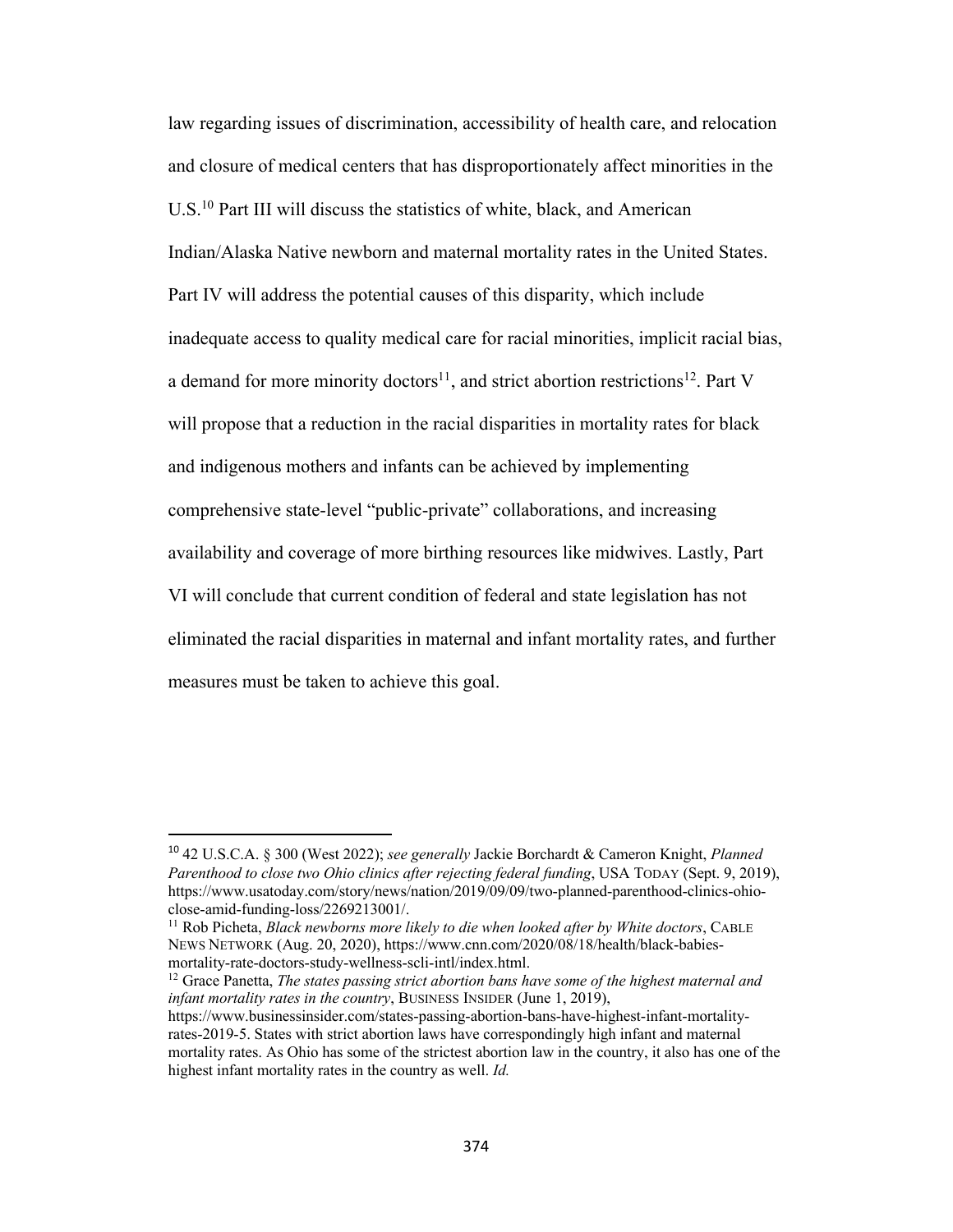law regarding issues of discrimination, accessibility of health care, and relocation and closure of medical centers that has disproportionately affect minorities in the U.S.[10] Part III will discuss the statistics of white, black, and American Indian/Alaska Native newborn and maternal mortality rates in the United States. Part IV will address the potential causes of this disparity, which include inadequate access to quality medical care for racial minorities, implicit racial bias, a demand for more minority doctors[11], and strict abortion restrictions[12]. Part V will propose that a reduction in the racial disparities in mortality rates for black and indigenous mothers and infants can be achieved by implementing comprehensive state-level "public-private" collaborations, and increasing availability and coverage of more birthing resources like midwives. Lastly, Part VI will conclude that current condition of federal and state legislation has not eliminated the racial disparities in maternal and infant mortality rates, and further measures must be taken to achieve this goal.

---

[10] 42 U.S.C.A. § 300 (West 2022); *see generally* Jackie Borchardt & Cameron Knight, *Planned Parenthood to close two Ohio clinics after rejecting federal funding*, USA TODAY (Sept. 9, 2019), https://www.usatoday.com/story/news/nation/2019/09/09/two-planned-parenthood-clinics-ohio-close-amid-funding-loss/2269213001/.

[11] Rob Picheta, *Black newborns more likely to die when looked after by White doctors*, CABLE NEWS NETWORK (Aug. 20, 2020), https://www.cnn.com/2020/08/18/health/black-babies-mortality-rate-doctors-study-wellness-scli-intl/index.html.

[12] Grace Panetta, *The states passing strict abortion bans have some of the highest maternal and infant mortality rates in the country*, BUSINESS INSIDER (June 1, 2019), https://www.businessinsider.com/states-passing-abortion-bans-have-highest-infant-mortality-rates-2019-5. States with strict abortion laws have correspondingly high infant and maternal mortality rates. As Ohio has some of the strictest abortion law in the country, it also has one of the highest infant mortality rates in the country as well. *Id.*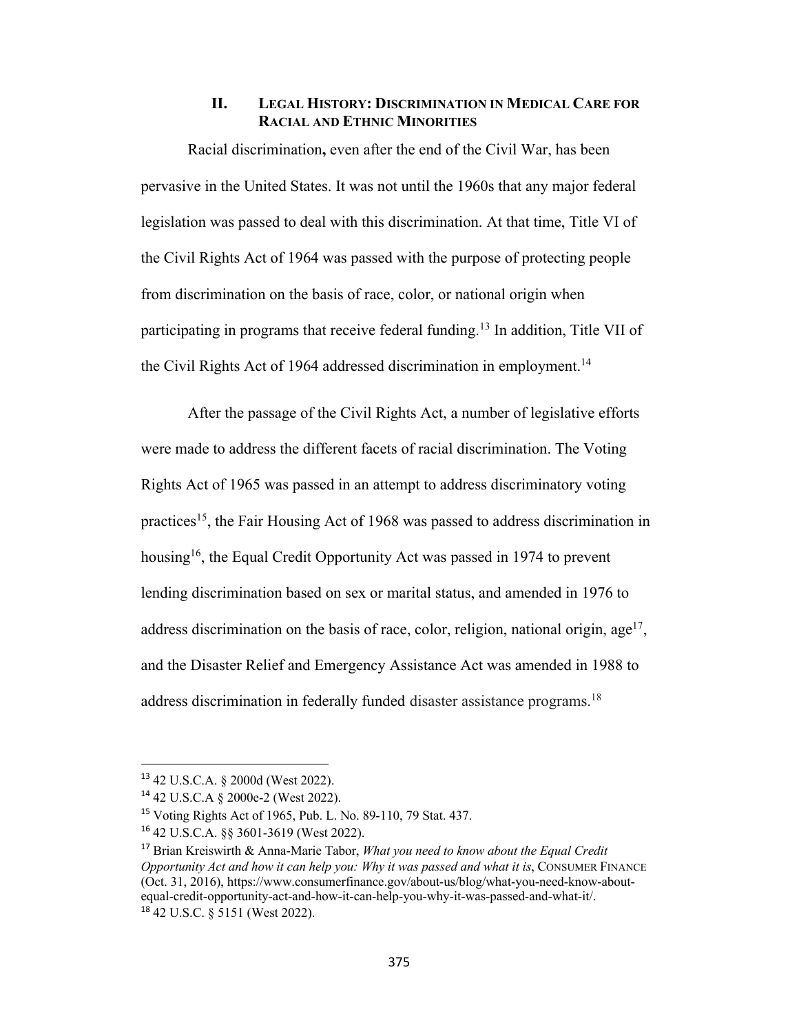## II. Legal History: Discrimination in Medical Care for Racial and Ethnic Minorities

Racial discrimination**,** even after the end of the Civil War, has been pervasive in the United States. It was not until the 1960s that any major federal legislation was passed to deal with this discrimination. At that time, Title VI of the Civil Rights Act of 1964 was passed with the purpose of protecting people from discrimination on the basis of race, color, or national origin when participating in programs that receive federal funding.[13] In addition, Title VII of the Civil Rights Act of 1964 addressed discrimination in employment.[14]

After the passage of the Civil Rights Act, a number of legislative efforts were made to address the different facets of racial discrimination. The Voting Rights Act of 1965 was passed in an attempt to address discriminatory voting practices[15], the Fair Housing Act of 1968 was passed to address discrimination in housing[16], the Equal Credit Opportunity Act was passed in 1974 to prevent lending discrimination based on sex or marital status, and amended in 1976 to address discrimination on the basis of race, color, religion, national origin, age[17], and the Disaster Relief and Emergency Assistance Act was amended in 1988 to address discrimination in federally funded disaster assistance programs.[18]

---

[13] 42 U.S.C.A. § 2000d (West 2022).

[14] 42 U.S.C.A § 2000e-2 (West 2022).

[15] Voting Rights Act of 1965, Pub. L. No. 89-110, 79 Stat. 437.

[16] 42 U.S.C.A. §§ 3601-3619 (West 2022).

[17] Brian Kreiswirth & Anna-Marie Tabor, *What you need to know about the Equal Credit Opportunity Act and how it can help you: Why it was passed and what it is*, CONSUMER FINANCE (Oct. 31, 2016), https://www.consumerfinance.gov/about-us/blog/what-you-need-know-about-equal-credit-opportunity-act-and-how-it-can-help-you-why-it-was-passed-and-what-it/.

[18] 42 U.S.C. § 5151 (West 2022).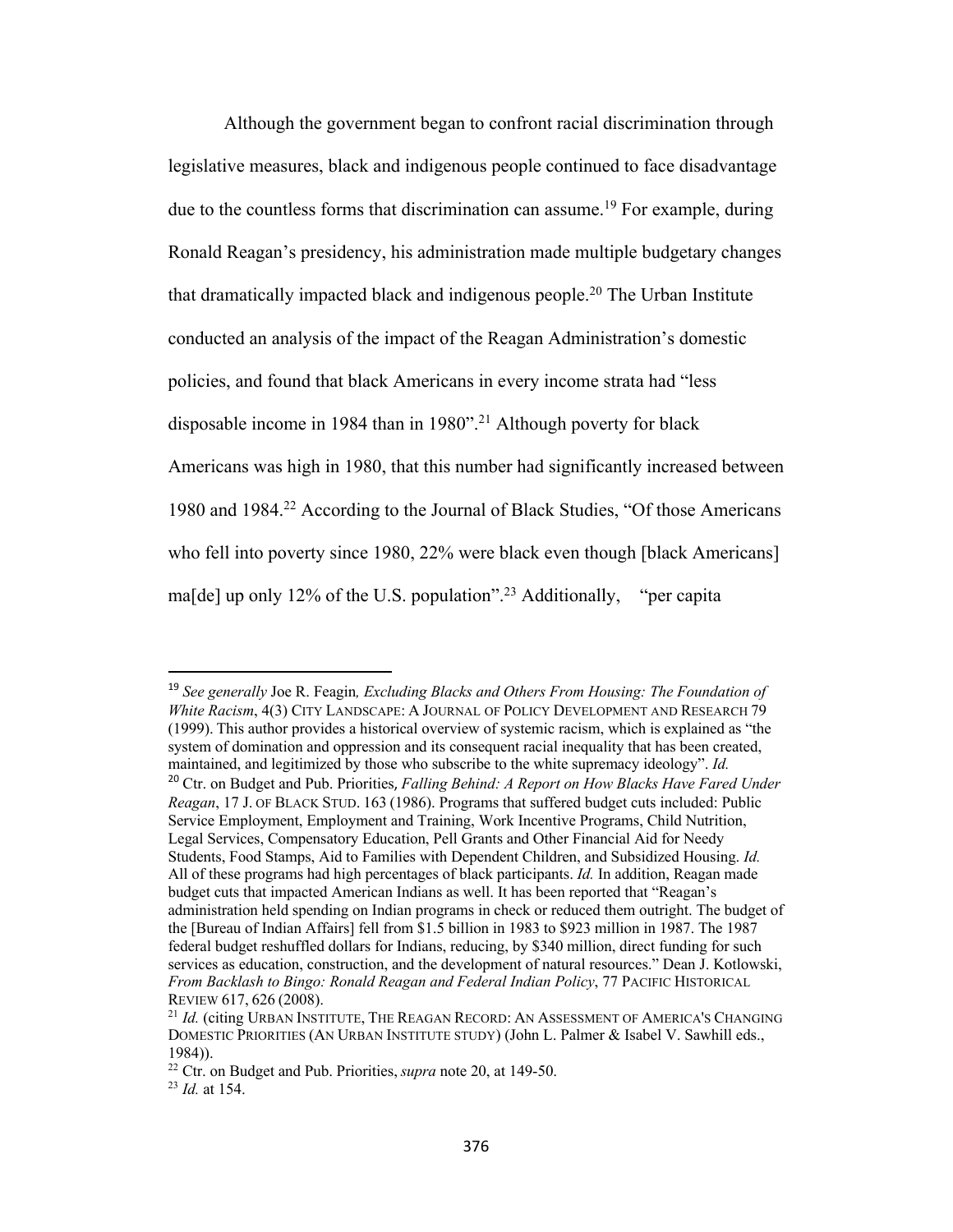Although the government began to confront racial discrimination through legislative measures, black and indigenous people continued to face disadvantage due to the countless forms that discrimination can assume.[19] For example, during Ronald Reagan's presidency, his administration made multiple budgetary changes that dramatically impacted black and indigenous people.[20] The Urban Institute conducted an analysis of the impact of the Reagan Administration's domestic policies, and found that black Americans in every income strata had "less disposable income in 1984 than in 1980".[21] Although poverty for black Americans was high in 1980, that this number had significantly increased between 1980 and 1984.[22] According to the Journal of Black Studies, "Of those Americans who fell into poverty since 1980, 22% were black even though [black Americans] ma[de] up only 12% of the U.S. population".[23] Additionally, "per capita

---

[19] *See generally* Joe R. Feagin*, Excluding Blacks and Others From Housing: The Foundation of White Racism*, 4(3) CITY LANDSCAPE: A JOURNAL OF POLICY DEVELOPMENT AND RESEARCH 79 (1999). This author provides a historical overview of systemic racism, which is explained as "the system of domination and oppression and its consequent racial inequality that has been created, maintained, and legitimized by those who subscribe to the white supremacy ideology". *Id.*

[20] Ctr. on Budget and Pub. Priorities, *Falling Behind: A Report on How Blacks Have Fared Under Reagan*, 17 J. OF BLACK STUD. 163 (1986). Programs that suffered budget cuts included: Public Service Employment, Employment and Training, Work Incentive Programs, Child Nutrition, Legal Services, Compensatory Education, Pell Grants and Other Financial Aid for Needy Students, Food Stamps, Aid to Families with Dependent Children, and Subsidized Housing. *Id.* All of these programs had high percentages of black participants. *Id.* In addition, Reagan made budget cuts that impacted American Indians as well. It has been reported that "Reagan's administration held spending on Indian programs in check or reduced them outright. The budget of the [Bureau of Indian Affairs] fell from $1.5 billion in 1983 to $923 million in 1987. The 1987 federal budget reshuffled dollars for Indians, reducing, by $340 million, direct funding for such services as education, construction, and the development of natural resources." Dean J. Kotlowski, *From Backlash to Bingo: Ronald Reagan and Federal Indian Policy*, 77 PACIFIC HISTORICAL REVIEW 617, 626 (2008).

[21] *Id.* (citing URBAN INSTITUTE, THE REAGAN RECORD: AN ASSESSMENT OF AMERICA'S CHANGING DOMESTIC PRIORITIES (AN URBAN INSTITUTE STUDY) (John L. Palmer & Isabel V. Sawhill eds., 1984)).

[22] Ctr. on Budget and Pub. Priorities, *supra* note 20, at 149-50.

[23] *Id.* at 154.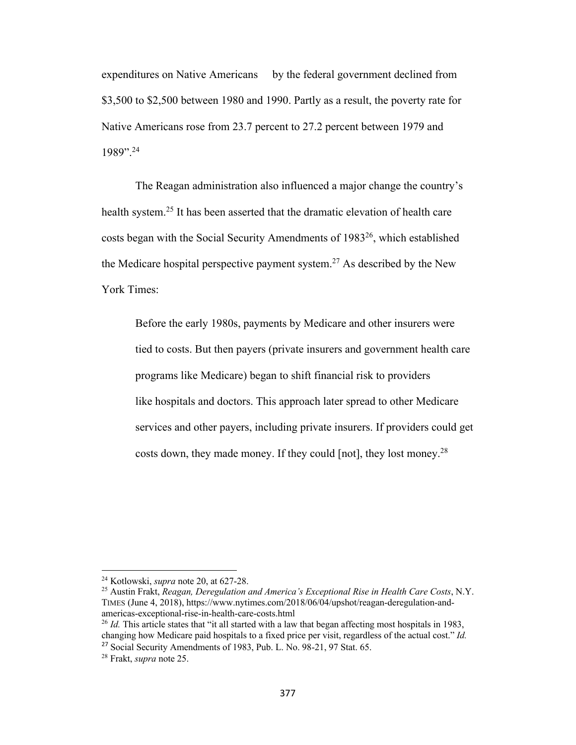expenditures on Native Americans by the federal government declined from $3,500 to $2,500 between 1980 and 1990. Partly as a result, the poverty rate for Native Americans rose from 23.7 percent to 27.2 percent between 1979 and 1989".[24]

The Reagan administration also influenced a major change the country's health system.[25] It has been asserted that the dramatic elevation of health care costs began with the Social Security Amendments of 1983[26], which established the Medicare hospital perspective payment system.[27] As described by the New York Times:

> Before the early 1980s, payments by Medicare and other insurers were tied to costs. But then payers (private insurers and government health care programs like Medicare) began to shift financial risk to providers like hospitals and doctors. This approach later spread to other Medicare services and other payers, including private insurers. If providers could get costs down, they made money. If they could [not], they lost money.[28]

---

[24] Kotlowski, *supra* note 20, at 627-28.

[25] Austin Frakt, *Reagan, Deregulation and America's Exceptional Rise in Health Care Costs*, N.Y. TIMES (June 4, 2018), https://www.nytimes.com/2018/06/04/upshot/reagan-deregulation-and-americas-exceptional-rise-in-health-care-costs.html

[26] *Id.* This article states that "it all started with a law that began affecting most hospitals in 1983, changing how Medicare paid hospitals to a fixed price per visit, regardless of the actual cost." *Id.*

[27] Social Security Amendments of 1983, Pub. L. No. 98-21, 97 Stat. 65.

[28] Frakt, *supra* note 25.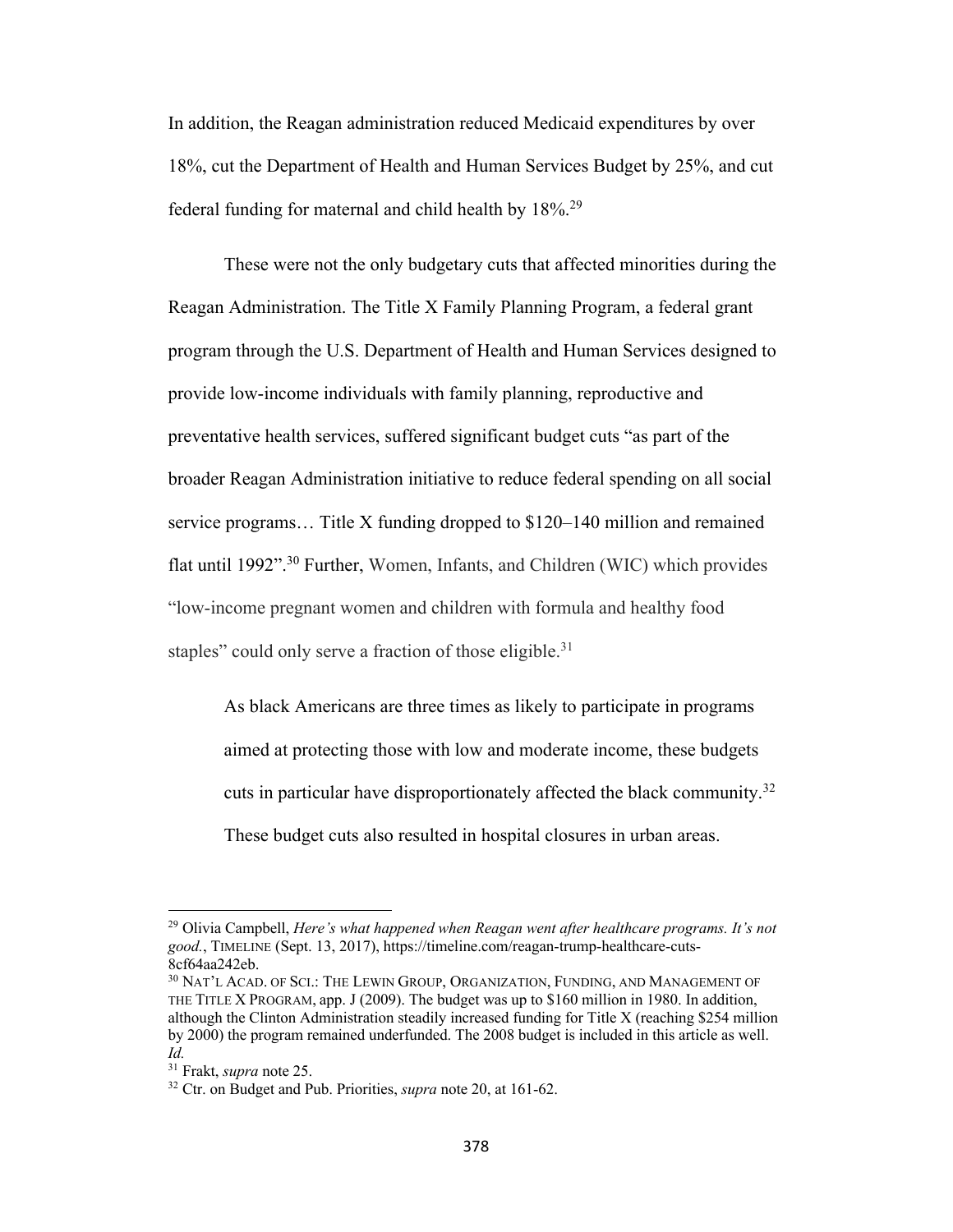In addition, the Reagan administration reduced Medicaid expenditures by over 18%, cut the Department of Health and Human Services Budget by 25%, and cut federal funding for maternal and child health by 18%.[29]

These were not the only budgetary cuts that affected minorities during the Reagan Administration. The Title X Family Planning Program, a federal grant program through the U.S. Department of Health and Human Services designed to provide low-income individuals with family planning, reproductive and preventative health services, suffered significant budget cuts "as part of the broader Reagan Administration initiative to reduce federal spending on all social service programs… Title X funding dropped to $120–140 million and remained flat until 1992".[30] Further, Women, Infants, and Children (WIC) which provides "low-income pregnant women and children with formula and healthy food staples" could only serve a fraction of those eligible.[31]

> As black Americans are three times as likely to participate in programs aimed at protecting those with low and moderate income, these budgets cuts in particular have disproportionately affected the black community.[32] These budget cuts also resulted in hospital closures in urban areas.

---

[29] Olivia Campbell, *Here's what happened when Reagan went after healthcare programs. It's not good.*, TIMELINE (Sept. 13, 2017), https://timeline.com/reagan-trump-healthcare-cuts-8cf64aa242eb.

[30] NAT'L ACAD. OF SCI.: THE LEWIN GROUP, ORGANIZATION, FUNDING, AND MANAGEMENT OF THE TITLE X PROGRAM, app. J (2009). The budget was up to $160 million in 1980. In addition, although the Clinton Administration steadily increased funding for Title X (reaching $254 million by 2000) the program remained underfunded. The 2008 budget is included in this article as well. *Id.*

[31] Frakt, *supra* note 25.

[32] Ctr. on Budget and Pub. Priorities, *supra* note 20, at 161-62.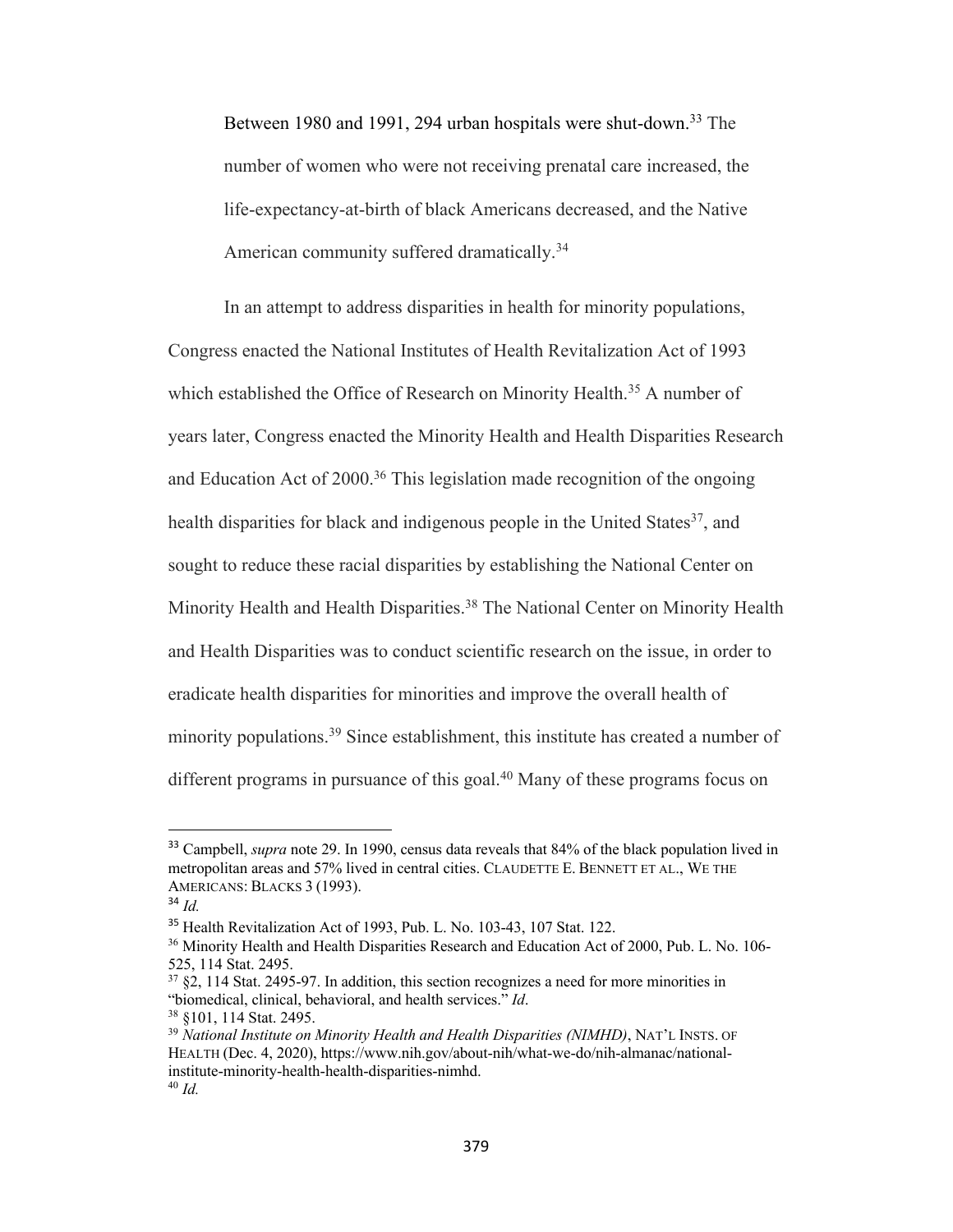Between 1980 and 1991, 294 urban hospitals were shut-down.[33] The number of women who were not receiving prenatal care increased, the life-expectancy-at-birth of black Americans decreased, and the Native American community suffered dramatically.[34]

In an attempt to address disparities in health for minority populations, Congress enacted the National Institutes of Health Revitalization Act of 1993 which established the Office of Research on Minority Health.[35] A number of years later, Congress enacted the Minority Health and Health Disparities Research and Education Act of 2000.[36] This legislation made recognition of the ongoing health disparities for black and indigenous people in the United States[37], and sought to reduce these racial disparities by establishing the National Center on Minority Health and Health Disparities.[38] The National Center on Minority Health and Health Disparities was to conduct scientific research on the issue, in order to eradicate health disparities for minorities and improve the overall health of minority populations.[39] Since establishment, this institute has created a number of different programs in pursuance of this goal.[40] Many of these programs focus on

---

[33] Campbell, *supra* note 29. In 1990, census data reveals that 84% of the black population lived in metropolitan areas and 57% lived in central cities. CLAUDETTE E. BENNETT ET AL., WE THE AMERICANS: BLACKS 3 (1993).

[34] *Id.*

[35] Health Revitalization Act of 1993, Pub. L. No. 103-43, 107 Stat. 122.

[36] Minority Health and Health Disparities Research and Education Act of 2000, Pub. L. No. 106-525, 114 Stat. 2495.

[37] §2, 114 Stat. 2495-97. In addition, this section recognizes a need for more minorities in "biomedical, clinical, behavioral, and health services." *Id*.

[38] §101, 114 Stat. 2495.

[39] *National Institute on Minority Health and Health Disparities (NIMHD)*, NAT'L INSTS. OF HEALTH (Dec. 4, 2020), https://www.nih.gov/about-nih/what-we-do/nih-almanac/national-institute-minority-health-health-disparities-nimhd.

[40] *Id.*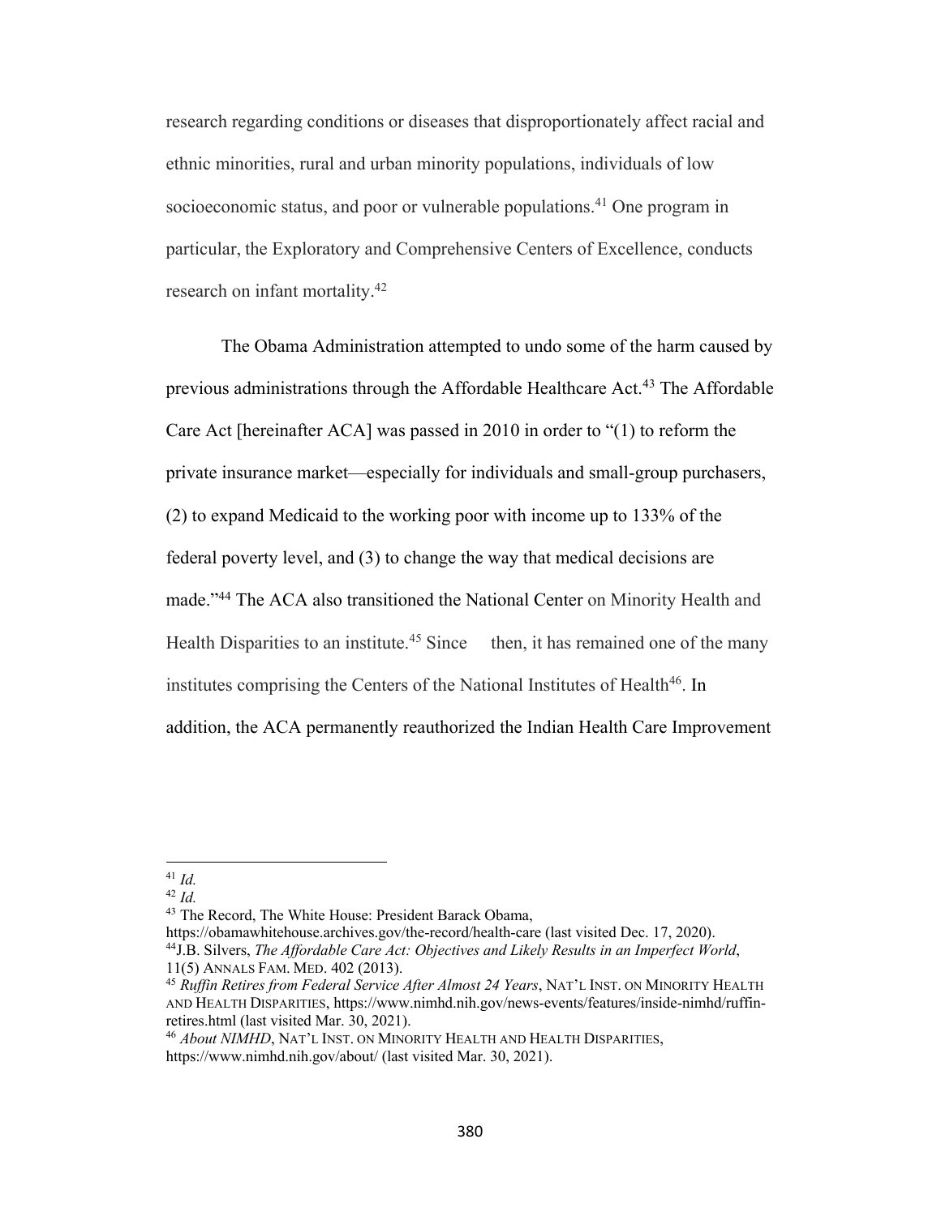research regarding conditions or diseases that disproportionately affect racial and ethnic minorities, rural and urban minority populations, individuals of low socioeconomic status, and poor or vulnerable populations.[41] One program in particular, the Exploratory and Comprehensive Centers of Excellence, conducts research on infant mortality.[42]

The Obama Administration attempted to undo some of the harm caused by previous administrations through the Affordable Healthcare Act.[43] The Affordable Care Act [hereinafter ACA] was passed in 2010 in order to "(1) to reform the private insurance market—especially for individuals and small-group purchasers, (2) to expand Medicaid to the working poor with income up to 133% of the federal poverty level, and (3) to change the way that medical decisions are made."[44] The ACA also transitioned the National Center on Minority Health and Health Disparities to an institute.[45] Since then, it has remained one of the many institutes comprising the Centers of the National Institutes of Health[46]. In addition, the ACA permanently reauthorized the Indian Health Care Improvement

---

[41] *Id.*

[42] *Id.*

[43] The Record, The White House: President Barack Obama, https://obamawhitehouse.archives.gov/the-record/health-care (last visited Dec. 17, 2020).

[44] J.B. Silvers, *The Affordable Care Act: Objectives and Likely Results in an Imperfect World*, 11(5) ANNALS FAM. MED. 402 (2013).

[45] *Ruffin Retires from Federal Service After Almost 24 Years*, NAT'L INST. ON MINORITY HEALTH AND HEALTH DISPARITIES, https://www.nimhd.nih.gov/news-events/features/inside-nimhd/ruffin-retires.html (last visited Mar. 30, 2021).

[46] *About NIMHD*, NAT'L INST. ON MINORITY HEALTH AND HEALTH DISPARITIES, https://www.nimhd.nih.gov/about/ (last visited Mar. 30, 2021).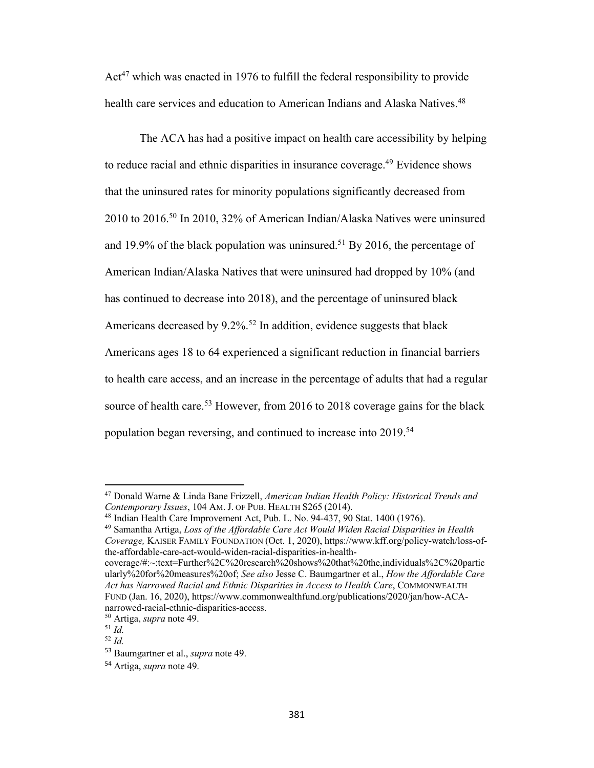Act[47] which was enacted in 1976 to fulfill the federal responsibility to provide health care services and education to American Indians and Alaska Natives.[48]

The ACA has had a positive impact on health care accessibility by helping to reduce racial and ethnic disparities in insurance coverage.[49] Evidence shows that the uninsured rates for minority populations significantly decreased from 2010 to 2016.[50] In 2010, 32% of American Indian/Alaska Natives were uninsured and 19.9% of the black population was uninsured.[51] By 2016, the percentage of American Indian/Alaska Natives that were uninsured had dropped by 10% (and has continued to decrease into 2018), and the percentage of uninsured black Americans decreased by 9.2%.[52] In addition, evidence suggests that black Americans ages 18 to 64 experienced a significant reduction in financial barriers to health care access, and an increase in the percentage of adults that had a regular source of health care.[53] However, from 2016 to 2018 coverage gains for the black population began reversing, and continued to increase into 2019.[54]

---

[47] Donald Warne & Linda Bane Frizzell, *American Indian Health Policy: Historical Trends and Contemporary Issues*, 104 AM. J. OF PUB. HEALTH S265 (2014).

[48] Indian Health Care Improvement Act, Pub. L. No. 94-437, 90 Stat. 1400 (1976).

[49] Samantha Artiga, *Loss of the Affordable Care Act Would Widen Racial Disparities in Health Coverage,* KAISER FAMILY FOUNDATION (Oct. 1, 2020), https://www.kff.org/policy-watch/loss-of-the-affordable-care-act-would-widen-racial-disparities-in-health-coverage/#:~:text=Further%2C%20research%20shows%20that%20the,individuals%2C%20particularly%20for%20measures%20of; *See also* Jesse C. Baumgartner et al., *How the Affordable Care Act has Narrowed Racial and Ethnic Disparities in Access to Health Care*, COMMONWEALTH FUND (Jan. 16, 2020), https://www.commonwealthfund.org/publications/2020/jan/how-ACA-narrowed-racial-ethnic-disparities-access.

[50] Artiga, *supra* note 49.

[51] *Id.*

[52] *Id.*

[53] Baumgartner et al., *supra* note 49.

[54] Artiga, *supra* note 49.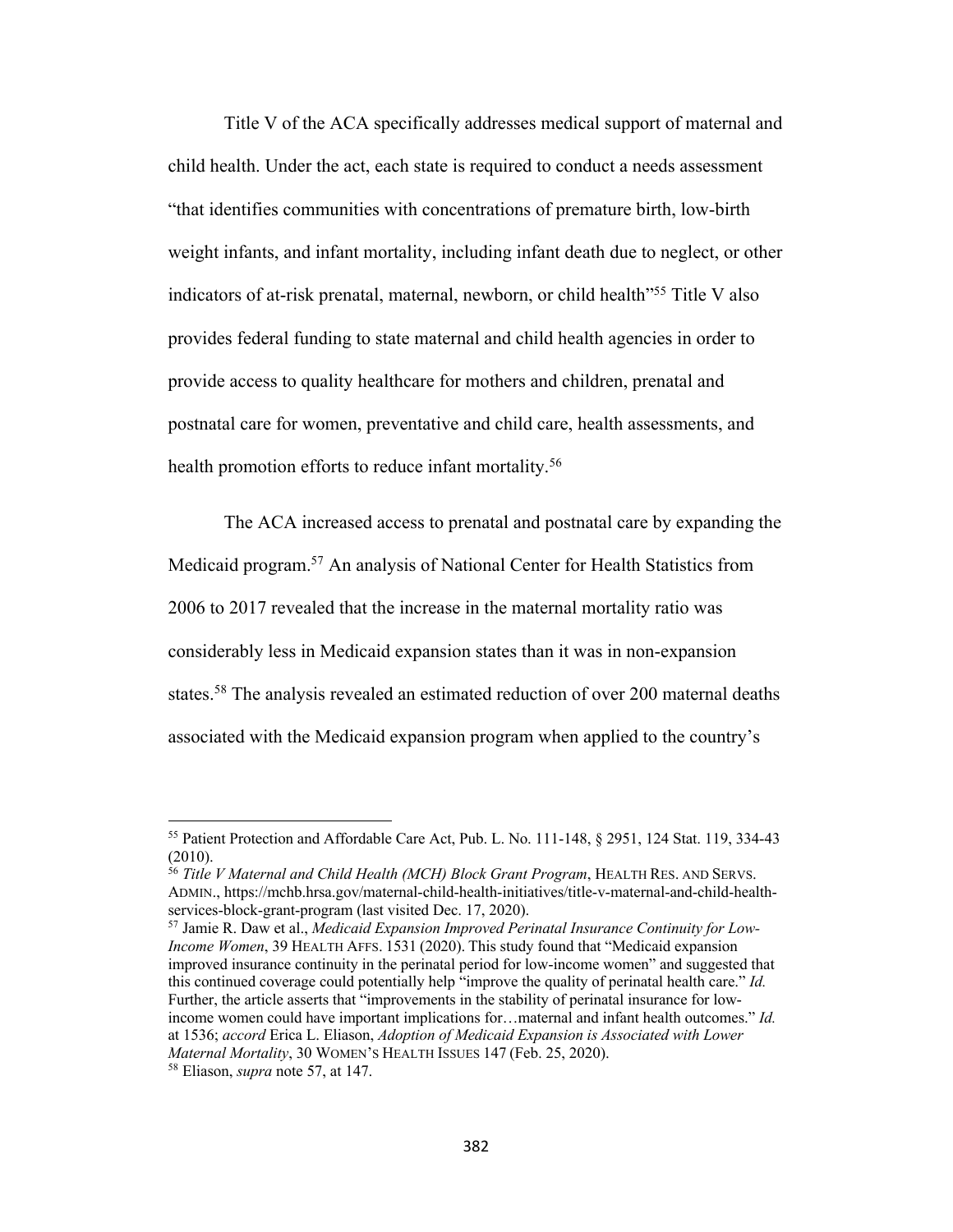Title V of the ACA specifically addresses medical support of maternal and child health. Under the act, each state is required to conduct a needs assessment "that identifies communities with concentrations of premature birth, low-birth weight infants, and infant mortality, including infant death due to neglect, or other indicators of at-risk prenatal, maternal, newborn, or child health"[55] Title V also provides federal funding to state maternal and child health agencies in order to provide access to quality healthcare for mothers and children, prenatal and postnatal care for women, preventative and child care, health assessments, and health promotion efforts to reduce infant mortality.[56]

The ACA increased access to prenatal and postnatal care by expanding the Medicaid program.[57] An analysis of National Center for Health Statistics from 2006 to 2017 revealed that the increase in the maternal mortality ratio was considerably less in Medicaid expansion states than it was in non-expansion states.[58] The analysis revealed an estimated reduction of over 200 maternal deaths associated with the Medicaid expansion program when applied to the country's

---

[55] Patient Protection and Affordable Care Act, Pub. L. No. 111-148, § 2951, 124 Stat. 119, 334-43 (2010).

[56] *Title V Maternal and Child Health (MCH) Block Grant Program*, HEALTH RES. AND SERVS. ADMIN., https://mchb.hrsa.gov/maternal-child-health-initiatives/title-v-maternal-and-child-health-services-block-grant-program (last visited Dec. 17, 2020).

[57] Jamie R. Daw et al., *Medicaid Expansion Improved Perinatal Insurance Continuity for Low-Income Women*, 39 HEALTH AFFS. 1531 (2020). This study found that "Medicaid expansion improved insurance continuity in the perinatal period for low-income women" and suggested that this continued coverage could potentially help "improve the quality of perinatal health care." *Id.* Further, the article asserts that "improvements in the stability of perinatal insurance for low-income women could have important implications for…maternal and infant health outcomes." *Id.* at 1536; *accord* Erica L. Eliason, *Adoption of Medicaid Expansion is Associated with Lower Maternal Mortality*, 30 WOMEN'S HEALTH ISSUES 147 (Feb. 25, 2020).

[58] Eliason, *supra* note 57, at 147.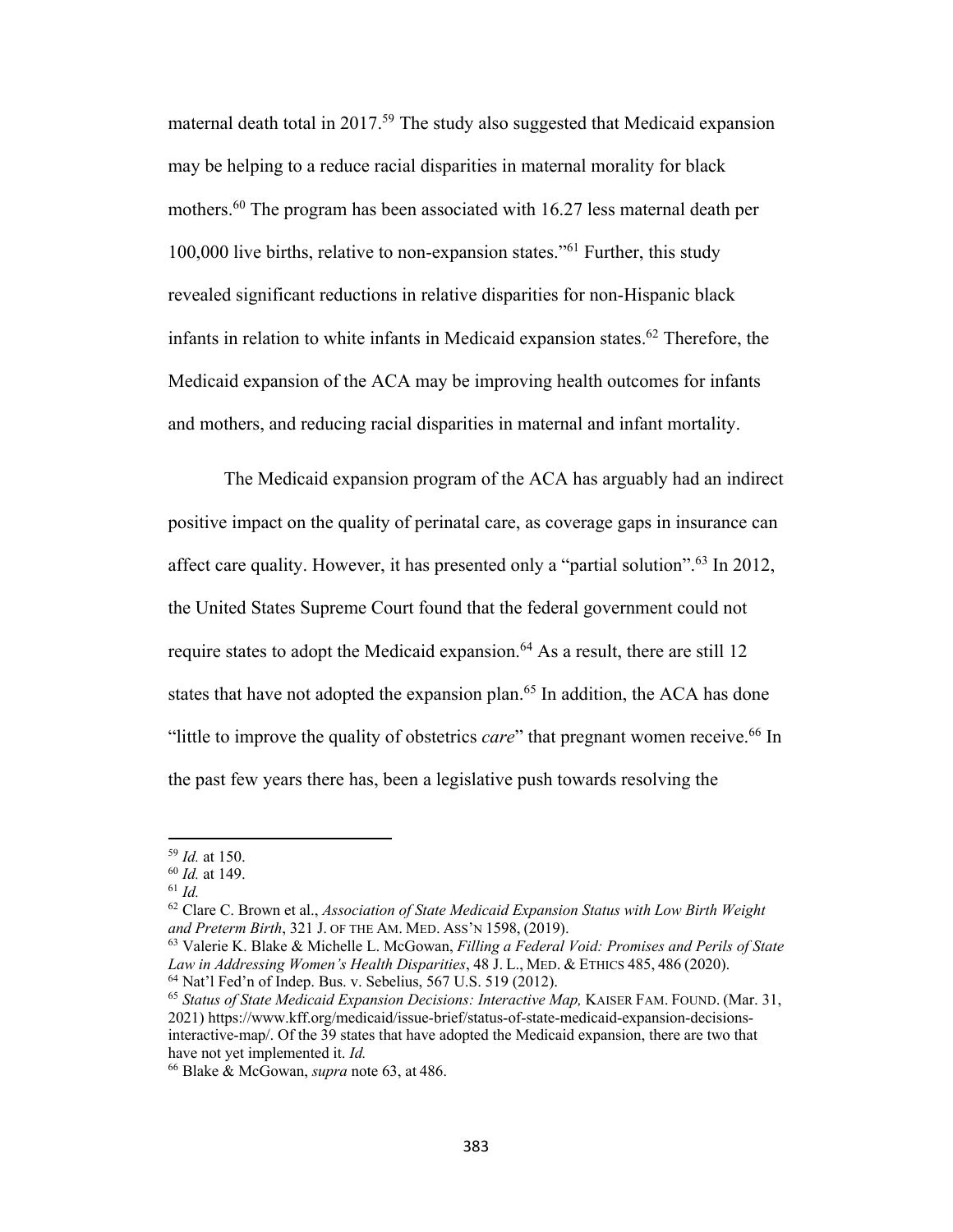maternal death total in 2017.[59] The study also suggested that Medicaid expansion may be helping to a reduce racial disparities in maternal morality for black mothers.[60] The program has been associated with 16.27 less maternal death per 100,000 live births, relative to non-expansion states."[61] Further, this study revealed significant reductions in relative disparities for non-Hispanic black infants in relation to white infants in Medicaid expansion states.[62] Therefore, the Medicaid expansion of the ACA may be improving health outcomes for infants and mothers, and reducing racial disparities in maternal and infant mortality.

The Medicaid expansion program of the ACA has arguably had an indirect positive impact on the quality of perinatal care, as coverage gaps in insurance can affect care quality. However, it has presented only a "partial solution".[63] In 2012, the United States Supreme Court found that the federal government could not require states to adopt the Medicaid expansion.[64] As a result, there are still 12 states that have not adopted the expansion plan.[65] In addition, the ACA has done "little to improve the quality of obstetrics *care*" that pregnant women receive.[66] In the past few years there has, been a legislative push towards resolving the

---

[59] *Id.* at 150.

[60] *Id.* at 149.

[61] *Id.*

[62] Clare C. Brown et al., *Association of State Medicaid Expansion Status with Low Birth Weight and Preterm Birth*, 321 J. OF THE AM. MED. ASS'N 1598, (2019).

[63] Valerie K. Blake & Michelle L. McGowan, *Filling a Federal Void: Promises and Perils of State Law in Addressing Women's Health Disparities*, 48 J. L., MED. & ETHICS 485, 486 (2020).

[64] Nat'l Fed'n of Indep. Bus. v. Sebelius, 567 U.S. 519 (2012).

[65] *Status of State Medicaid Expansion Decisions: Interactive Map,* KAISER FAM. FOUND. (Mar. 31, 2021) https://www.kff.org/medicaid/issue-brief/status-of-state-medicaid-expansion-decisions-interactive-map/. Of the 39 states that have adopted the Medicaid expansion, there are two that have not yet implemented it. *Id.*

[66] Blake & McGowan, *supra* note 63, at 486.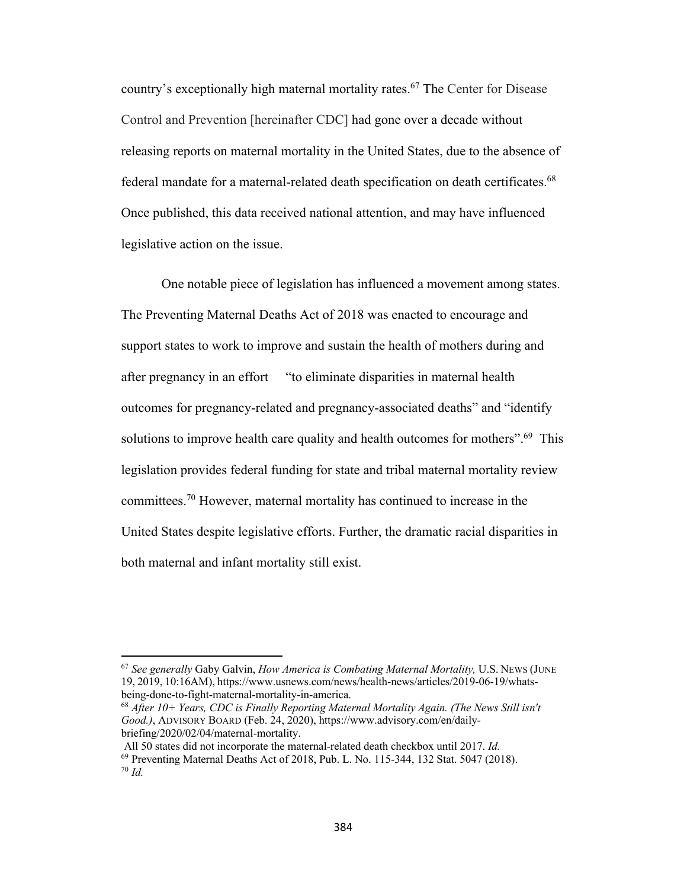country's exceptionally high maternal mortality rates.[67] The Center for Disease Control and Prevention [hereinafter CDC] had gone over a decade without releasing reports on maternal mortality in the United States, due to the absence of federal mandate for a maternal-related death specification on death certificates.[68] Once published, this data received national attention, and may have influenced legislative action on the issue.

One notable piece of legislation has influenced a movement among states. The Preventing Maternal Deaths Act of 2018 was enacted to encourage and support states to work to improve and sustain the health of mothers during and after pregnancy in an effort "to eliminate disparities in maternal health outcomes for pregnancy-related and pregnancy-associated deaths" and "identify solutions to improve health care quality and health outcomes for mothers".[69] This legislation provides federal funding for state and tribal maternal mortality review committees.[70] However, maternal mortality has continued to increase in the United States despite legislative efforts. Further, the dramatic racial disparities in both maternal and infant mortality still exist.

---

[67] *See generally* Gaby Galvin, *How America is Combating Maternal Mortality,* U.S. NEWS (JUNE 19, 2019, 10:16AM), https://www.usnews.com/news/health-news/articles/2019-06-19/whats-being-done-to-fight-maternal-mortality-in-america.

[68] *After 10+ Years, CDC is Finally Reporting Maternal Mortality Again. (The News Still isn't Good.)*, ADVISORY BOARD (Feb. 24, 2020), https://www.advisory.com/en/daily-briefing/2020/02/04/maternal-mortality.
All 50 states did not incorporate the maternal-related death checkbox until 2017. *Id.*

[69] Preventing Maternal Deaths Act of 2018, Pub. L. No. 115-344, 132 Stat. 5047 (2018).

[70] *Id.*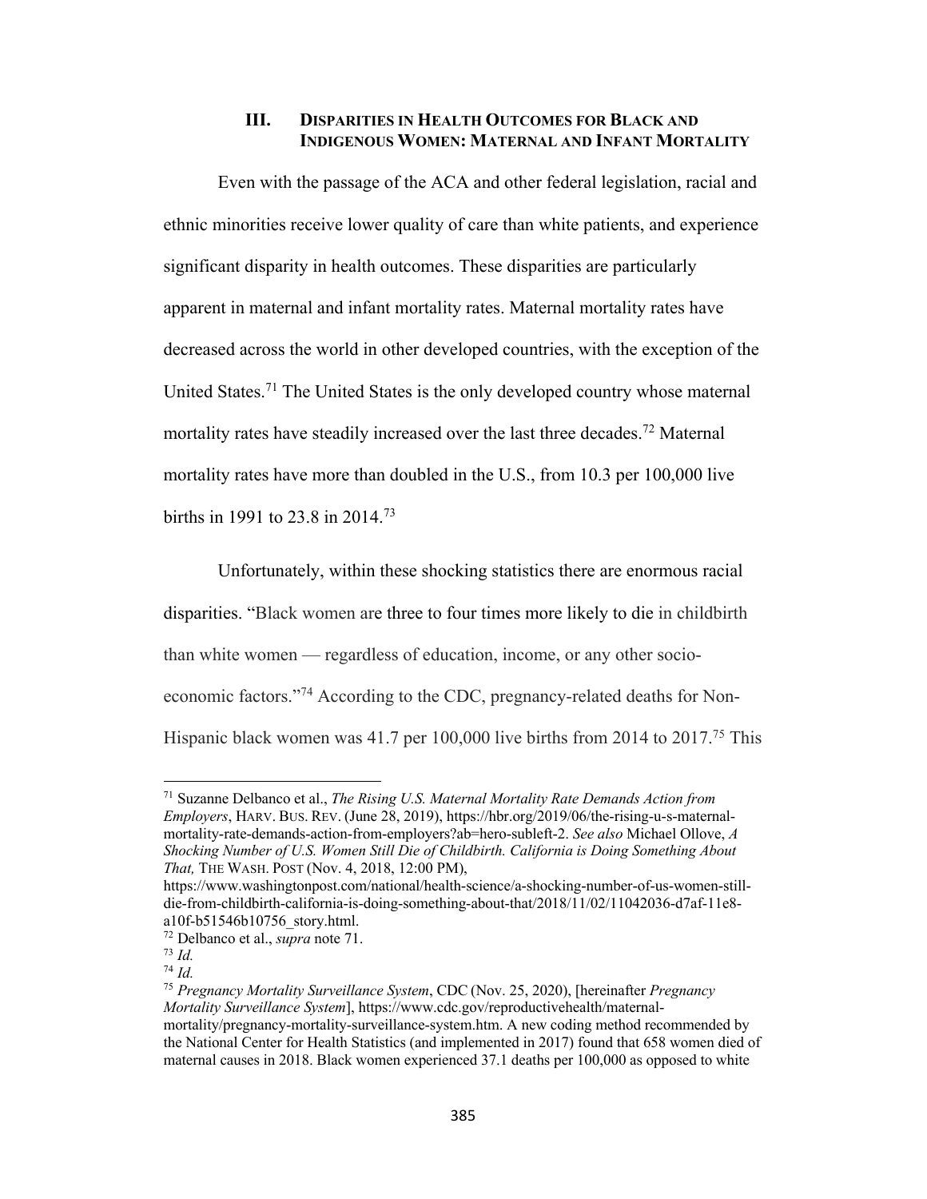## III. Disparities in Health Outcomes for Black and Indigenous Women: Maternal and Infant Mortality

Even with the passage of the ACA and other federal legislation, racial and ethnic minorities receive lower quality of care than white patients, and experience significant disparity in health outcomes. These disparities are particularly apparent in maternal and infant mortality rates. Maternal mortality rates have decreased across the world in other developed countries, with the exception of the United States.[71] The United States is the only developed country whose maternal mortality rates have steadily increased over the last three decades.[72] Maternal mortality rates have more than doubled in the U.S., from 10.3 per 100,000 live births in 1991 to 23.8 in 2014.[73]

Unfortunately, within these shocking statistics there are enormous racial disparities. "Black women are three to four times more likely to die in childbirth than white women — regardless of education, income, or any other socio-economic factors."[74] According to the CDC, pregnancy-related deaths for Non-Hispanic black women was 41.7 per 100,000 live births from 2014 to 2017.[75] This

---

[71] Suzanne Delbanco et al., *The Rising U.S. Maternal Mortality Rate Demands Action from Employers*, HARV. BUS. REV. (June 28, 2019), https://hbr.org/2019/06/the-rising-u-s-maternal-mortality-rate-demands-action-from-employers?ab=hero-subleft-2. *See also* Michael Ollove, *A Shocking Number of U.S. Women Still Die of Childbirth. California is Doing Something About That,* THE WASH. POST (Nov. 4, 2018, 12:00 PM), https://www.washingtonpost.com/national/health-science/a-shocking-number-of-us-women-still-die-from-childbirth-california-is-doing-something-about-that/2018/11/02/11042036-d7af-11e8-a10f-b51546b10756_story.html.

[72] Delbanco et al., *supra* note 71.

[73] *Id.*

[74] *Id.*

[75] *Pregnancy Mortality Surveillance System*, CDC (Nov. 25, 2020), [hereinafter *Pregnancy Mortality Surveillance System*], https://www.cdc.gov/reproductivehealth/maternal-mortality/pregnancy-mortality-surveillance-system.htm. A new coding method recommended by the National Center for Health Statistics (and implemented in 2017) found that 658 women died of maternal causes in 2018. Black women experienced 37.1 deaths per 100,000 as opposed to white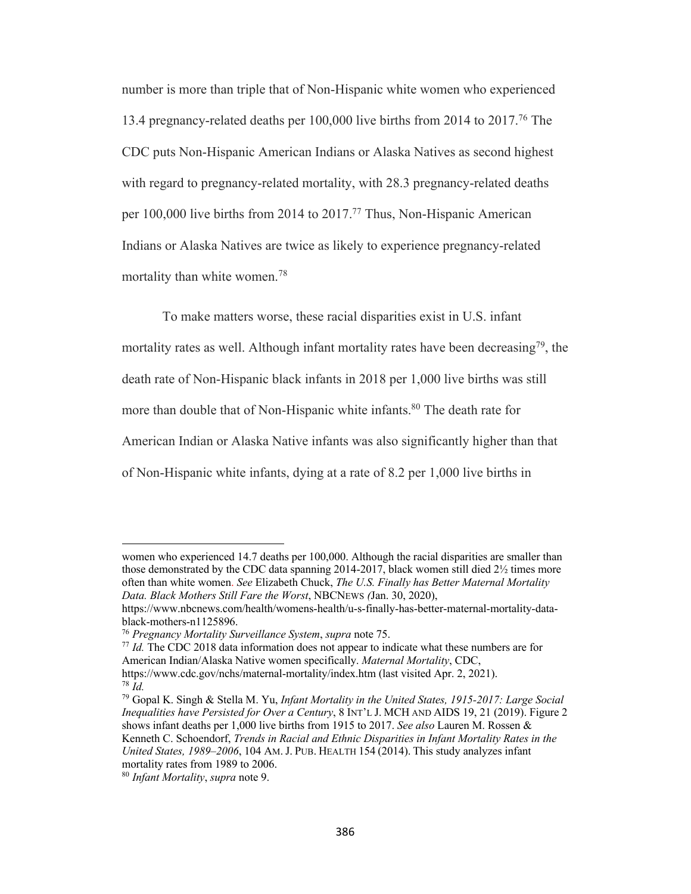number is more than triple that of Non-Hispanic white women who experienced 13.4 pregnancy-related deaths per 100,000 live births from 2014 to 2017.[76] The CDC puts Non-Hispanic American Indians or Alaska Natives as second highest with regard to pregnancy-related mortality, with 28.3 pregnancy-related deaths per 100,000 live births from 2014 to 2017.[77] Thus, Non-Hispanic American Indians or Alaska Natives are twice as likely to experience pregnancy-related mortality than white women.[78]

To make matters worse, these racial disparities exist in U.S. infant mortality rates as well. Although infant mortality rates have been decreasing[79], the death rate of Non-Hispanic black infants in 2018 per 1,000 live births was still more than double that of Non-Hispanic white infants.[80] The death rate for American Indian or Alaska Native infants was also significantly higher than that of Non-Hispanic white infants, dying at a rate of 8.2 per 1,000 live births in

---

women who experienced 14.7 deaths per 100,000. Although the racial disparities are smaller than those demonstrated by the CDC data spanning 2014-2017, black women still died 2½ times more often than white women. *See* Elizabeth Chuck, *The U.S. Finally has Better Maternal Mortality Data. Black Mothers Still Fare the Worst*, NBCNEWS (Jan. 30, 2020), https://www.nbcnews.com/health/womens-health/u-s-finally-has-better-maternal-mortality-data-black-mothers-n1125896.

[76] *Pregnancy Mortality Surveillance System*, *supra* note 75.

[77] *Id.* The CDC 2018 data information does not appear to indicate what these numbers are for American Indian/Alaska Native women specifically. *Maternal Mortality*, CDC, https://www.cdc.gov/nchs/maternal-mortality/index.htm (last visited Apr. 2, 2021).

[78] *Id.*

[79] Gopal K. Singh & Stella M. Yu, *Infant Mortality in the United States, 1915-2017: Large Social Inequalities have Persisted for Over a Century*, 8 INT'L J. MCH AND AIDS 19, 21 (2019). Figure 2 shows infant deaths per 1,000 live births from 1915 to 2017. *See also* Lauren M. Rossen & Kenneth C. Schoendorf, *Trends in Racial and Ethnic Disparities in Infant Mortality Rates in the United States, 1989–2006*, 104 AM. J. PUB. HEALTH 154 (2014). This study analyzes infant mortality rates from 1989 to 2006.

[80] *Infant Mortality*, *supra* note 9.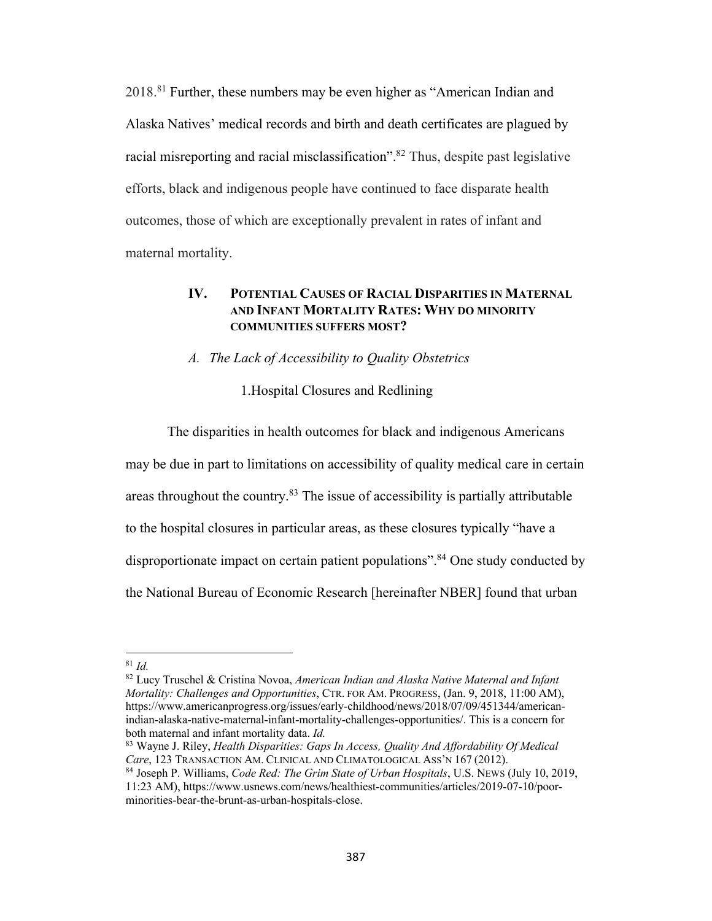2018.[81] Further, these numbers may be even higher as "American Indian and Alaska Natives' medical records and birth and death certificates are plagued by racial misreporting and racial misclassification".[82] Thus, despite past legislative efforts, black and indigenous people have continued to face disparate health outcomes, those of which are exceptionally prevalent in rates of infant and maternal mortality.

## IV. Potential Causes of Racial Disparities in Maternal and Infant Mortality Rates: Why do minority communities suffers most?

### *A. The Lack of Accessibility to Quality Obstetrics*

#### 1. Hospital Closures and Redlining

The disparities in health outcomes for black and indigenous Americans may be due in part to limitations on accessibility of quality medical care in certain areas throughout the country.[83] The issue of accessibility is partially attributable to the hospital closures in particular areas, as these closures typically "have a disproportionate impact on certain patient populations".[84] One study conducted by the National Bureau of Economic Research [hereinafter NBER] found that urban

---

[81] *Id.*

[82] Lucy Truschel & Cristina Novoa, *American Indian and Alaska Native Maternal and Infant Mortality: Challenges and Opportunities*, CTR. FOR AM. PROGRESS, (Jan. 9, 2018, 11:00 AM), https://www.americanprogress.org/issues/early-childhood/news/2018/07/09/451344/american-indian-alaska-native-maternal-infant-mortality-challenges-opportunities/. This is a concern for both maternal and infant mortality data. *Id.*

[83] Wayne J. Riley, *Health Disparities: Gaps In Access, Quality And Affordability Of Medical Care*, 123 TRANSACTION AM. CLINICAL AND CLIMATOLOGICAL ASS'N 167 (2012).

[84] Joseph P. Williams, *Code Red: The Grim State of Urban Hospitals*, U.S. NEWS (July 10, 2019, 11:23 AM), https://www.usnews.com/news/healthiest-communities/articles/2019-07-10/poor-minorities-bear-the-brunt-as-urban-hospitals-close.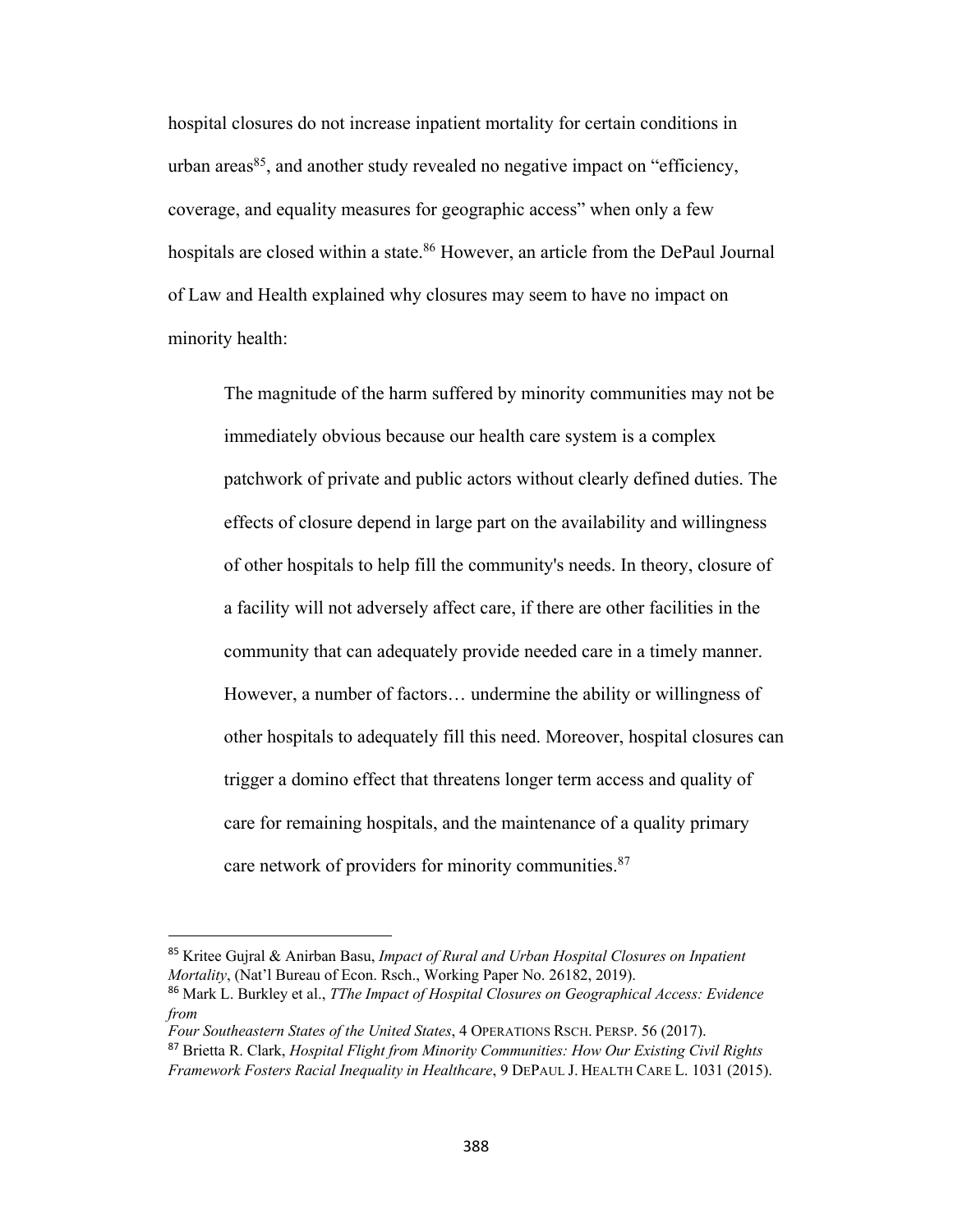hospital closures do not increase inpatient mortality for certain conditions in urban areas[85], and another study revealed no negative impact on "efficiency, coverage, and equality measures for geographic access" when only a few hospitals are closed within a state.[86] However, an article from the DePaul Journal of Law and Health explained why closures may seem to have no impact on minority health:

> The magnitude of the harm suffered by minority communities may not be immediately obvious because our health care system is a complex patchwork of private and public actors without clearly defined duties. The effects of closure depend in large part on the availability and willingness of other hospitals to help fill the community's needs. In theory, closure of a facility will not adversely affect care, if there are other facilities in the community that can adequately provide needed care in a timely manner. However, a number of factors… undermine the ability or willingness of other hospitals to adequately fill this need. Moreover, hospital closures can trigger a domino effect that threatens longer term access and quality of care for remaining hospitals, and the maintenance of a quality primary care network of providers for minority communities.[87]

---

[85] Kritee Gujral & Anirban Basu, *Impact of Rural and Urban Hospital Closures on Inpatient Mortality*, (Nat'l Bureau of Econ. Rsch., Working Paper No. 26182, 2019).

[86] Mark L. Burkley et al., *TThe Impact of Hospital Closures on Geographical Access: Evidence from Four Southeastern States of the United States*, 4 OPERATIONS RSCH. PERSP. 56 (2017).

[87] Brietta R. Clark, *Hospital Flight from Minority Communities: How Our Existing Civil Rights Framework Fosters Racial Inequality in Healthcare*, 9 DEPAUL J. HEALTH CARE L. 1031 (2015).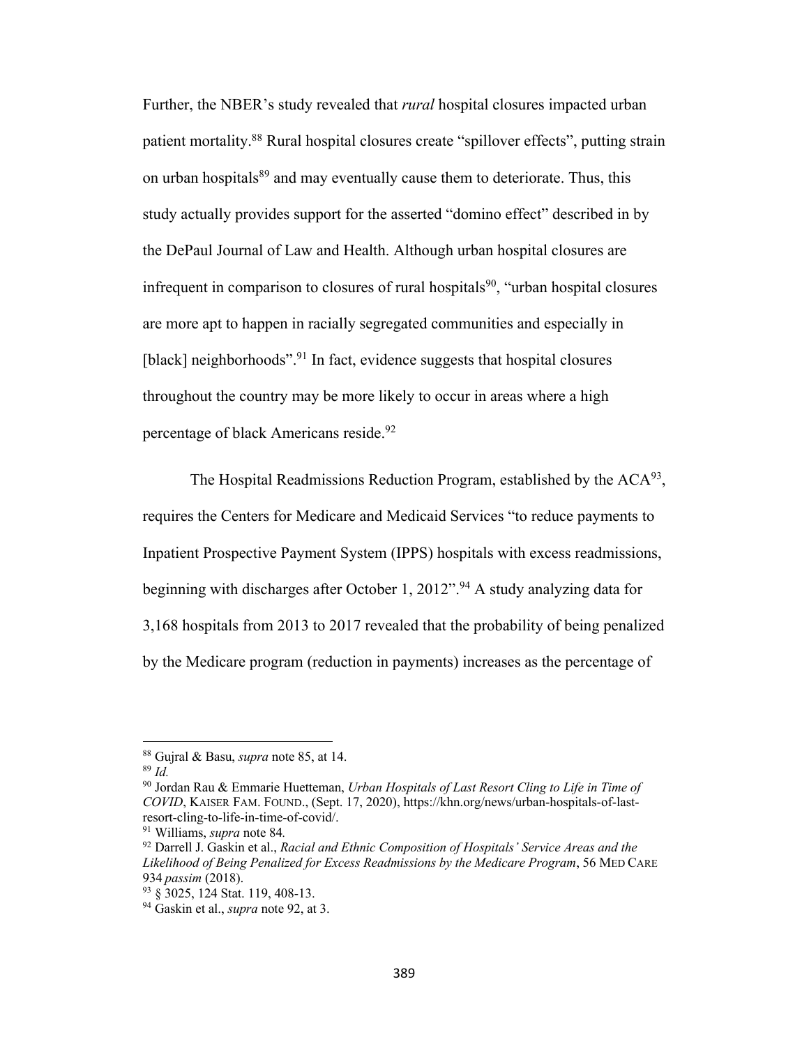Further, the NBER's study revealed that *rural* hospital closures impacted urban patient mortality.[88] Rural hospital closures create "spillover effects", putting strain on urban hospitals[89] and may eventually cause them to deteriorate. Thus, this study actually provides support for the asserted "domino effect" described in by the DePaul Journal of Law and Health. Although urban hospital closures are infrequent in comparison to closures of rural hospitals[90], "urban hospital closures are more apt to happen in racially segregated communities and especially in [black] neighborhoods".[91] In fact, evidence suggests that hospital closures throughout the country may be more likely to occur in areas where a high percentage of black Americans reside.[92]

The Hospital Readmissions Reduction Program, established by the ACA[93], requires the Centers for Medicare and Medicaid Services "to reduce payments to Inpatient Prospective Payment System (IPPS) hospitals with excess readmissions, beginning with discharges after October 1, 2012".[94] A study analyzing data for 3,168 hospitals from 2013 to 2017 revealed that the probability of being penalized by the Medicare program (reduction in payments) increases as the percentage of

---

[88] Gujral & Basu, *supra* note 85, at 14.

[89] *Id.*

[90] Jordan Rau & Emmarie Huetteman, *Urban Hospitals of Last Resort Cling to Life in Time of COVID*, KAISER FAM. FOUND., (Sept. 17, 2020), https://khn.org/news/urban-hospitals-of-last-resort-cling-to-life-in-time-of-covid/.

[91] Williams, *supra* note 84.

[92] Darrell J. Gaskin et al., *Racial and Ethnic Composition of Hospitals' Service Areas and the Likelihood of Being Penalized for Excess Readmissions by the Medicare Program*, 56 MED CARE 934 *passim* (2018).

[93] § 3025, 124 Stat. 119, 408-13.

[94] Gaskin et al., *supra* note 92, at 3.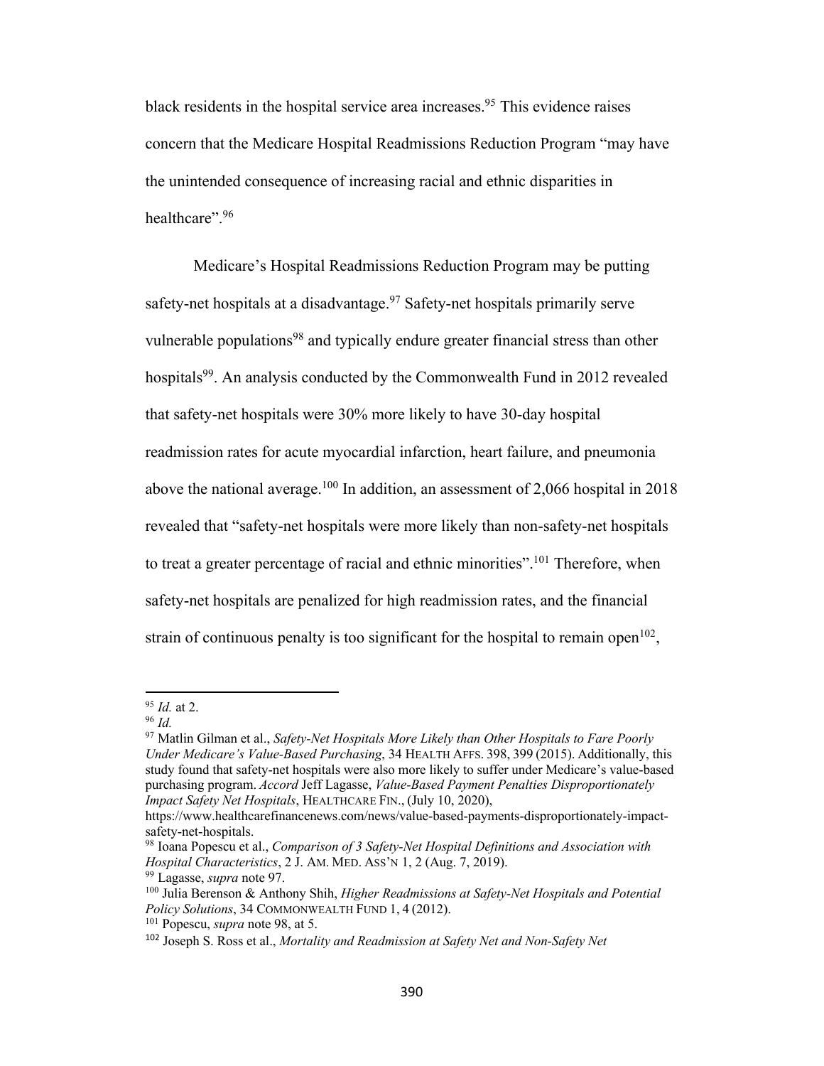black residents in the hospital service area increases.[95] This evidence raises concern that the Medicare Hospital Readmissions Reduction Program "may have the unintended consequence of increasing racial and ethnic disparities in healthcare".[96]

Medicare's Hospital Readmissions Reduction Program may be putting safety-net hospitals at a disadvantage.[97] Safety-net hospitals primarily serve vulnerable populations[98] and typically endure greater financial stress than other hospitals[99]. An analysis conducted by the Commonwealth Fund in 2012 revealed that safety-net hospitals were 30% more likely to have 30-day hospital readmission rates for acute myocardial infarction, heart failure, and pneumonia above the national average.[100] In addition, an assessment of 2,066 hospital in 2018 revealed that "safety-net hospitals were more likely than non-safety-net hospitals to treat a greater percentage of racial and ethnic minorities".[101] Therefore, when safety-net hospitals are penalized for high readmission rates, and the financial strain of continuous penalty is too significant for the hospital to remain open[102],

---

[95] *Id.* at 2.

[96] *Id.*

[97] Matlin Gilman et al., *Safety-Net Hospitals More Likely than Other Hospitals to Fare Poorly Under Medicare's Value-Based Purchasing*, 34 HEALTH AFFS. 398, 399 (2015). Additionally, this study found that safety-net hospitals were also more likely to suffer under Medicare's value-based purchasing program. *Accord* Jeff Lagasse, *Value-Based Payment Penalties Disproportionately Impact Safety Net Hospitals*, HEALTHCARE FIN., (July 10, 2020), https://www.healthcarefinancenews.com/news/value-based-payments-disproportionately-impact-safety-net-hospitals.

[98] Ioana Popescu et al., *Comparison of 3 Safety-Net Hospital Definitions and Association with Hospital Characteristics*, 2 J. AM. MED. ASS'N 1, 2 (Aug. 7, 2019).

[99] Lagasse, *supra* note 97.

[100] Julia Berenson & Anthony Shih, *Higher Readmissions at Safety-Net Hospitals and Potential Policy Solutions*, 34 COMMONWEALTH FUND 1, 4 (2012).

[101] Popescu, *supra* note 98, at 5.

[102] Joseph S. Ross et al., *Mortality and Readmission at Safety Net and Non-Safety Net*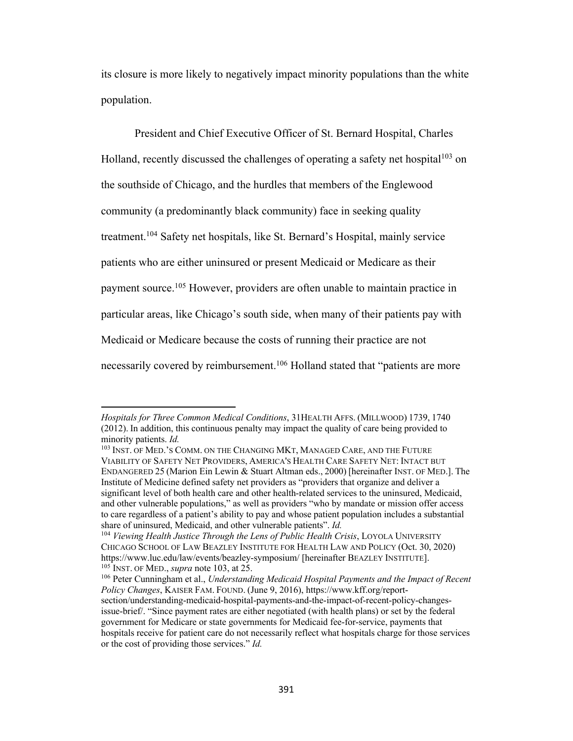its closure is more likely to negatively impact minority populations than the white population.

President and Chief Executive Officer of St. Bernard Hospital, Charles Holland, recently discussed the challenges of operating a safety net hospital[103] on the southside of Chicago, and the hurdles that members of the Englewood community (a predominantly black community) face in seeking quality treatment.[104] Safety net hospitals, like St. Bernard's Hospital, mainly service patients who are either uninsured or present Medicaid or Medicare as their payment source.[105] However, providers are often unable to maintain practice in particular areas, like Chicago's south side, when many of their patients pay with Medicaid or Medicare because the costs of running their practice are not necessarily covered by reimbursement.[106] Holland stated that "patients are more

---

*Hospitals for Three Common Medical Conditions*, 31HEALTH AFFS. (MILLWOOD) 1739, 1740 (2012). In addition, this continuous penalty may impact the quality of care being provided to minority patients. *Id.*

[103] INST. OF MED.'S COMM. ON THE CHANGING MKT, MANAGED CARE, AND THE FUTURE VIABILITY OF SAFETY NET PROVIDERS, AMERICA'S HEALTH CARE SAFETY NET: INTACT BUT ENDANGERED 25 (Marion Ein Lewin & Stuart Altman eds., 2000) [hereinafter INST. OF MED.]. The Institute of Medicine defined safety net providers as "providers that organize and deliver a significant level of both health care and other health-related services to the uninsured, Medicaid, and other vulnerable populations," as well as providers "who by mandate or mission offer access to care regardless of a patient's ability to pay and whose patient population includes a substantial share of uninsured, Medicaid, and other vulnerable patients". *Id.*

[104] *Viewing Health Justice Through the Lens of Public Health Crisis*, LOYOLA UNIVERSITY CHICAGO SCHOOL OF LAW BEAZLEY INSTITUTE FOR HEALTH LAW AND POLICY (Oct. 30, 2020) https://www.luc.edu/law/events/beazley-symposium/ [hereinafter BEAZLEY INSTITUTE].

[105] INST. OF MED., *supra* note 103, at 25.

[106] Peter Cunningham et al., *Understanding Medicaid Hospital Payments and the Impact of Recent Policy Changes*, KAISER FAM. FOUND. (June 9, 2016), https://www.kff.org/report-section/understanding-medicaid-hospital-payments-and-the-impact-of-recent-policy-changes-issue-brief/. "Since payment rates are either negotiated (with health plans) or set by the federal government for Medicare or state governments for Medicaid fee-for-service, payments that hospitals receive for patient care do not necessarily reflect what hospitals charge for those services or the cost of providing those services." *Id.*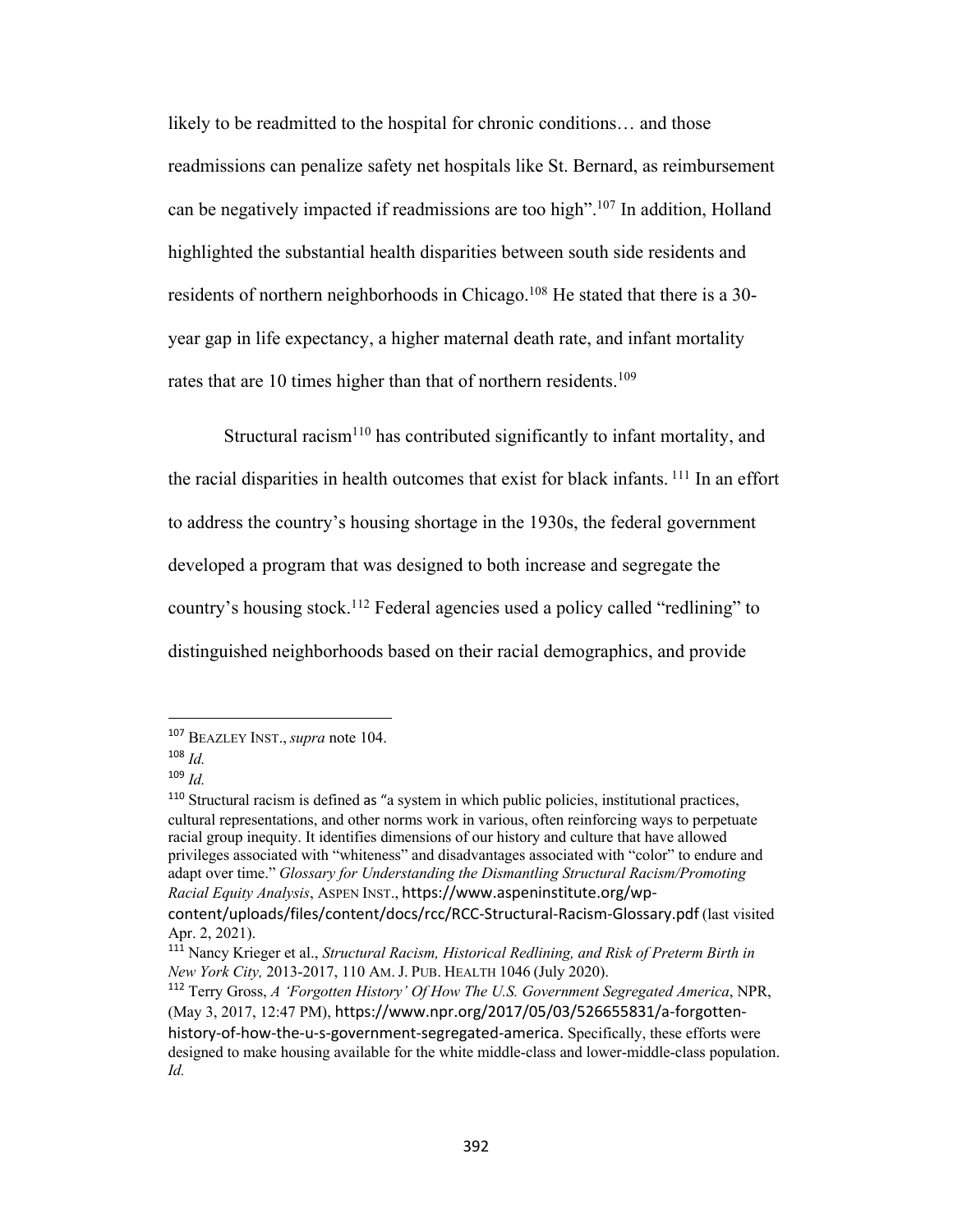likely to be readmitted to the hospital for chronic conditions… and those readmissions can penalize safety net hospitals like St. Bernard, as reimbursement can be negatively impacted if readmissions are too high".[107] In addition, Holland highlighted the substantial health disparities between south side residents and residents of northern neighborhoods in Chicago.[108] He stated that there is a 30-year gap in life expectancy, a higher maternal death rate, and infant mortality rates that are 10 times higher than that of northern residents.[109]

Structural racism[110] has contributed significantly to infant mortality, and the racial disparities in health outcomes that exist for black infants. [111] In an effort to address the country's housing shortage in the 1930s, the federal government developed a program that was designed to both increase and segregate the country's housing stock.[112] Federal agencies used a policy called "redlining" to distinguished neighborhoods based on their racial demographics, and provide

---

[107] BEAZLEY INST., *supra* note 104.

[108] *Id.*

[109] *Id.*

[110] Structural racism is defined as "a system in which public policies, institutional practices, cultural representations, and other norms work in various, often reinforcing ways to perpetuate racial group inequity. It identifies dimensions of our history and culture that have allowed privileges associated with "whiteness" and disadvantages associated with "color" to endure and adapt over time." *Glossary for Understanding the Dismantling Structural Racism/Promoting Racial Equity Analysis*, ASPEN INST., https://www.aspeninstitute.org/wp-content/uploads/files/content/docs/rcc/RCC-Structural-Racism-Glossary.pdf (last visited Apr. 2, 2021).

[111] Nancy Krieger et al., *Structural Racism, Historical Redlining, and Risk of Preterm Birth in New York City,* 2013-2017, 110 AM. J. PUB. HEALTH 1046 (July 2020).

[112] Terry Gross, *A 'Forgotten History' Of How The U.S. Government Segregated America*, NPR, (May 3, 2017, 12:47 PM), https://www.npr.org/2017/05/03/526655831/a-forgotten-history-of-how-the-u-s-government-segregated-america. Specifically, these efforts were designed to make housing available for the white middle-class and lower-middle-class population. *Id.*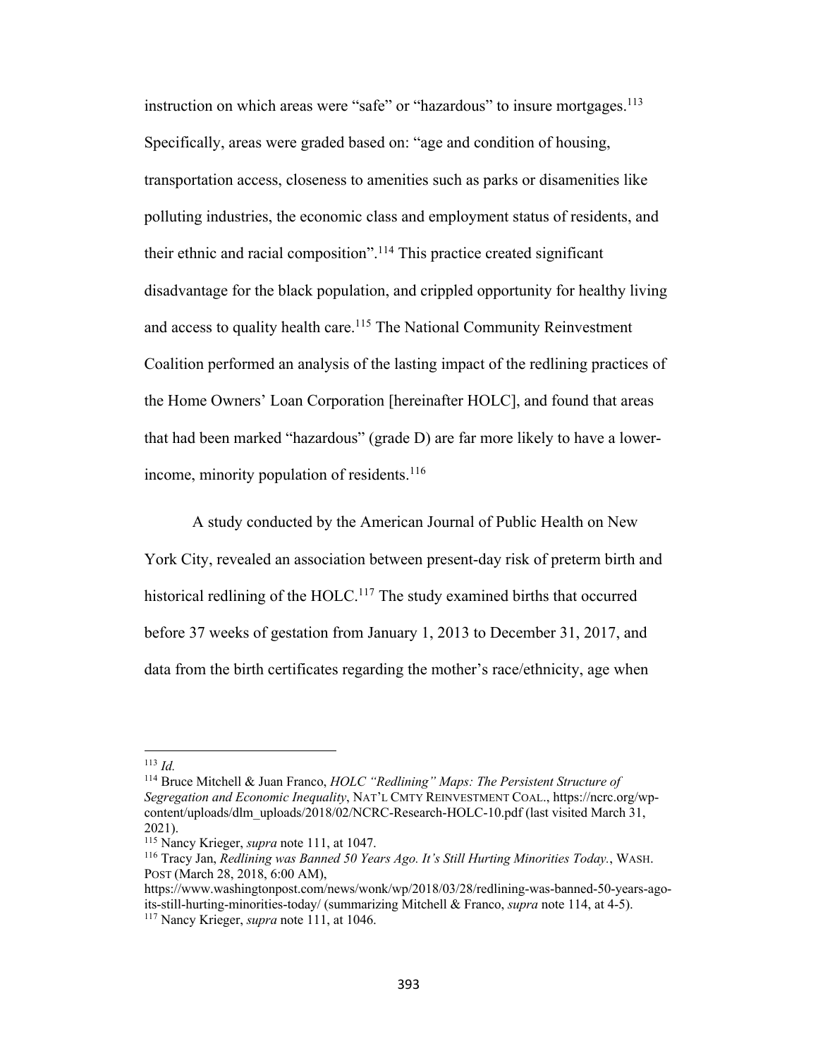instruction on which areas were "safe" or "hazardous" to insure mortgages.[113] Specifically, areas were graded based on: "age and condition of housing, transportation access, closeness to amenities such as parks or disamenities like polluting industries, the economic class and employment status of residents, and their ethnic and racial composition".[114] This practice created significant disadvantage for the black population, and crippled opportunity for healthy living and access to quality health care.[115] The National Community Reinvestment Coalition performed an analysis of the lasting impact of the redlining practices of the Home Owners' Loan Corporation [hereinafter HOLC], and found that areas that had been marked "hazardous" (grade D) are far more likely to have a lower-income, minority population of residents.[116]

A study conducted by the American Journal of Public Health on New York City, revealed an association between present-day risk of preterm birth and historical redlining of the HOLC.[117] The study examined births that occurred before 37 weeks of gestation from January 1, 2013 to December 31, 2017, and data from the birth certificates regarding the mother's race/ethnicity, age when

---

[113] *Id.*

[114] Bruce Mitchell & Juan Franco, *HOLC "Redlining" Maps: The Persistent Structure of Segregation and Economic Inequality*, NAT'L CMTY REINVESTMENT COAL., https://ncrc.org/wp-content/uploads/dlm_uploads/2018/02/NCRC-Research-HOLC-10.pdf (last visited March 31, 2021).

[115] Nancy Krieger, *supra* note 111, at 1047.

[116] Tracy Jan, *Redlining was Banned 50 Years Ago. It's Still Hurting Minorities Today.*, WASH. POST (March 28, 2018, 6:00 AM), https://www.washingtonpost.com/news/wonk/wp/2018/03/28/redlining-was-banned-50-years-ago-its-still-hurting-minorities-today/ (summarizing Mitchell & Franco, *supra* note 114, at 4-5).

[117] Nancy Krieger, *supra* note 111, at 1046.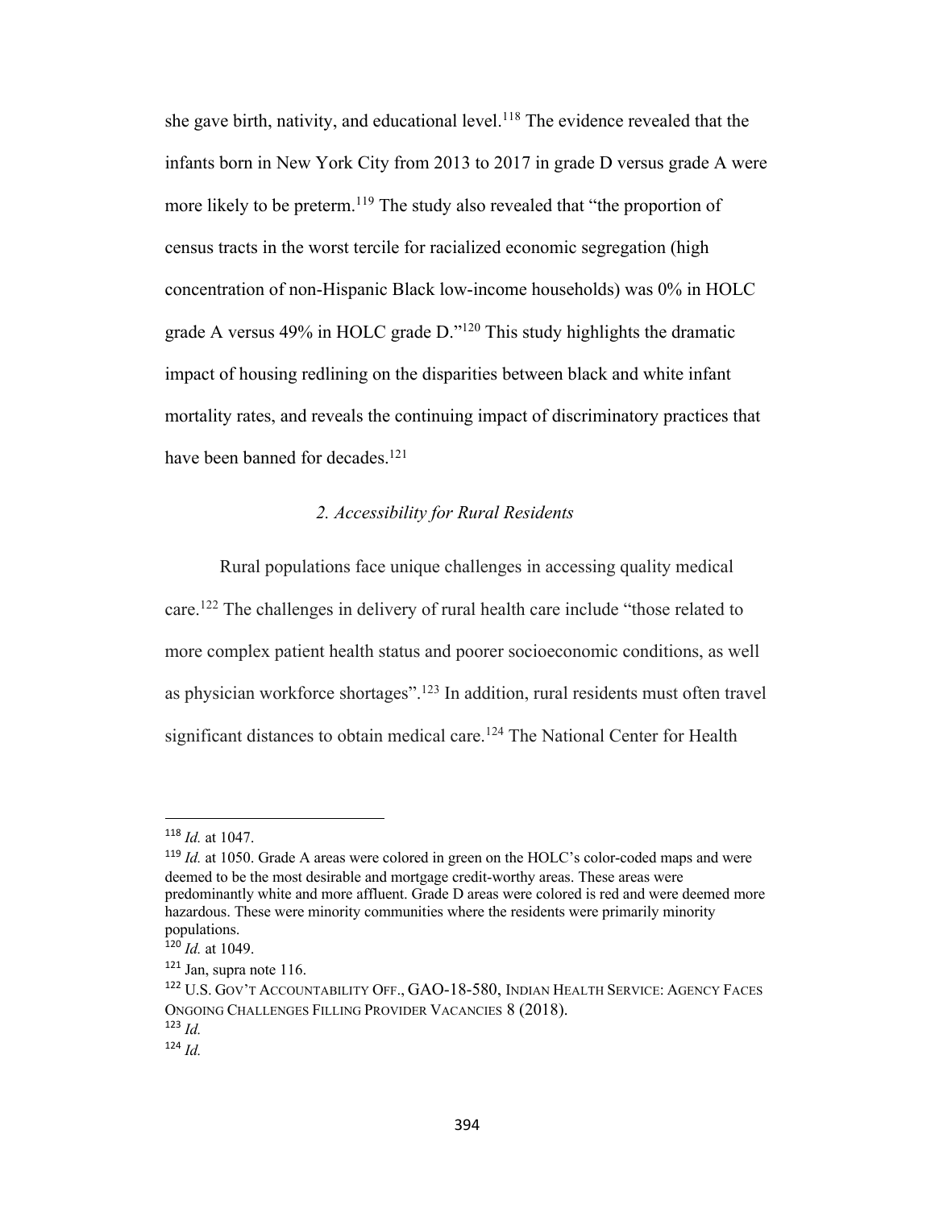she gave birth, nativity, and educational level.[118] The evidence revealed that the infants born in New York City from 2013 to 2017 in grade D versus grade A were more likely to be preterm.[119] The study also revealed that "the proportion of census tracts in the worst tercile for racialized economic segregation (high concentration of non-Hispanic Black low-income households) was 0% in HOLC grade A versus 49% in HOLC grade D."[120] This study highlights the dramatic impact of housing redlining on the disparities between black and white infant mortality rates, and reveals the continuing impact of discriminatory practices that have been banned for decades.[121]

### *2. Accessibility for Rural Residents*

Rural populations face unique challenges in accessing quality medical care.[122] The challenges in delivery of rural health care include "those related to more complex patient health status and poorer socioeconomic conditions, as well as physician workforce shortages".[123] In addition, rural residents must often travel significant distances to obtain medical care.[124] The National Center for Health

---

[118] *Id.* at 1047.

[119] *Id.* at 1050. Grade A areas were colored in green on the HOLC's color-coded maps and were deemed to be the most desirable and mortgage credit-worthy areas. These areas were predominantly white and more affluent. Grade D areas were colored is red and were deemed more hazardous. These were minority communities where the residents were primarily minority populations.

[120] *Id.* at 1049.

[121] Jan, supra note 116.

[122] U.S. GOV'T ACCOUNTABILITY OFF., GAO-18-580, INDIAN HEALTH SERVICE: AGENCY FACES ONGOING CHALLENGES FILLING PROVIDER VACANCIES 8 (2018).

[123] *Id.*

[124] *Id.*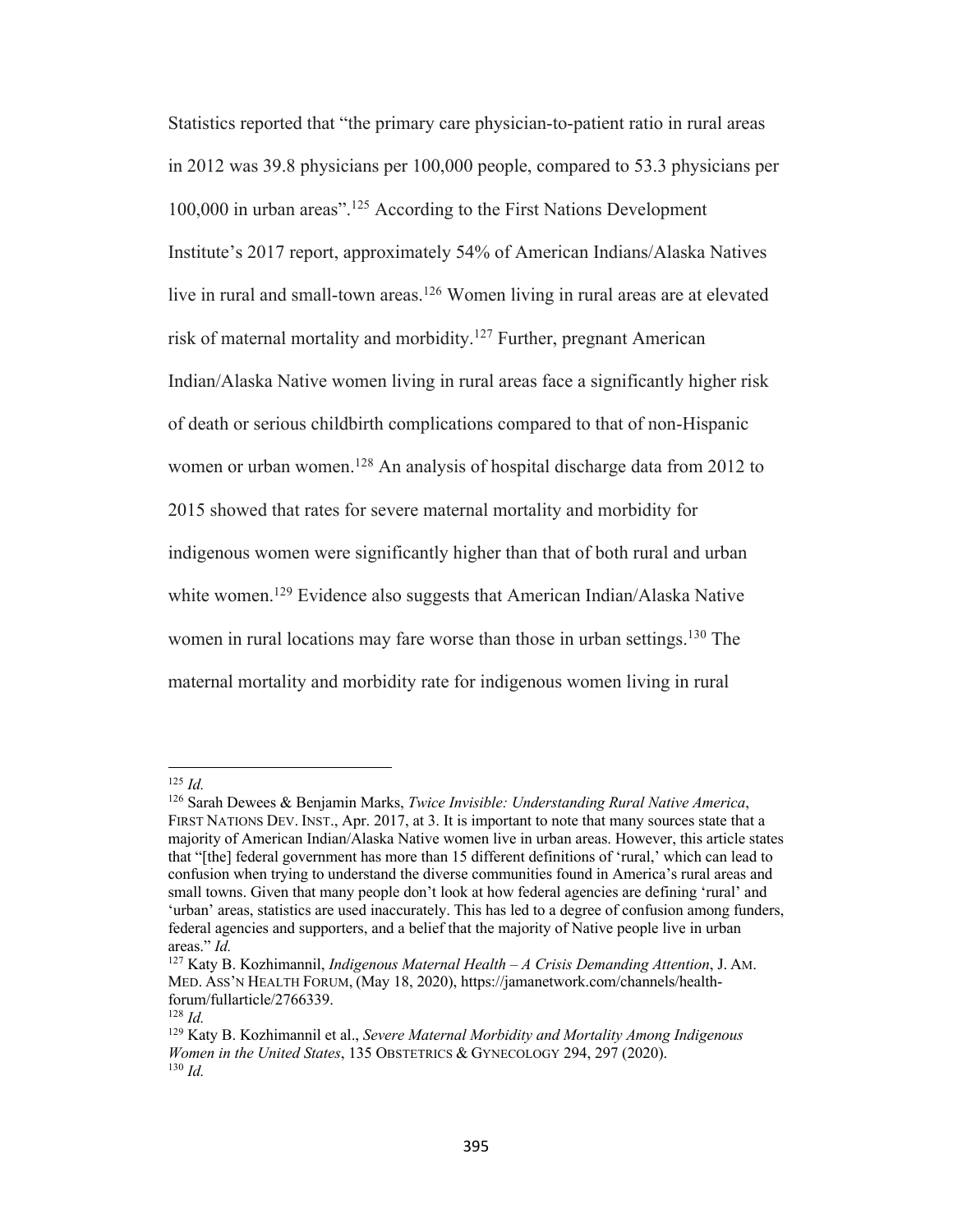Statistics reported that "the primary care physician-to-patient ratio in rural areas in 2012 was 39.8 physicians per 100,000 people, compared to 53.3 physicians per 100,000 in urban areas".[125] According to the First Nations Development Institute's 2017 report, approximately 54% of American Indians/Alaska Natives live in rural and small-town areas.[126] Women living in rural areas are at elevated risk of maternal mortality and morbidity.[127] Further, pregnant American Indian/Alaska Native women living in rural areas face a significantly higher risk of death or serious childbirth complications compared to that of non-Hispanic women or urban women.[128] An analysis of hospital discharge data from 2012 to 2015 showed that rates for severe maternal mortality and morbidity for indigenous women were significantly higher than that of both rural and urban white women.[129] Evidence also suggests that American Indian/Alaska Native women in rural locations may fare worse than those in urban settings.[130] The maternal mortality and morbidity rate for indigenous women living in rural

---

[125] *Id.*

[126] Sarah Dewees & Benjamin Marks, *Twice Invisible: Understanding Rural Native America*, FIRST NATIONS DEV. INST., Apr. 2017, at 3. It is important to note that many sources state that a majority of American Indian/Alaska Native women live in urban areas. However, this article states that "[the] federal government has more than 15 different definitions of 'rural,' which can lead to confusion when trying to understand the diverse communities found in America's rural areas and small towns. Given that many people don't look at how federal agencies are defining 'rural' and 'urban' areas, statistics are used inaccurately. This has led to a degree of confusion among funders, federal agencies and supporters, and a belief that the majority of Native people live in urban areas." *Id.*

[127] Katy B. Kozhimannil, *Indigenous Maternal Health – A Crisis Demanding Attention*, J. AM. MED. ASS'N HEALTH FORUM, (May 18, 2020), https://jamanetwork.com/channels/health-forum/fullarticle/2766339.

[128] *Id.*

[129] Katy B. Kozhimannil et al., *Severe Maternal Morbidity and Mortality Among Indigenous Women in the United States*, 135 OBSTETRICS & GYNECOLOGY 294, 297 (2020).

[130] *Id.*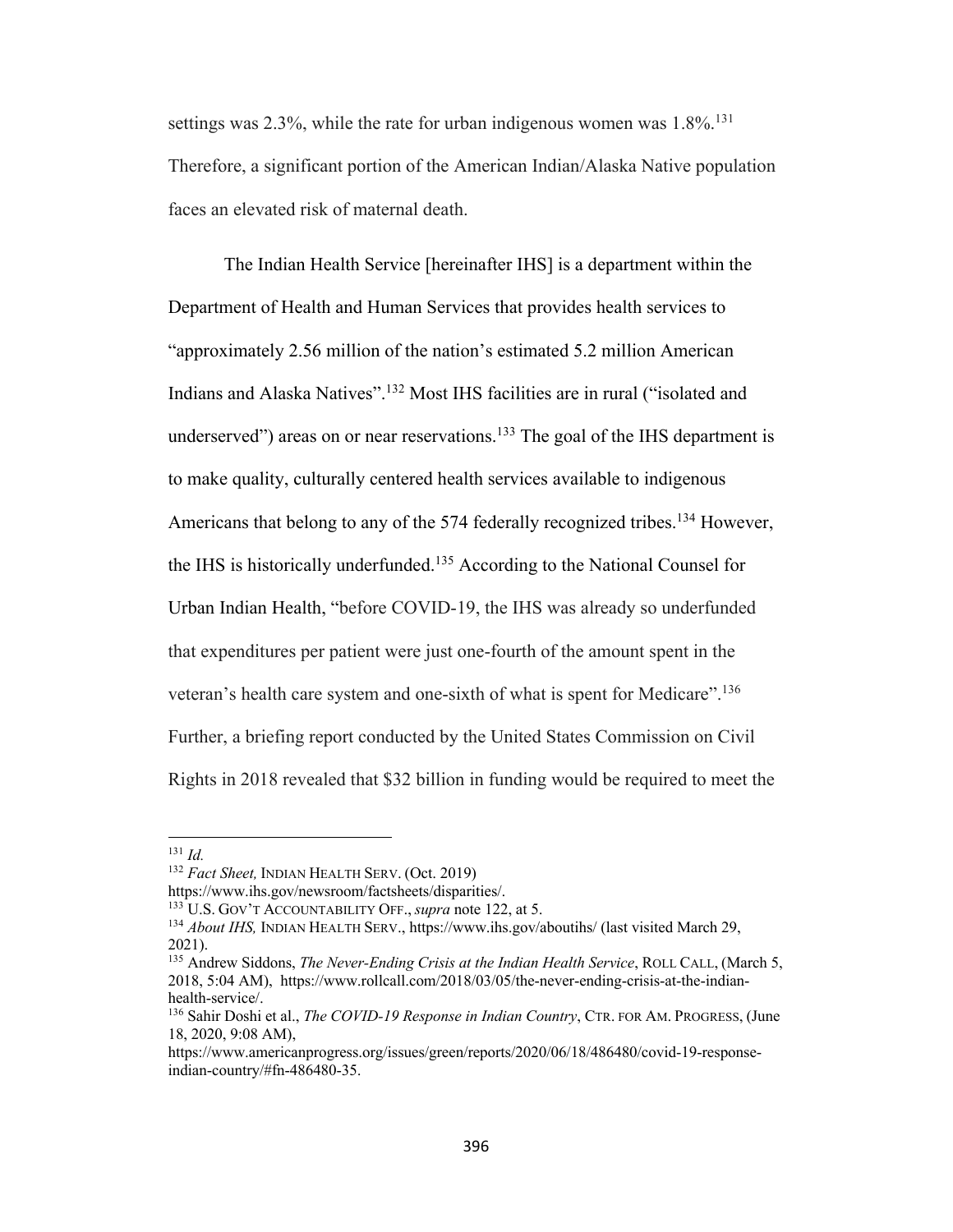settings was 2.3%, while the rate for urban indigenous women was 1.8%.[131] Therefore, a significant portion of the American Indian/Alaska Native population faces an elevated risk of maternal death.

The Indian Health Service [hereinafter IHS] is a department within the Department of Health and Human Services that provides health services to "approximately 2.56 million of the nation's estimated 5.2 million American Indians and Alaska Natives".[132] Most IHS facilities are in rural ("isolated and underserved") areas on or near reservations.[133] The goal of the IHS department is to make quality, culturally centered health services available to indigenous Americans that belong to any of the 574 federally recognized tribes.[134] However, the IHS is historically underfunded.[135] According to the National Counsel for Urban Indian Health, "before COVID-19, the IHS was already so underfunded that expenditures per patient were just one-fourth of the amount spent in the veteran's health care system and one-sixth of what is spent for Medicare".[136] Further, a briefing report conducted by the United States Commission on Civil Rights in 2018 revealed that $32 billion in funding would be required to meet the

---

[131] *Id.*

[132] *Fact Sheet,* INDIAN HEALTH SERV. (Oct. 2019) https://www.ihs.gov/newsroom/factsheets/disparities/.

[133] U.S. GOV'T ACCOUNTABILITY OFF., *supra* note 122, at 5.

[134] *About IHS,* INDIAN HEALTH SERV., https://www.ihs.gov/aboutihs/ (last visited March 29, 2021).

[135] Andrew Siddons, *The Never-Ending Crisis at the Indian Health Service*, ROLL CALL, (March 5, 2018, 5:04 AM), https://www.rollcall.com/2018/03/05/the-never-ending-crisis-at-the-indian-health-service/.

[136] Sahir Doshi et al., *The COVID-19 Response in Indian Country*, CTR. FOR AM. PROGRESS, (June 18, 2020, 9:08 AM), https://www.americanprogress.org/issues/green/reports/2020/06/18/486480/covid-19-response-indian-country/#fn-486480-35.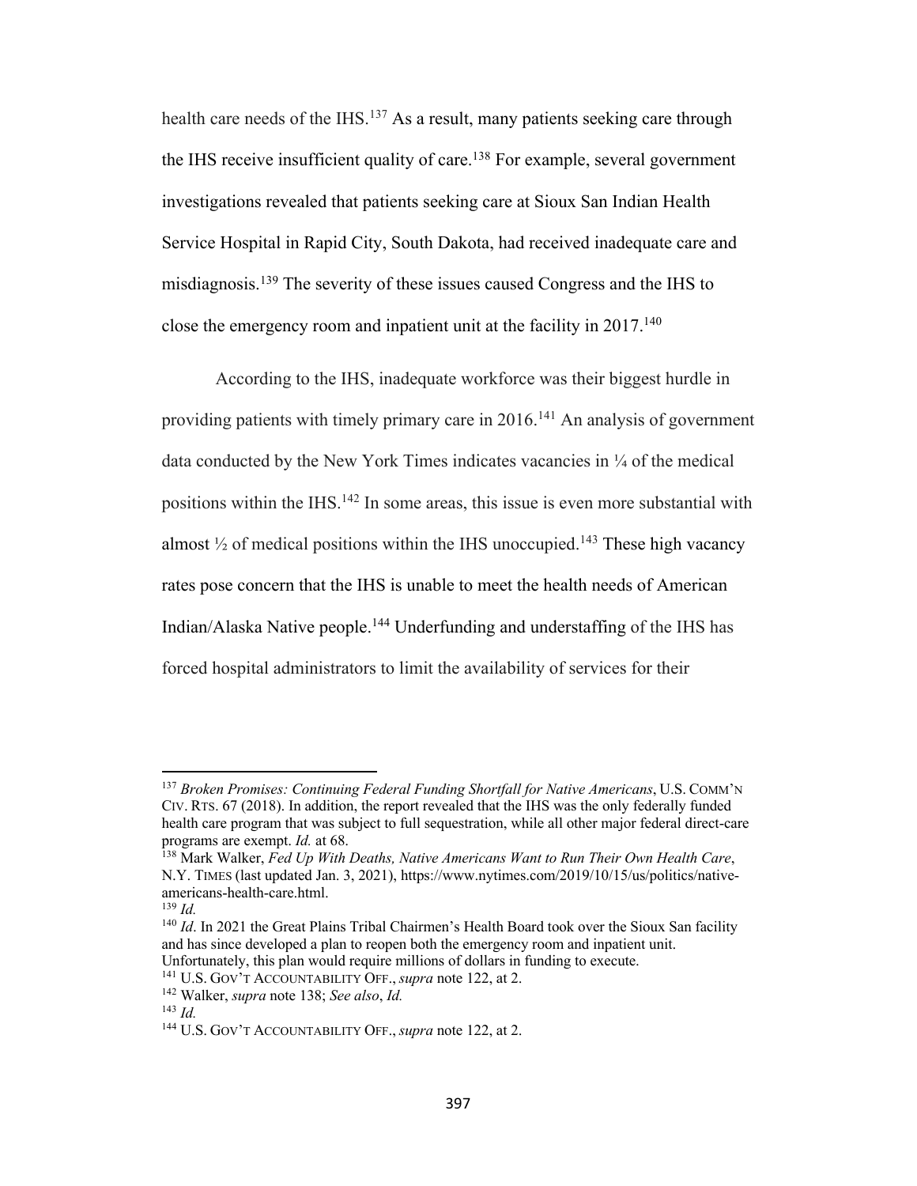health care needs of the IHS.[137] As a result, many patients seeking care through the IHS receive insufficient quality of care.[138] For example, several government investigations revealed that patients seeking care at Sioux San Indian Health Service Hospital in Rapid City, South Dakota, had received inadequate care and misdiagnosis.[139] The severity of these issues caused Congress and the IHS to close the emergency room and inpatient unit at the facility in 2017.[140]

According to the IHS, inadequate workforce was their biggest hurdle in providing patients with timely primary care in 2016.[141] An analysis of government data conducted by the New York Times indicates vacancies in ¼ of the medical positions within the IHS.[142] In some areas, this issue is even more substantial with almost ½ of medical positions within the IHS unoccupied.[143] These high vacancy rates pose concern that the IHS is unable to meet the health needs of American Indian/Alaska Native people.[144] Underfunding and understaffing of the IHS has forced hospital administrators to limit the availability of services for their

---

[137] *Broken Promises: Continuing Federal Funding Shortfall for Native Americans*, U.S. COMM'N CIV. RTS. 67 (2018). In addition, the report revealed that the IHS was the only federally funded health care program that was subject to full sequestration, while all other major federal direct-care programs are exempt. *Id.* at 68.

[138] Mark Walker, *Fed Up With Deaths, Native Americans Want to Run Their Own Health Care*, N.Y. TIMES (last updated Jan. 3, 2021), https://www.nytimes.com/2019/10/15/us/politics/native-americans-health-care.html.

[139] *Id.*

[140] *Id*. In 2021 the Great Plains Tribal Chairmen's Health Board took over the Sioux San facility and has since developed a plan to reopen both the emergency room and inpatient unit. Unfortunately, this plan would require millions of dollars in funding to execute.

[141] U.S. GOV'T ACCOUNTABILITY OFF., *supra* note 122, at 2.

[142] Walker, *supra* note 138; *See also*, *Id.*

[143] *Id.*

[144] U.S. GOV'T ACCOUNTABILITY OFF., *supra* note 122, at 2.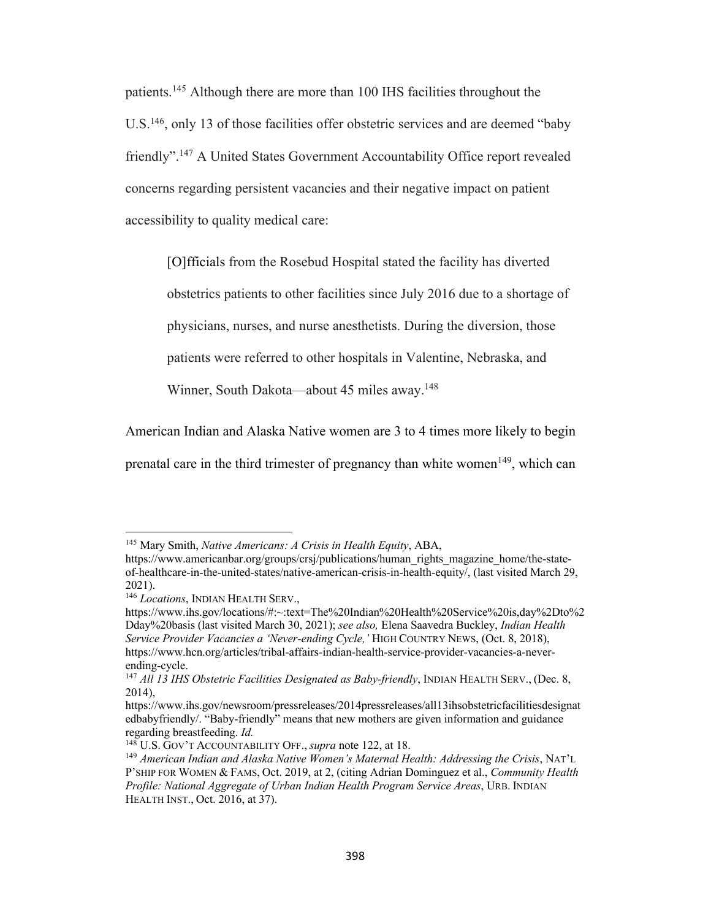patients.[145] Although there are more than 100 IHS facilities throughout the U.S.[146], only 13 of those facilities offer obstetric services and are deemed "baby friendly".[147] A United States Government Accountability Office report revealed concerns regarding persistent vacancies and their negative impact on patient accessibility to quality medical care:

> [O]fficials from the Rosebud Hospital stated the facility has diverted obstetrics patients to other facilities since July 2016 due to a shortage of physicians, nurses, and nurse anesthetists. During the diversion, those patients were referred to other hospitals in Valentine, Nebraska, and Winner, South Dakota—about 45 miles away.[148]

American Indian and Alaska Native women are 3 to 4 times more likely to begin prenatal care in the third trimester of pregnancy than white women[149], which can

---

[145] Mary Smith, *Native Americans: A Crisis in Health Equity*, ABA, https://www.americanbar.org/groups/crsj/publications/human_rights_magazine_home/the-state-of-healthcare-in-the-united-states/native-american-crisis-in-health-equity/, (last visited March 29, 2021).

[146] *Locations*, INDIAN HEALTH SERV., https://www.ihs.gov/locations/#:~:text=The%20Indian%20Health%20Service%20is,day%2Dto%2Dday%20basis (last visited March 30, 2021); *see also,* Elena Saavedra Buckley, *Indian Health Service Provider Vacancies a 'Never-ending Cycle,'* HIGH COUNTRY NEWS, (Oct. 8, 2018), https://www.hcn.org/articles/tribal-affairs-indian-health-service-provider-vacancies-a-never-ending-cycle.

[147] *All 13 IHS Obstetric Facilities Designated as Baby-friendly*, INDIAN HEALTH SERV., (Dec. 8, 2014), https://www.ihs.gov/newsroom/pressreleases/2014pressreleases/all13ihsobstetricfacilitiesdesignatedbabyfriendly/. "Baby-friendly" means that new mothers are given information and guidance regarding breastfeeding. *Id.*

[148] U.S. GOV'T ACCOUNTABILITY OFF., *supra* note 122, at 18.

[149] *American Indian and Alaska Native Women's Maternal Health: Addressing the Crisis*, NAT'L P'SHIP FOR WOMEN & FAMS, Oct. 2019, at 2, (citing Adrian Dominguez et al., *Community Health Profile: National Aggregate of Urban Indian Health Program Service Areas*, URB. INDIAN HEALTH INST., Oct. 2016, at 37).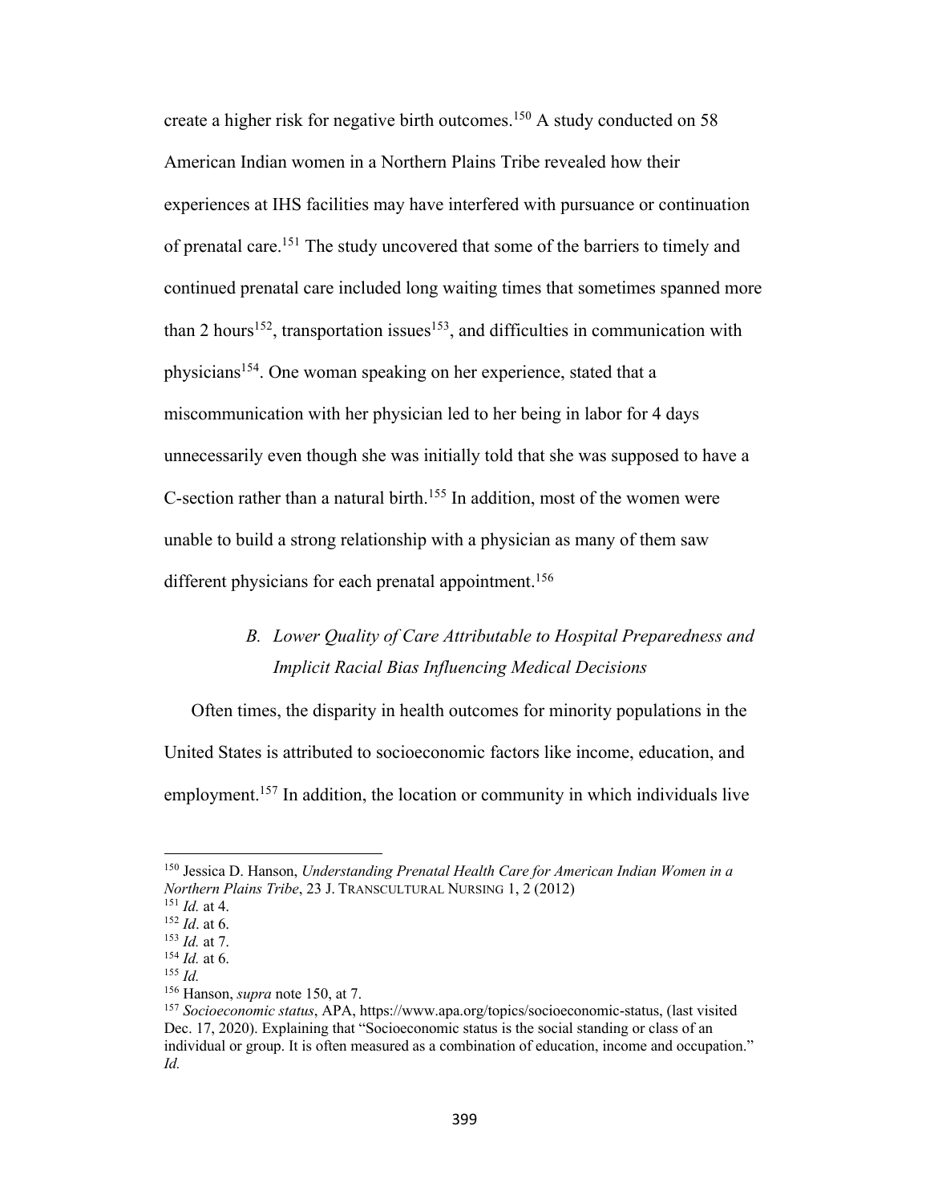create a higher risk for negative birth outcomes.[150] A study conducted on 58 American Indian women in a Northern Plains Tribe revealed how their experiences at IHS facilities may have interfered with pursuance or continuation of prenatal care.[151] The study uncovered that some of the barriers to timely and continued prenatal care included long waiting times that sometimes spanned more than 2 hours[152], transportation issues[153], and difficulties in communication with physicians[154]. One woman speaking on her experience, stated that a miscommunication with her physician led to her being in labor for 4 days unnecessarily even though she was initially told that she was supposed to have a C-section rather than a natural birth.[155] In addition, most of the women were unable to build a strong relationship with a physician as many of them saw different physicians for each prenatal appointment.[156]

### *B. Lower Quality of Care Attributable to Hospital Preparedness and Implicit Racial Bias Influencing Medical Decisions*

Often times, the disparity in health outcomes for minority populations in the United States is attributed to socioeconomic factors like income, education, and employment.[157] In addition, the location or community in which individuals live

---

[150] Jessica D. Hanson, *Understanding Prenatal Health Care for American Indian Women in a Northern Plains Tribe*, 23 J. TRANSCULTURAL NURSING 1, 2 (2012)

[151] *Id.* at 4.

[152] *Id*. at 6.

[153] *Id.* at 7.

[154] *Id.* at 6.

[155] *Id.*

[156] Hanson, *supra* note 150, at 7.

[157] *Socioeconomic status*, APA, https://www.apa.org/topics/socioeconomic-status, (last visited Dec. 17, 2020). Explaining that "Socioeconomic status is the social standing or class of an individual or group. It is often measured as a combination of education, income and occupation." *Id.*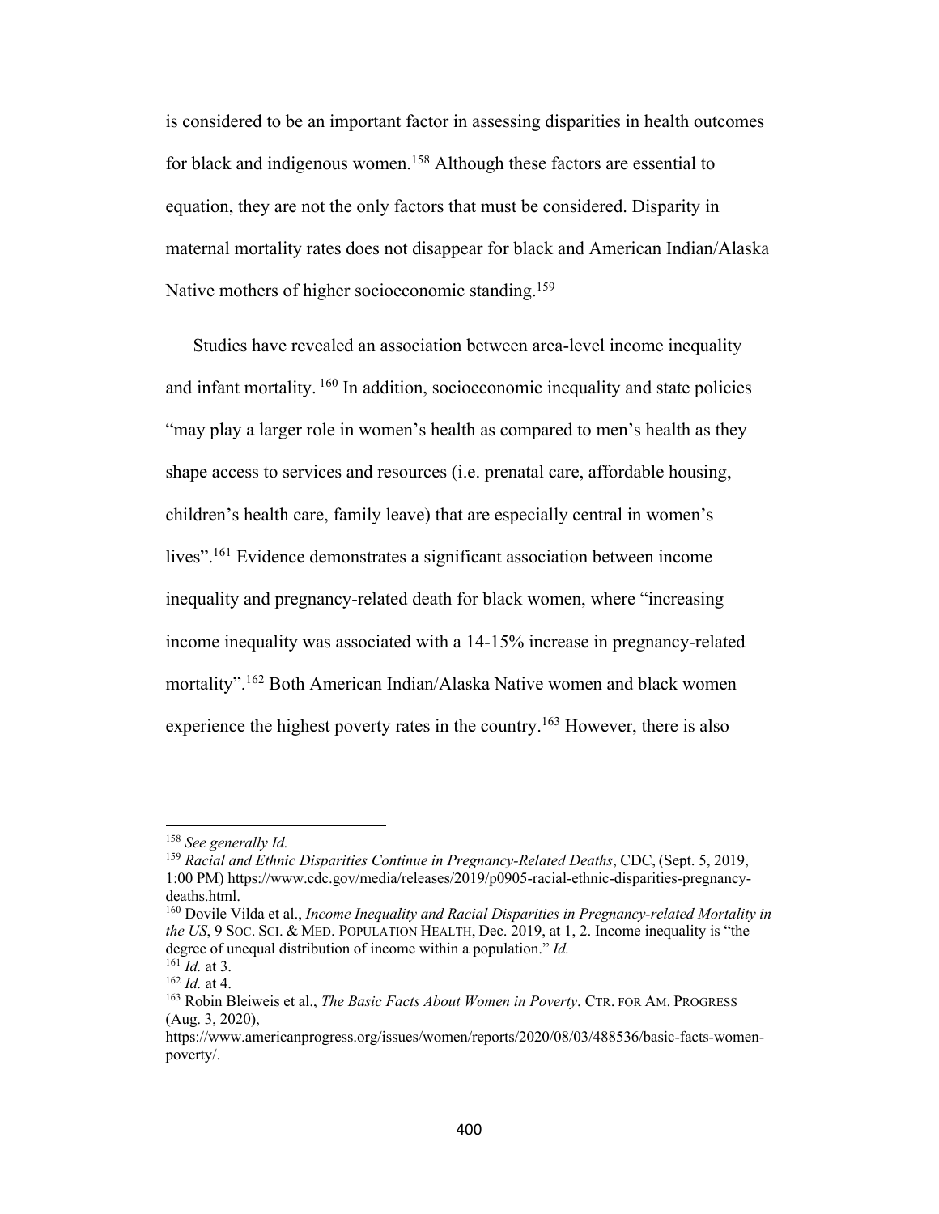is considered to be an important factor in assessing disparities in health outcomes for black and indigenous women.[158] Although these factors are essential to equation, they are not the only factors that must be considered. Disparity in maternal mortality rates does not disappear for black and American Indian/Alaska Native mothers of higher socioeconomic standing.[159]

Studies have revealed an association between area-level income inequality and infant mortality. [160] In addition, socioeconomic inequality and state policies "may play a larger role in women's health as compared to men's health as they shape access to services and resources (i.e. prenatal care, affordable housing, children's health care, family leave) that are especially central in women's lives".[161] Evidence demonstrates a significant association between income inequality and pregnancy-related death for black women, where "increasing income inequality was associated with a 14-15% increase in pregnancy-related mortality".[162] Both American Indian/Alaska Native women and black women experience the highest poverty rates in the country.[163] However, there is also

---

[158] *See generally Id.*

[159] *Racial and Ethnic Disparities Continue in Pregnancy-Related Deaths*, CDC, (Sept. 5, 2019, 1:00 PM) https://www.cdc.gov/media/releases/2019/p0905-racial-ethnic-disparities-pregnancy-deaths.html.

[160] Dovile Vilda et al., *Income Inequality and Racial Disparities in Pregnancy-related Mortality in the US*, 9 SOC. SCI. & MED. POPULATION HEALTH, Dec. 2019, at 1, 2. Income inequality is "the degree of unequal distribution of income within a population." *Id.*

[161] *Id.* at 3.

[162] *Id.* at 4.

[163] Robin Bleiweis et al., *The Basic Facts About Women in Poverty*, CTR. FOR AM. PROGRESS (Aug. 3, 2020), https://www.americanprogress.org/issues/women/reports/2020/08/03/488536/basic-facts-women-poverty/.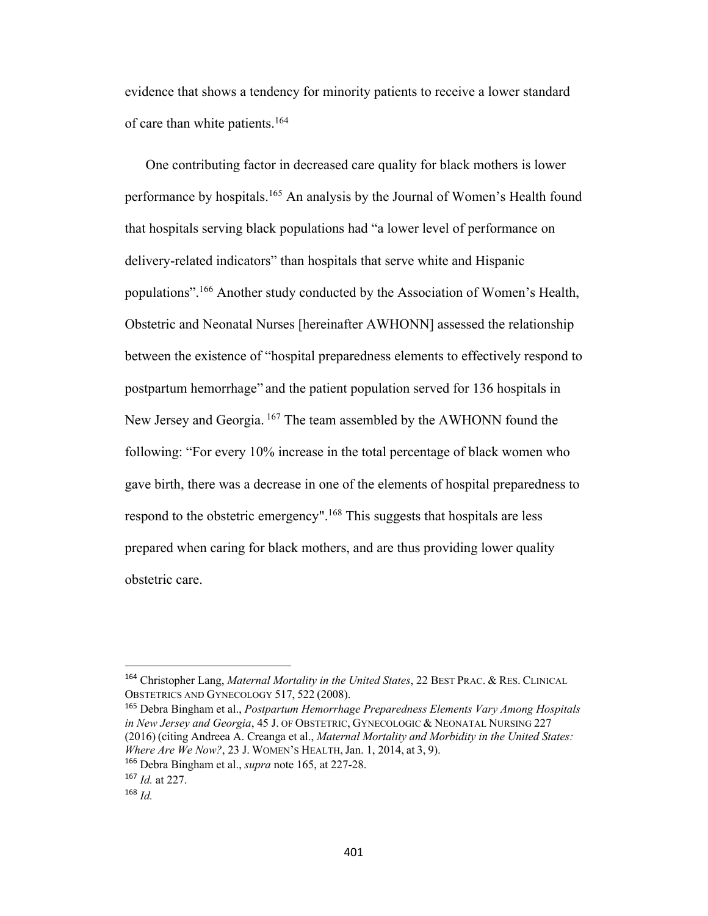evidence that shows a tendency for minority patients to receive a lower standard of care than white patients.[164]

One contributing factor in decreased care quality for black mothers is lower performance by hospitals.[165] An analysis by the Journal of Women's Health found that hospitals serving black populations had "a lower level of performance on delivery-related indicators" than hospitals that serve white and Hispanic populations".[166] Another study conducted by the Association of Women's Health, Obstetric and Neonatal Nurses [hereinafter AWHONN] assessed the relationship between the existence of "hospital preparedness elements to effectively respond to postpartum hemorrhage" and the patient population served for 136 hospitals in New Jersey and Georgia. [167] The team assembled by the AWHONN found the following: "For every 10% increase in the total percentage of black women who gave birth, there was a decrease in one of the elements of hospital preparedness to respond to the obstetric emergency".[168] This suggests that hospitals are less prepared when caring for black mothers, and are thus providing lower quality obstetric care.

---

[164] Christopher Lang, *Maternal Mortality in the United States*, 22 BEST PRAC. & RES. CLINICAL OBSTETRICS AND GYNECOLOGY 517, 522 (2008).

[165] Debra Bingham et al., *Postpartum Hemorrhage Preparedness Elements Vary Among Hospitals in New Jersey and Georgia*, 45 J. OF OBSTETRIC, GYNECOLOGIC & NEONATAL NURSING 227 (2016) (citing Andreea A. Creanga et al., *Maternal Mortality and Morbidity in the United States: Where Are We Now?*, 23 J. WOMEN'S HEALTH, Jan. 1, 2014, at 3, 9).

[166] Debra Bingham et al., *supra* note 165, at 227-28.

[167] *Id.* at 227.

[168] *Id.*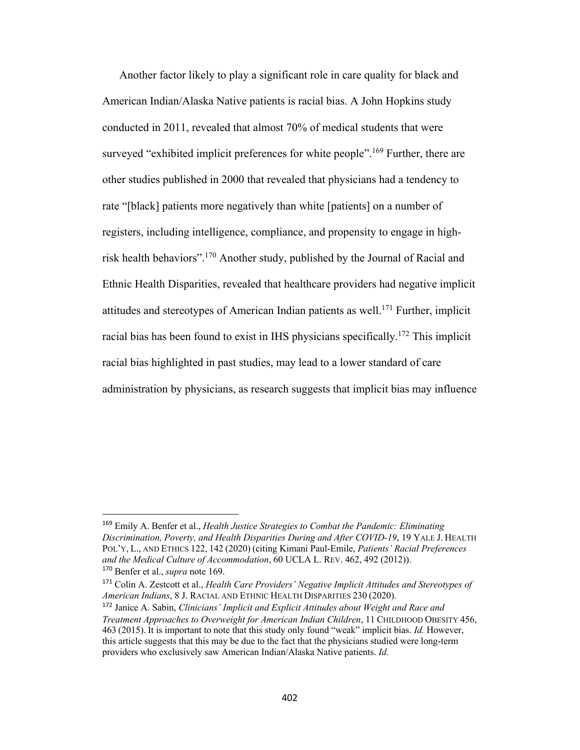Another factor likely to play a significant role in care quality for black and American Indian/Alaska Native patients is racial bias. A John Hopkins study conducted in 2011, revealed that almost 70% of medical students that were surveyed "exhibited implicit preferences for white people".[169] Further, there are other studies published in 2000 that revealed that physicians had a tendency to rate "[black] patients more negatively than white [patients] on a number of registers, including intelligence, compliance, and propensity to engage in high-risk health behaviors".[170] Another study, published by the Journal of Racial and Ethnic Health Disparities, revealed that healthcare providers had negative implicit attitudes and stereotypes of American Indian patients as well.[171] Further, implicit racial bias has been found to exist in IHS physicians specifically.[172] This implicit racial bias highlighted in past studies, may lead to a lower standard of care administration by physicians, as research suggests that implicit bias may influence

---

[169] Emily A. Benfer et al., *Health Justice Strategies to Combat the Pandemic: Eliminating Discrimination, Poverty, and Health Disparities During and After COVID-19*, 19 YALE J. HEALTH POL'Y, L., AND ETHICS 122, 142 (2020) (citing Kimani Paul-Emile, *Patients' Racial Preferences and the Medical Culture of Accommodation*, 60 UCLA L. REV. 462, 492 (2012)).

[170] Benfer et al., *supra* note 169.

[171] Colin A. Zestcott et al., *Health Care Providers' Negative Implicit Attitudes and Stereotypes of American Indians*, 8 J. RACIAL AND ETHNIC HEALTH DISPARITIES 230 (2020).

[172] Janice A. Sabin, *Clinicians' Implicit and Explicit Attitudes about Weight and Race and Treatment Approaches to Overweight for American Indian Children*, 11 CHILDHOOD OBESITY 456, 463 (2015). It is important to note that this study only found "weak" implicit bias. *Id.* However, this article suggests that this may be due to the fact that the physicians studied were long-term providers who exclusively saw American Indian/Alaska Native patients. *Id.*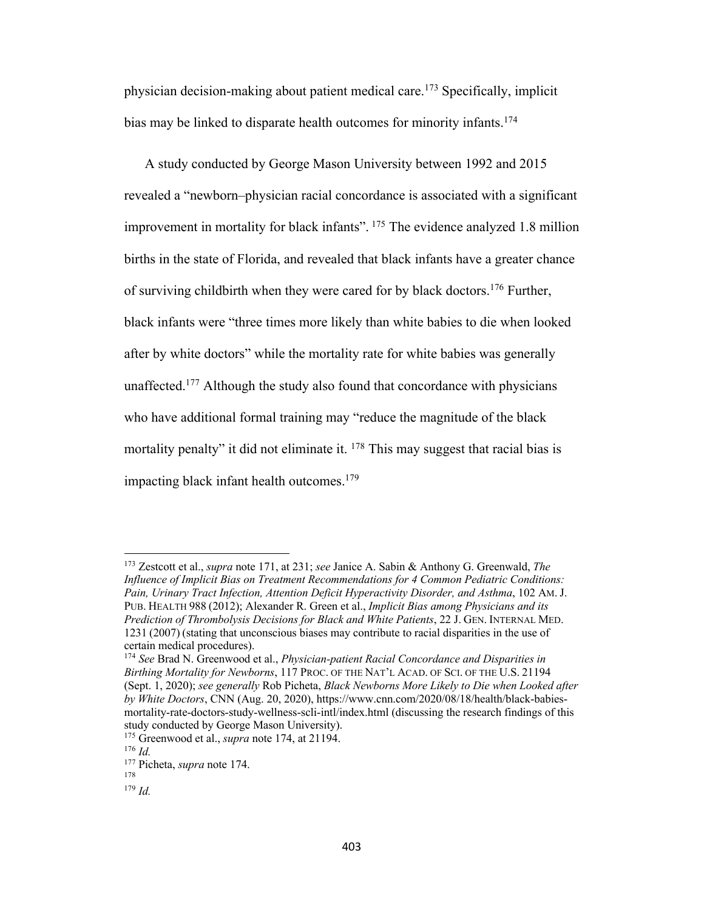physician decision-making about patient medical care.[173] Specifically, implicit bias may be linked to disparate health outcomes for minority infants.[174]

A study conducted by George Mason University between 1992 and 2015 revealed a "newborn–physician racial concordance is associated with a significant improvement in mortality for black infants". [175] The evidence analyzed 1.8 million births in the state of Florida, and revealed that black infants have a greater chance of surviving childbirth when they were cared for by black doctors.[176] Further, black infants were "three times more likely than white babies to die when looked after by white doctors" while the mortality rate for white babies was generally unaffected.[177] Although the study also found that concordance with physicians who have additional formal training may "reduce the magnitude of the black mortality penalty" it did not eliminate it. [178] This may suggest that racial bias is impacting black infant health outcomes.[179]

---

[173] Zestcott et al., *supra* note 171, at 231; *see* Janice A. Sabin & Anthony G. Greenwald, *The Influence of Implicit Bias on Treatment Recommendations for 4 Common Pediatric Conditions: Pain, Urinary Tract Infection, Attention Deficit Hyperactivity Disorder, and Asthma*, 102 AM. J. PUB. HEALTH 988 (2012); Alexander R. Green et al., *Implicit Bias among Physicians and its Prediction of Thrombolysis Decisions for Black and White Patients*, 22 J. GEN. INTERNAL MED. 1231 (2007) (stating that unconscious biases may contribute to racial disparities in the use of certain medical procedures).

[174] *See* Brad N. Greenwood et al., *Physician-patient Racial Concordance and Disparities in Birthing Mortality for Newborns*, 117 PROC. OF THE NAT'L ACAD. OF SCI. OF THE U.S. 21194 (Sept. 1, 2020); *see generally* Rob Picheta, *Black Newborns More Likely to Die when Looked after by White Doctors*, CNN (Aug. 20, 2020), https://www.cnn.com/2020/08/18/health/black-babies-mortality-rate-doctors-study-wellness-scli-intl/index.html (discussing the research findings of this study conducted by George Mason University).

[175] Greenwood et al., *supra* note 174, at 21194.

[176] *Id.*

[177] Picheta, *supra* note 174.

[178]

[179] *Id.*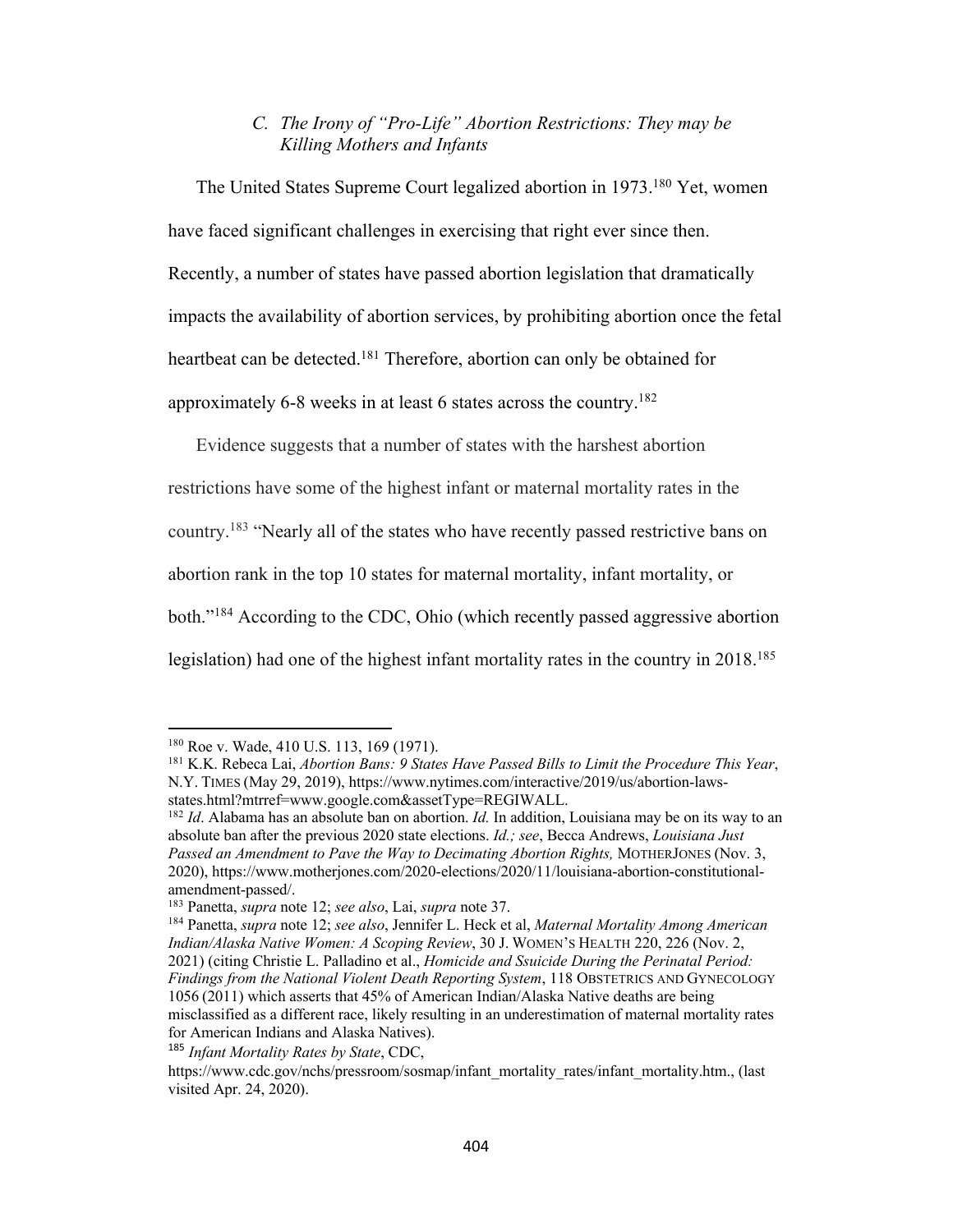### C. *The Irony of "Pro-Life" Abortion Restrictions: They may be Killing Mothers and Infants*

The United States Supreme Court legalized abortion in 1973.[180] Yet, women have faced significant challenges in exercising that right ever since then. Recently, a number of states have passed abortion legislation that dramatically impacts the availability of abortion services, by prohibiting abortion once the fetal heartbeat can be detected.[181] Therefore, abortion can only be obtained for approximately 6-8 weeks in at least 6 states across the country.[182]

Evidence suggests that a number of states with the harshest abortion restrictions have some of the highest infant or maternal mortality rates in the country.[183] "Nearly all of the states who have recently passed restrictive bans on abortion rank in the top 10 states for maternal mortality, infant mortality, or both."[184] According to the CDC, Ohio (which recently passed aggressive abortion legislation) had one of the highest infant mortality rates in the country in 2018.[185]

---

[180] Roe v. Wade, 410 U.S. 113, 169 (1971).

[181] K.K. Rebeca Lai, *Abortion Bans: 9 States Have Passed Bills to Limit the Procedure This Year*, N.Y. TIMES (May 29, 2019), https://www.nytimes.com/interactive/2019/us/abortion-laws-states.html?mtrref=www.google.com&assetType=REGIWALL.

[182] *Id*. Alabama has an absolute ban on abortion. *Id.* In addition, Louisiana may be on its way to an absolute ban after the previous 2020 state elections. *Id.; see*, Becca Andrews, *Louisiana Just Passed an Amendment to Pave the Way to Decimating Abortion Rights,* MOTHERJONES (Nov. 3, 2020), https://www.motherjones.com/2020-elections/2020/11/louisiana-abortion-constitutional-amendment-passed/.

[183] Panetta, *supra* note 12; *see also*, Lai, *supra* note 37.

[184] Panetta, *supra* note 12; *see also*, Jennifer L. Heck et al, *Maternal Mortality Among American Indian/Alaska Native Women: A Scoping Review*, 30 J. WOMEN'S HEALTH 220, 226 (Nov. 2, 2021) (citing Christie L. Palladino et al., *Homicide and Ssuicide During the Perinatal Period: Findings from the National Violent Death Reporting System*, 118 OBSTETRICS AND GYNECOLOGY 1056 (2011) which asserts that 45% of American Indian/Alaska Native deaths are being misclassified as a different race, likely resulting in an underestimation of maternal mortality rates for American Indians and Alaska Natives).

[185] *Infant Mortality Rates by State*, CDC, https://www.cdc.gov/nchs/pressroom/sosmap/infant_mortality_rates/infant_mortality.htm., (last visited Apr. 24, 2020).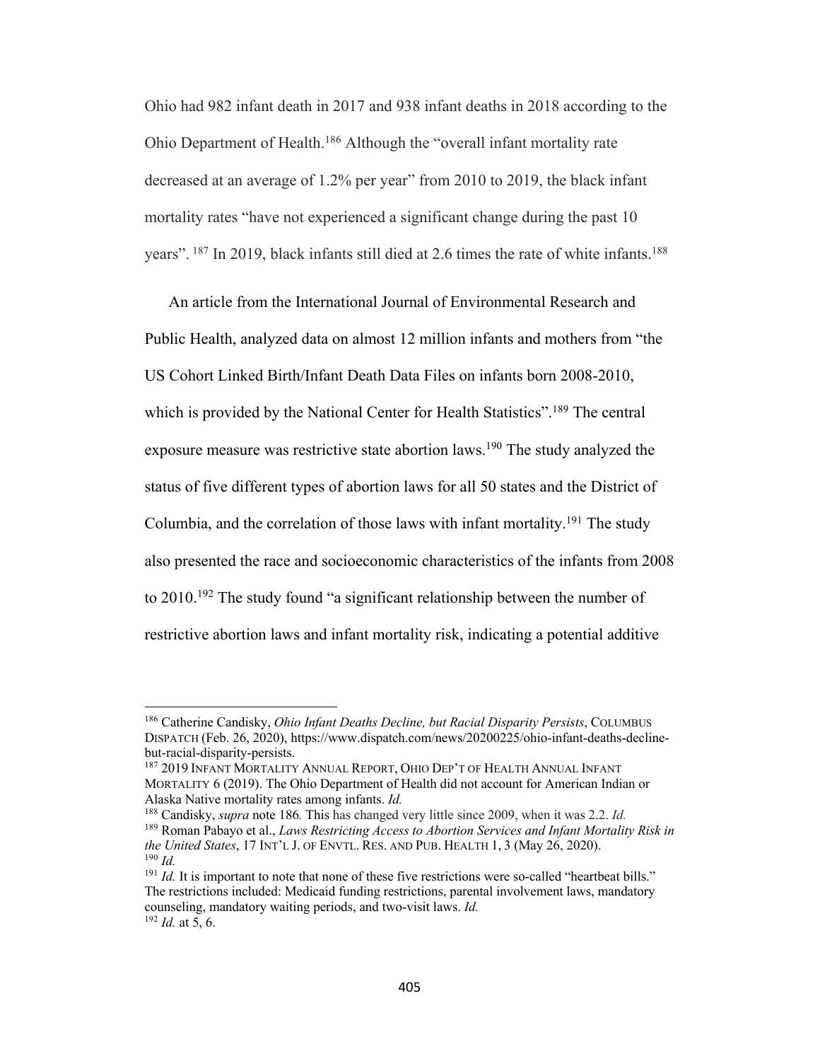Ohio had 982 infant death in 2017 and 938 infant deaths in 2018 according to the Ohio Department of Health.[186] Although the "overall infant mortality rate decreased at an average of 1.2% per year" from 2010 to 2019, the black infant mortality rates "have not experienced a significant change during the past 10 years". [187] In 2019, black infants still died at 2.6 times the rate of white infants.[188]

An article from the International Journal of Environmental Research and Public Health, analyzed data on almost 12 million infants and mothers from "the US Cohort Linked Birth/Infant Death Data Files on infants born 2008-2010, which is provided by the National Center for Health Statistics".[189] The central exposure measure was restrictive state abortion laws.[190] The study analyzed the status of five different types of abortion laws for all 50 states and the District of Columbia, and the correlation of those laws with infant mortality.[191] The study also presented the race and socioeconomic characteristics of the infants from 2008 to 2010.[192] The study found "a significant relationship between the number of restrictive abortion laws and infant mortality risk, indicating a potential additive

---

[186] Catherine Candisky, *Ohio Infant Deaths Decline, but Racial Disparity Persists*, COLUMBUS DISPATCH (Feb. 26, 2020), https://www.dispatch.com/news/20200225/ohio-infant-deaths-decline-but-racial-disparity-persists.

[187] 2019 INFANT MORTALITY ANNUAL REPORT, OHIO DEP'T OF HEALTH ANNUAL INFANT MORTALITY 6 (2019). The Ohio Department of Health did not account for American Indian or Alaska Native mortality rates among infants. *Id.*

[188] Candisky, *supra* note 186*.* This has changed very little since 2009, when it was 2.2. *Id.*

[189] Roman Pabayo et al., *Laws Restricting Access to Abortion Services and Infant Mortality Risk in the United States*, 17 INT'L J. OF ENVTL. RES. AND PUB. HEALTH 1, 3 (May 26, 2020).

[190] *Id.*

[191] *Id.* It is important to note that none of these five restrictions were so-called "heartbeat bills." The restrictions included: Medicaid funding restrictions, parental involvement laws, mandatory counseling, mandatory waiting periods, and two-visit laws. *Id.*

[192] *Id.* at 5, 6.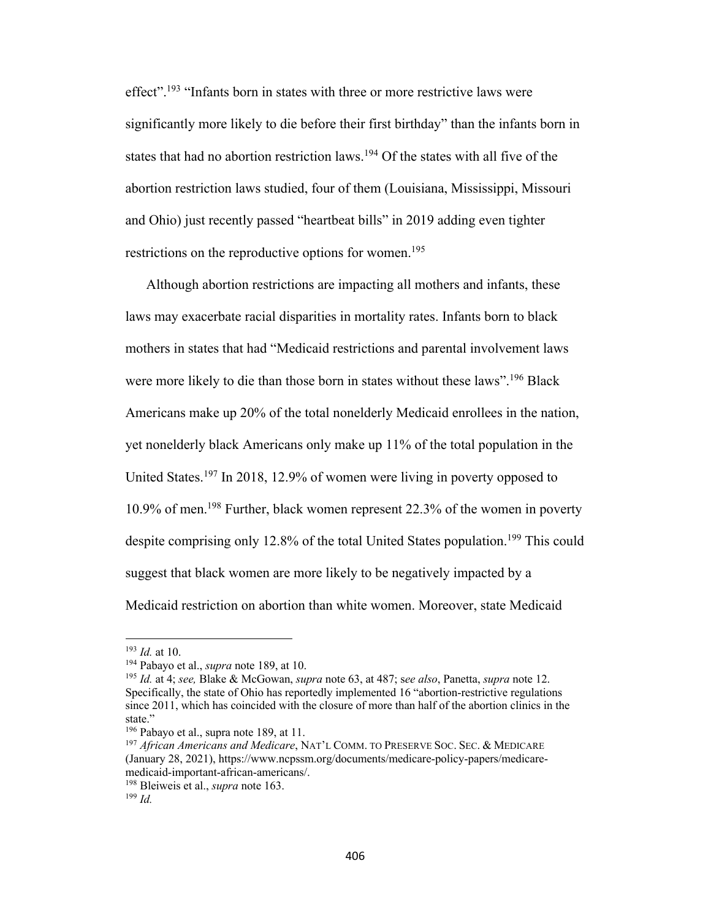effect".[193] "Infants born in states with three or more restrictive laws were significantly more likely to die before their first birthday" than the infants born in states that had no abortion restriction laws.[194] Of the states with all five of the abortion restriction laws studied, four of them (Louisiana, Mississippi, Missouri and Ohio) just recently passed "heartbeat bills" in 2019 adding even tighter restrictions on the reproductive options for women.[195]

Although abortion restrictions are impacting all mothers and infants, these laws may exacerbate racial disparities in mortality rates. Infants born to black mothers in states that had "Medicaid restrictions and parental involvement laws were more likely to die than those born in states without these laws".[196] Black Americans make up 20% of the total nonelderly Medicaid enrollees in the nation, yet nonelderly black Americans only make up 11% of the total population in the United States.[197] In 2018, 12.9% of women were living in poverty opposed to 10.9% of men.[198] Further, black women represent 22.3% of the women in poverty despite comprising only 12.8% of the total United States population.[199] This could suggest that black women are more likely to be negatively impacted by a Medicaid restriction on abortion than white women. Moreover, state Medicaid

---

[193] *Id.* at 10.
[194] Pabayo et al., *supra* note 189, at 10.
[195] *Id.* at 4; *see,* Blake & McGowan, *supra* note 63, at 487; s*ee also*, Panetta, *supra* note 12. Specifically, the state of Ohio has reportedly implemented 16 "abortion-restrictive regulations since 2011, which has coincided with the closure of more than half of the abortion clinics in the state."
[196] Pabayo et al., supra note 189, at 11.
[197] *African Americans and Medicare*, NAT'L COMM. TO PRESERVE SOC. SEC. & MEDICARE (January 28, 2021), https://www.ncpssm.org/documents/medicare-policy-papers/medicare-medicaid-important-african-americans/.
[198] Bleiweis et al., *supra* note 163.
[199] *Id.*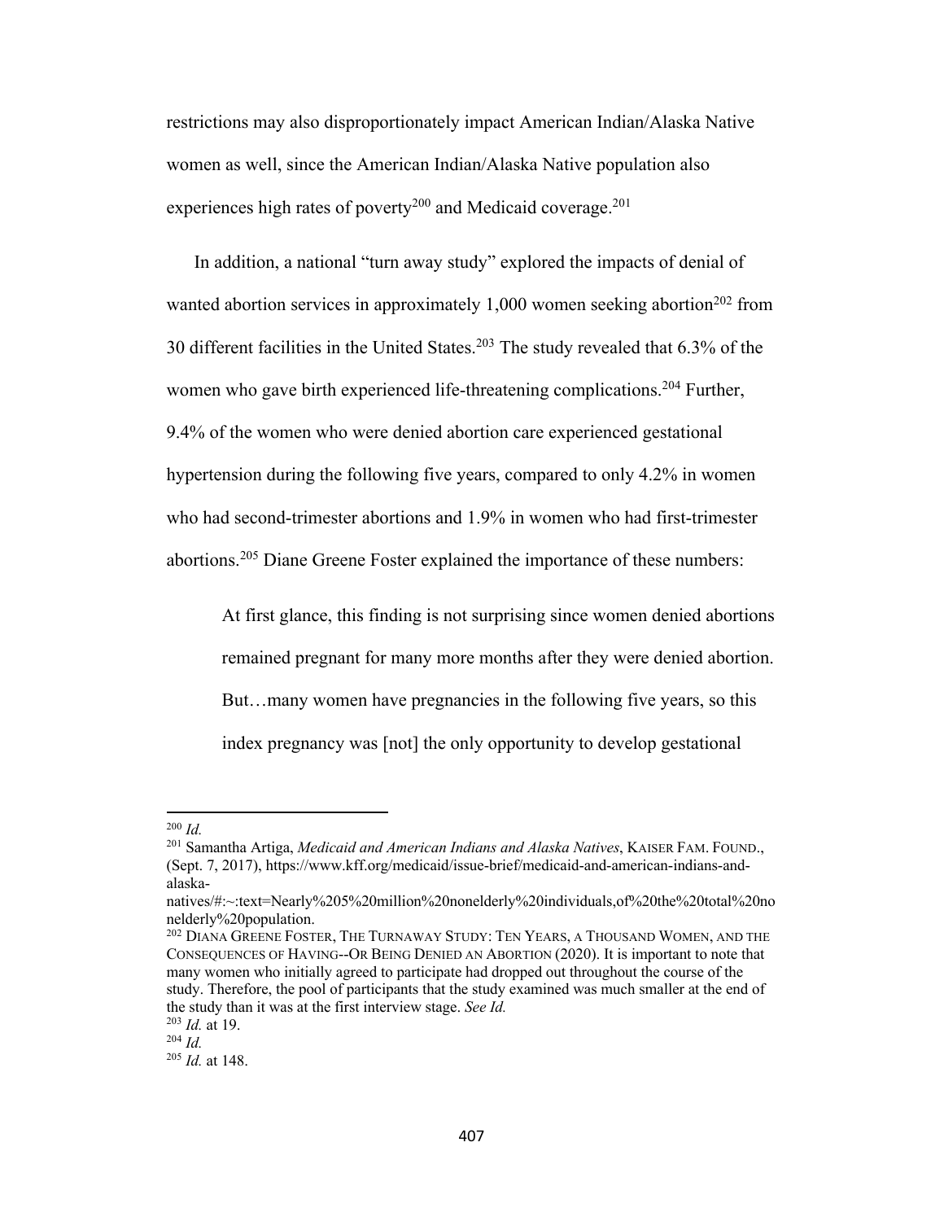restrictions may also disproportionately impact American Indian/Alaska Native women as well, since the American Indian/Alaska Native population also experiences high rates of poverty[200] and Medicaid coverage.[201]

In addition, a national "turn away study" explored the impacts of denial of wanted abortion services in approximately 1,000 women seeking abortion[202] from 30 different facilities in the United States.[203] The study revealed that 6.3% of the women who gave birth experienced life-threatening complications.[204] Further, 9.4% of the women who were denied abortion care experienced gestational hypertension during the following five years, compared to only 4.2% in women who had second-trimester abortions and 1.9% in women who had first-trimester abortions.[205] Diane Greene Foster explained the importance of these numbers:

> At first glance, this finding is not surprising since women denied abortions remained pregnant for many more months after they were denied abortion. But…many women have pregnancies in the following five years, so this index pregnancy was [not] the only opportunity to develop gestational

---

[200] *Id.*

[201] Samantha Artiga, *Medicaid and American Indians and Alaska Natives*, KAISER FAM. FOUND., (Sept. 7, 2017), https://www.kff.org/medicaid/issue-brief/medicaid-and-american-indians-and-alaska-natives/#:~:text=Nearly%205%20million%20nonelderly%20individuals,of%20the%20total%20nonelderly%20population.

[202] DIANA GREENE FOSTER, THE TURNAWAY STUDY: TEN YEARS, A THOUSAND WOMEN, AND THE CONSEQUENCES OF HAVING--OR BEING DENIED AN ABORTION (2020). It is important to note that many women who initially agreed to participate had dropped out throughout the course of the study. Therefore, the pool of participants that the study examined was much smaller at the end of the study than it was at the first interview stage. *See Id.*

[203] *Id.* at 19.

[204] *Id.*

[205] *Id.* at 148.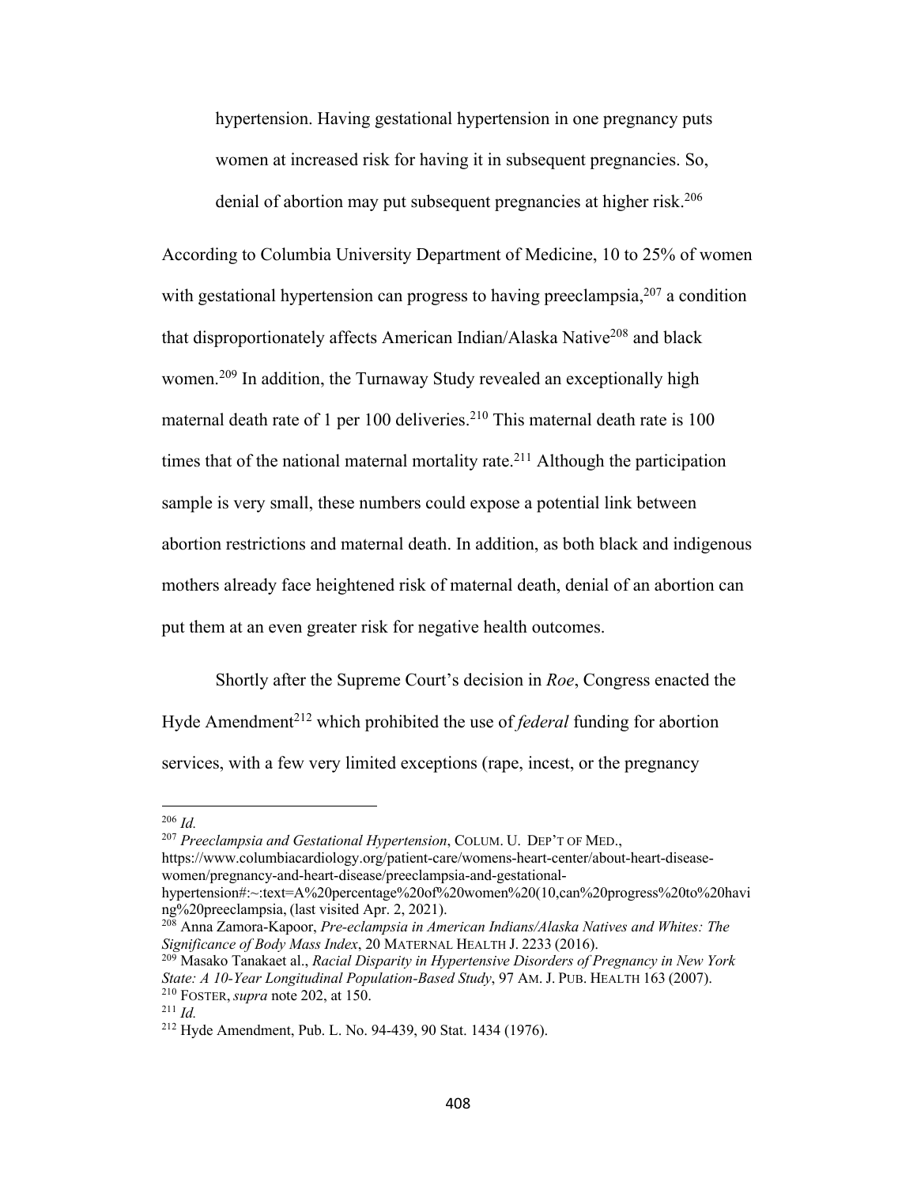> hypertension. Having gestational hypertension in one pregnancy puts women at increased risk for having it in subsequent pregnancies. So, denial of abortion may put subsequent pregnancies at higher risk.[206]

According to Columbia University Department of Medicine, 10 to 25% of women with gestational hypertension can progress to having preeclampsia,[207] a condition that disproportionately affects American Indian/Alaska Native[208] and black women.[209] In addition, the Turnaway Study revealed an exceptionally high maternal death rate of 1 per 100 deliveries.[210] This maternal death rate is 100 times that of the national maternal mortality rate.[211] Although the participation sample is very small, these numbers could expose a potential link between abortion restrictions and maternal death. In addition, as both black and indigenous mothers already face heightened risk of maternal death, denial of an abortion can put them at an even greater risk for negative health outcomes.

Shortly after the Supreme Court's decision in *Roe*, Congress enacted the Hyde Amendment[212] which prohibited the use of *federal* funding for abortion services, with a few very limited exceptions (rape, incest, or the pregnancy

---

[206] *Id.*

[207] *Preeclampsia and Gestational Hypertension*, COLUM. U. DEP'T OF MED., https://www.columbiacardiology.org/patient-care/womens-heart-center/about-heart-disease-women/pregnancy-and-heart-disease/preeclampsia-and-gestational-hypertension#:~:text=A%20percentage%20of%20women%20(10,can%20progress%20to%20having%20preeclampsia, (last visited Apr. 2, 2021).

[208] Anna Zamora-Kapoor, *Pre-eclampsia in American Indians/Alaska Natives and Whites: The Significance of Body Mass Index*, 20 MATERNAL HEALTH J. 2233 (2016).

[209] Masako Tanakaet al., *Racial Disparity in Hypertensive Disorders of Pregnancy in New York State: A 10-Year Longitudinal Population-Based Study*, 97 AM. J. PUB. HEALTH 163 (2007).

[210] FOSTER, *supra* note 202, at 150.

[211] *Id.*

[212] Hyde Amendment, Pub. L. No. 94-439, 90 Stat. 1434 (1976).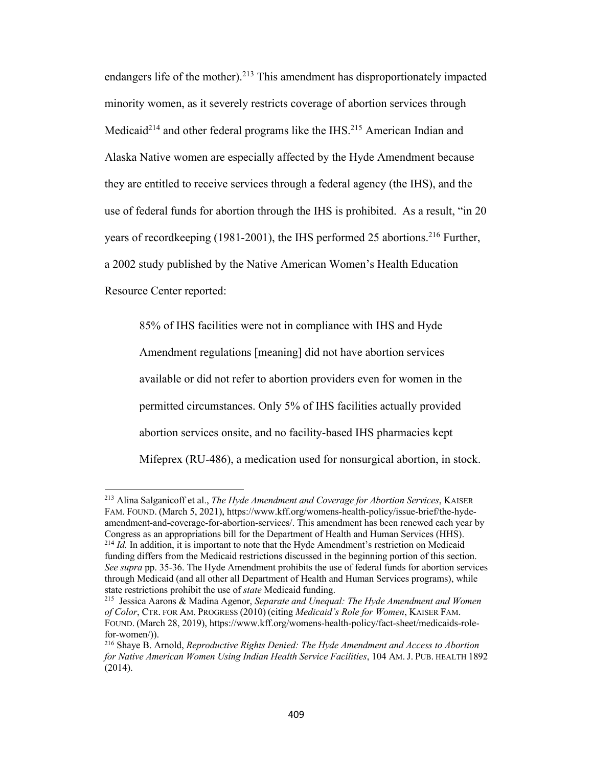endangers life of the mother).[213] This amendment has disproportionately impacted minority women, as it severely restricts coverage of abortion services through Medicaid[214] and other federal programs like the IHS.[215] American Indian and Alaska Native women are especially affected by the Hyde Amendment because they are entitled to receive services through a federal agency (the IHS), and the use of federal funds for abortion through the IHS is prohibited. As a result, "in 20 years of recordkeeping (1981-2001), the IHS performed 25 abortions.[216] Further, a 2002 study published by the Native American Women's Health Education Resource Center reported:

> 85% of IHS facilities were not in compliance with IHS and Hyde Amendment regulations [meaning] did not have abortion services available or did not refer to abortion providers even for women in the permitted circumstances. Only 5% of IHS facilities actually provided abortion services onsite, and no facility-based IHS pharmacies kept Mifeprex (RU-486), a medication used for nonsurgical abortion, in stock.

---

[213] Alina Salganicoff et al., *The Hyde Amendment and Coverage for Abortion Services*, KAISER FAM. FOUND. (March 5, 2021), https://www.kff.org/womens-health-policy/issue-brief/the-hyde-amendment-and-coverage-for-abortion-services/. This amendment has been renewed each year by Congress as an appropriations bill for the Department of Health and Human Services (HHS).

[214] *Id.* In addition, it is important to note that the Hyde Amendment's restriction on Medicaid funding differs from the Medicaid restrictions discussed in the beginning portion of this section. *See supra* pp. 35-36. The Hyde Amendment prohibits the use of federal funds for abortion services through Medicaid (and all other all Department of Health and Human Services programs), while state restrictions prohibit the use of *state* Medicaid funding.

[215] Jessica Aarons & Madina Agenor, *Separate and Unequal: The Hyde Amendment and Women of Color*, CTR. FOR AM. PROGRESS (2010) (citing *Medicaid's Role for Women*, KAISER FAM. FOUND. (March 28, 2019), https://www.kff.org/womens-health-policy/fact-sheet/medicaids-role-for-women/)).

[216] Shaye B. Arnold, *Reproductive Rights Denied: The Hyde Amendment and Access to Abortion for Native American Women Using Indian Health Service Facilities*, 104 AM. J. PUB. HEALTH 1892 (2014).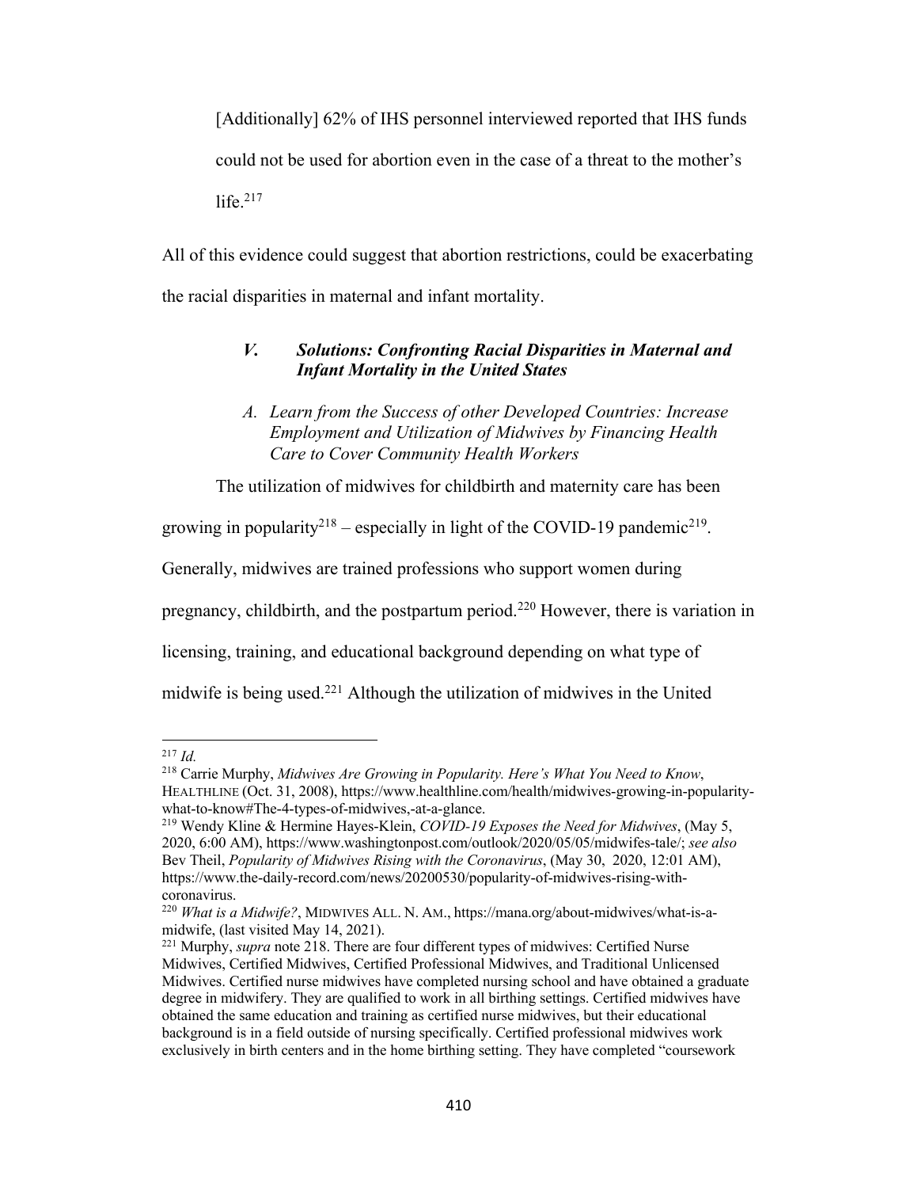> [Additionally] 62% of IHS personnel interviewed reported that IHS funds could not be used for abortion even in the case of a threat to the mother's life.[217]

All of this evidence could suggest that abortion restrictions, could be exacerbating the racial disparities in maternal and infant mortality.

## *V. Solutions: Confronting Racial Disparities in Maternal and Infant Mortality in the United States*

### *A. Learn from the Success of other Developed Countries: Increase Employment and Utilization of Midwives by Financing Health Care to Cover Community Health Workers*

The utilization of midwives for childbirth and maternity care has been growing in popularity[218] – especially in light of the COVID-19 pandemic[219]. Generally, midwives are trained professions who support women during pregnancy, childbirth, and the postpartum period.[220] However, there is variation in licensing, training, and educational background depending on what type of midwife is being used.[221] Although the utilization of midwives in the United

---

[217] *Id.*

[218] Carrie Murphy, *Midwives Are Growing in Popularity. Here's What You Need to Know*, HEALTHLINE (Oct. 31, 2008), https://www.healthline.com/health/midwives-growing-in-popularity-what-to-know#The-4-types-of-midwives,-at-a-glance.

[219] Wendy Kline & Hermine Hayes-Klein, *COVID-19 Exposes the Need for Midwives*, (May 5, 2020, 6:00 AM), https://www.washingtonpost.com/outlook/2020/05/05/midwifes-tale/; *see also* Bev Theil, *Popularity of Midwives Rising with the Coronavirus*, (May 30, 2020, 12:01 AM), https://www.the-daily-record.com/news/20200530/popularity-of-midwives-rising-with-coronavirus.

[220] *What is a Midwife?*, MIDWIVES ALL. N. AM., https://mana.org/about-midwives/what-is-a-midwife, (last visited May 14, 2021).

[221] Murphy, *supra* note 218. There are four different types of midwives: Certified Nurse Midwives, Certified Midwives, Certified Professional Midwives, and Traditional Unlicensed Midwives. Certified nurse midwives have completed nursing school and have obtained a graduate degree in midwifery. They are qualified to work in all birthing settings. Certified midwives have obtained the same education and training as certified nurse midwives, but their educational background is in a field outside of nursing specifically. Certified professional midwives work exclusively in birth centers and in the home birthing setting. They have completed "coursework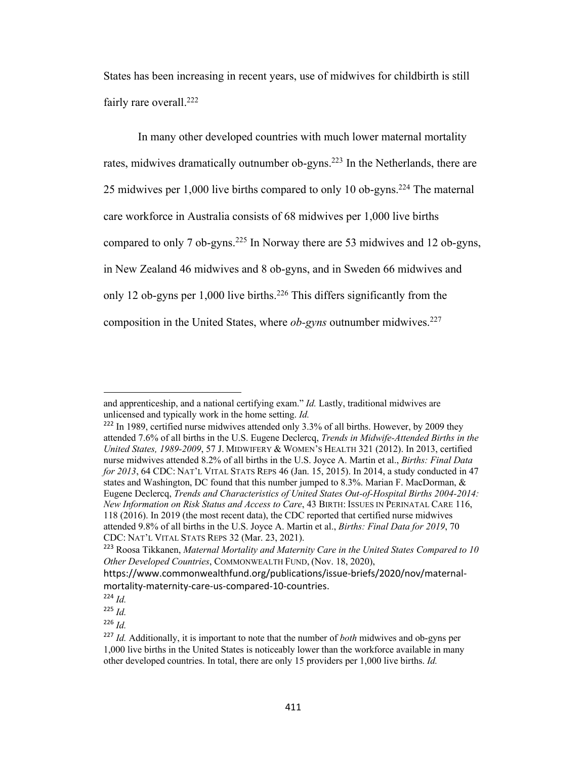States has been increasing in recent years, use of midwives for childbirth is still fairly rare overall.[222]

In many other developed countries with much lower maternal mortality rates, midwives dramatically outnumber ob-gyns.[223] In the Netherlands, there are 25 midwives per 1,000 live births compared to only 10 ob-gyns.[224] The maternal care workforce in Australia consists of 68 midwives per 1,000 live births compared to only 7 ob-gyns.[225] In Norway there are 53 midwives and 12 ob-gyns, in New Zealand 46 midwives and 8 ob-gyns, and in Sweden 66 midwives and only 12 ob-gyns per 1,000 live births.[226] This differs significantly from the composition in the United States, where *ob-gyns* outnumber midwives.[227]

---

and apprenticeship, and a national certifying exam." *Id.* Lastly, traditional midwives are unlicensed and typically work in the home setting. *Id.*

[222] In 1989, certified nurse midwives attended only 3.3% of all births. However, by 2009 they attended 7.6% of all births in the U.S. Eugene Declercq, *Trends in Midwife-Attended Births in the United States, 1989-2009*, 57 J. MIDWIFERY & WOMEN'S HEALTH 321 (2012). In 2013, certified nurse midwives attended 8.2% of all births in the U.S. Joyce A. Martin et al., *Births: Final Data for 2013*, 64 CDC: NAT'L VITAL STATS REPS 46 (Jan. 15, 2015). In 2014, a study conducted in 47 states and Washington, DC found that this number jumped to 8.3%. Marian F. MacDorman, & Eugene Declercq, *Trends and Characteristics of United States Out-of-Hospital Births 2004-2014: New Information on Risk Status and Access to Care*, 43 BIRTH: ISSUES IN PERINATAL CARE 116, 118 (2016). In 2019 (the most recent data), the CDC reported that certified nurse midwives attended 9.8% of all births in the U.S. Joyce A. Martin et al., *Births: Final Data for 2019*, 70 CDC: NAT'L VITAL STATS REPS 32 (Mar. 23, 2021).

[223] Roosa Tikkanen, *Maternal Mortality and Maternity Care in the United States Compared to 10 Other Developed Countries*, COMMONWEALTH FUND, (Nov. 18, 2020), https://www.commonwealthfund.org/publications/issue-briefs/2020/nov/maternal-mortality-maternity-care-us-compared-10-countries.

[224] *Id.*

[225] *Id.*

[226] *Id.*

[227] *Id.* Additionally, it is important to note that the number of *both* midwives and ob-gyns per 1,000 live births in the United States is noticeably lower than the workforce available in many other developed countries. In total, there are only 15 providers per 1,000 live births. *Id.*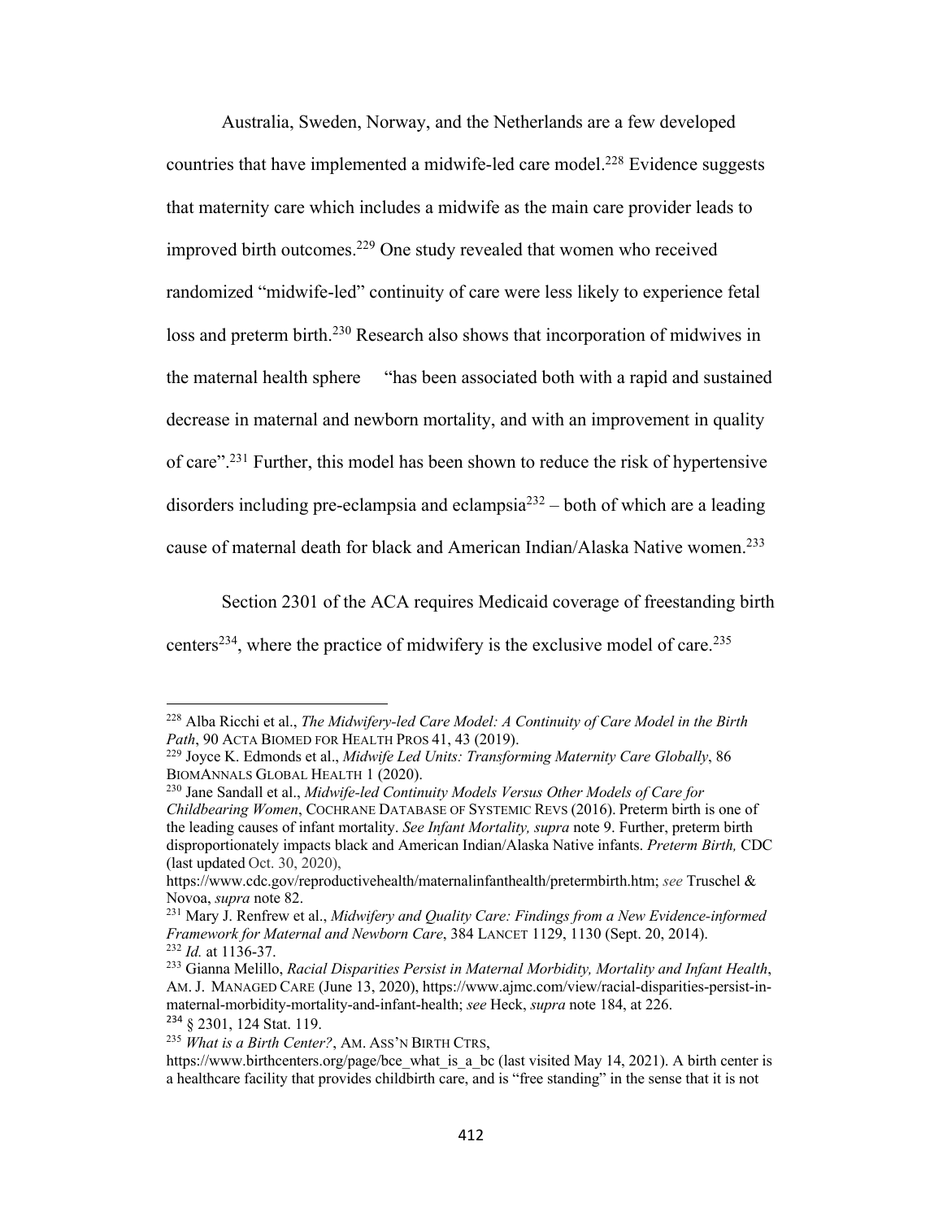Australia, Sweden, Norway, and the Netherlands are a few developed countries that have implemented a midwife-led care model.[228] Evidence suggests that maternity care which includes a midwife as the main care provider leads to improved birth outcomes.[229] One study revealed that women who received randomized "midwife-led" continuity of care were less likely to experience fetal loss and preterm birth.[230] Research also shows that incorporation of midwives in the maternal health sphere "has been associated both with a rapid and sustained decrease in maternal and newborn mortality, and with an improvement in quality of care".[231] Further, this model has been shown to reduce the risk of hypertensive disorders including pre-eclampsia and eclampsia[232] – both of which are a leading cause of maternal death for black and American Indian/Alaska Native women.[233]

Section 2301 of the ACA requires Medicaid coverage of freestanding birth centers[234], where the practice of midwifery is the exclusive model of care.[235]

---

[228] Alba Ricchi et al., *The Midwifery-led Care Model: A Continuity of Care Model in the Birth Path*, 90 ACTA BIOMED FOR HEALTH PROS 41, 43 (2019).

[229] Joyce K. Edmonds et al., *Midwife Led Units: Transforming Maternity Care Globally*, 86 BIOMANNALS GLOBAL HEALTH 1 (2020).

[230] Jane Sandall et al., *Midwife-led Continuity Models Versus Other Models of Care for Childbearing Women*, COCHRANE DATABASE OF SYSTEMIC REVS (2016). Preterm birth is one of the leading causes of infant mortality. *See Infant Mortality, supra* note 9. Further, preterm birth disproportionately impacts black and American Indian/Alaska Native infants. *Preterm Birth,* CDC (last updated Oct. 30, 2020), https://www.cdc.gov/reproductivehealth/maternalinfanthealth/pretermbirth.htm; *see* Truschel & Novoa, *supra* note 82.

[231] Mary J. Renfrew et al., *Midwifery and Quality Care: Findings from a New Evidence-informed Framework for Maternal and Newborn Care*, 384 LANCET 1129, 1130 (Sept. 20, 2014).

[232] *Id.* at 1136-37.

[233] Gianna Melillo, *Racial Disparities Persist in Maternal Morbidity, Mortality and Infant Health*, AM. J. MANAGED CARE (June 13, 2020), https://www.ajmc.com/view/racial-disparities-persist-in-maternal-morbidity-mortality-and-infant-health; *see* Heck, *supra* note 184, at 226.

[234] § 2301, 124 Stat. 119.

[235] *What is a Birth Center?*, AM. ASS'N BIRTH CTRS, https://www.birthcenters.org/page/bce_what_is_a_bc (last visited May 14, 2021). A birth center is a healthcare facility that provides childbirth care, and is "free standing" in the sense that it is not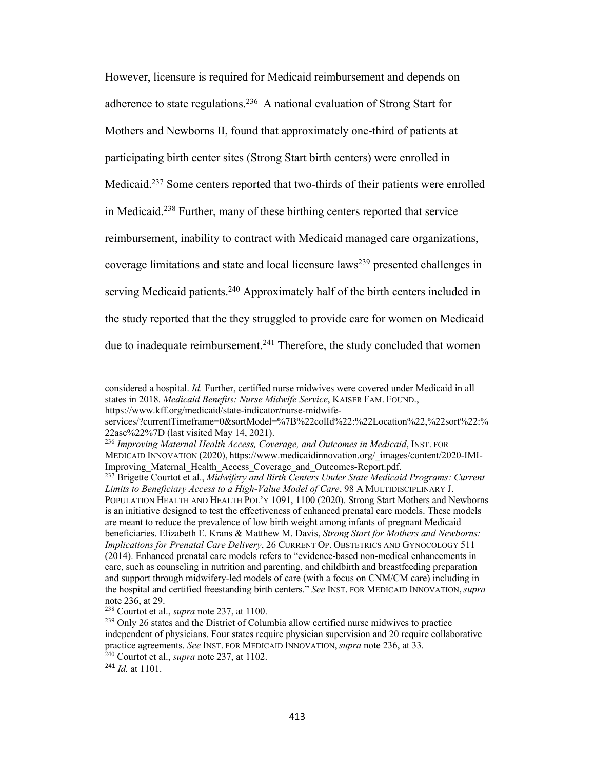However, licensure is required for Medicaid reimbursement and depends on adherence to state regulations.[236] A national evaluation of Strong Start for Mothers and Newborns II, found that approximately one-third of patients at participating birth center sites (Strong Start birth centers) were enrolled in Medicaid.[237] Some centers reported that two-thirds of their patients were enrolled in Medicaid.[238] Further, many of these birthing centers reported that service reimbursement, inability to contract with Medicaid managed care organizations, coverage limitations and state and local licensure laws[239] presented challenges in serving Medicaid patients.[240] Approximately half of the birth centers included in the study reported that the they struggled to provide care for women on Medicaid due to inadequate reimbursement.[241] Therefore, the study concluded that women

---

considered a hospital. *Id.* Further, certified nurse midwives were covered under Medicaid in all states in 2018. *Medicaid Benefits: Nurse Midwife Service*, KAISER FAM. FOUND., https://www.kff.org/medicaid/state-indicator/nurse-midwife-services/?currentTimeframe=0&sortModel=%7B%22colId%22:%22Location%22,%22sort%22:%22asc%22%7D (last visited May 14, 2021).

[236] *Improving Maternal Health Access, Coverage, and Outcomes in Medicaid*, INST. FOR MEDICAID INNOVATION (2020), https://www.medicaidinnovation.org/_images/content/2020-IMI-Improving_Maternal_Health_Access_Coverage_and_Outcomes-Report.pdf.

[237] Brigette Courtot et al., *Midwifery and Birth Centers Under State Medicaid Programs: Current Limits to Beneficiary Access to a High-Value Model of Care*, 98 A MULTIDISCIPLINARY J. POPULATION HEALTH AND HEALTH POL'Y 1091, 1100 (2020). Strong Start Mothers and Newborns is an initiative designed to test the effectiveness of enhanced prenatal care models. These models are meant to reduce the prevalence of low birth weight among infants of pregnant Medicaid beneficiaries. Elizabeth E. Krans & Matthew M. Davis, *Strong Start for Mothers and Newborns: Implications for Prenatal Care Delivery*, 26 CURRENT OP. OBSTETRICS AND GYNOCOLOGY 511 (2014). Enhanced prenatal care models refers to "evidence-based non-medical enhancements in care, such as counseling in nutrition and parenting, and childbirth and breastfeeding preparation and support through midwifery-led models of care (with a focus on CNM/CM care) including in the hospital and certified freestanding birth centers." *See* INST. FOR MEDICAID INNOVATION, *supra* note 236, at 29.

[238] Courtot et al., *supra* note 237, at 1100.

[239] Only 26 states and the District of Columbia allow certified nurse midwives to practice independent of physicians. Four states require physician supervision and 20 require collaborative practice agreements. *See* INST. FOR MEDICAID INNOVATION, *supra* note 236, at 33.

[240] Courtot et al., *supra* note 237, at 1102.

[241] *Id.* at 1101.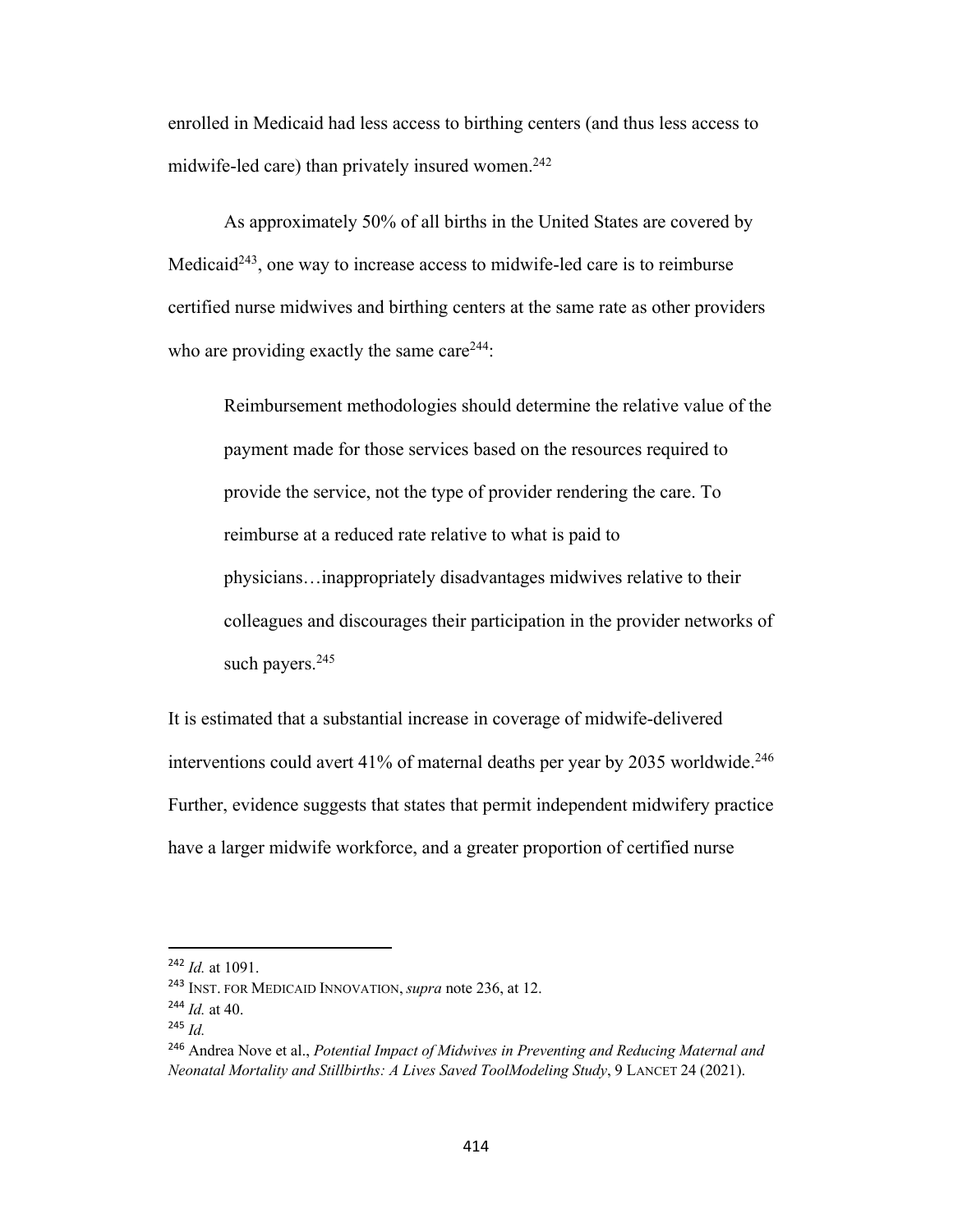enrolled in Medicaid had less access to birthing centers (and thus less access to midwife-led care) than privately insured women.[242]

As approximately 50% of all births in the United States are covered by Medicaid[243], one way to increase access to midwife-led care is to reimburse certified nurse midwives and birthing centers at the same rate as other providers who are providing exactly the same care[244]:

> Reimbursement methodologies should determine the relative value of the payment made for those services based on the resources required to provide the service, not the type of provider rendering the care. To reimburse at a reduced rate relative to what is paid to physicians…inappropriately disadvantages midwives relative to their colleagues and discourages their participation in the provider networks of such payers.[245]

It is estimated that a substantial increase in coverage of midwife-delivered interventions could avert 41% of maternal deaths per year by 2035 worldwide.[246] Further, evidence suggests that states that permit independent midwifery practice have a larger midwife workforce, and a greater proportion of certified nurse

---

[242] *Id.* at 1091.

[243] INST. FOR MEDICAID INNOVATION, *supra* note 236, at 12.

[244] *Id.* at 40.

[245] *Id.*

[246] Andrea Nove et al., *Potential Impact of Midwives in Preventing and Reducing Maternal and Neonatal Mortality and Stillbirths: A Lives Saved ToolModeling Study*, 9 LANCET 24 (2021).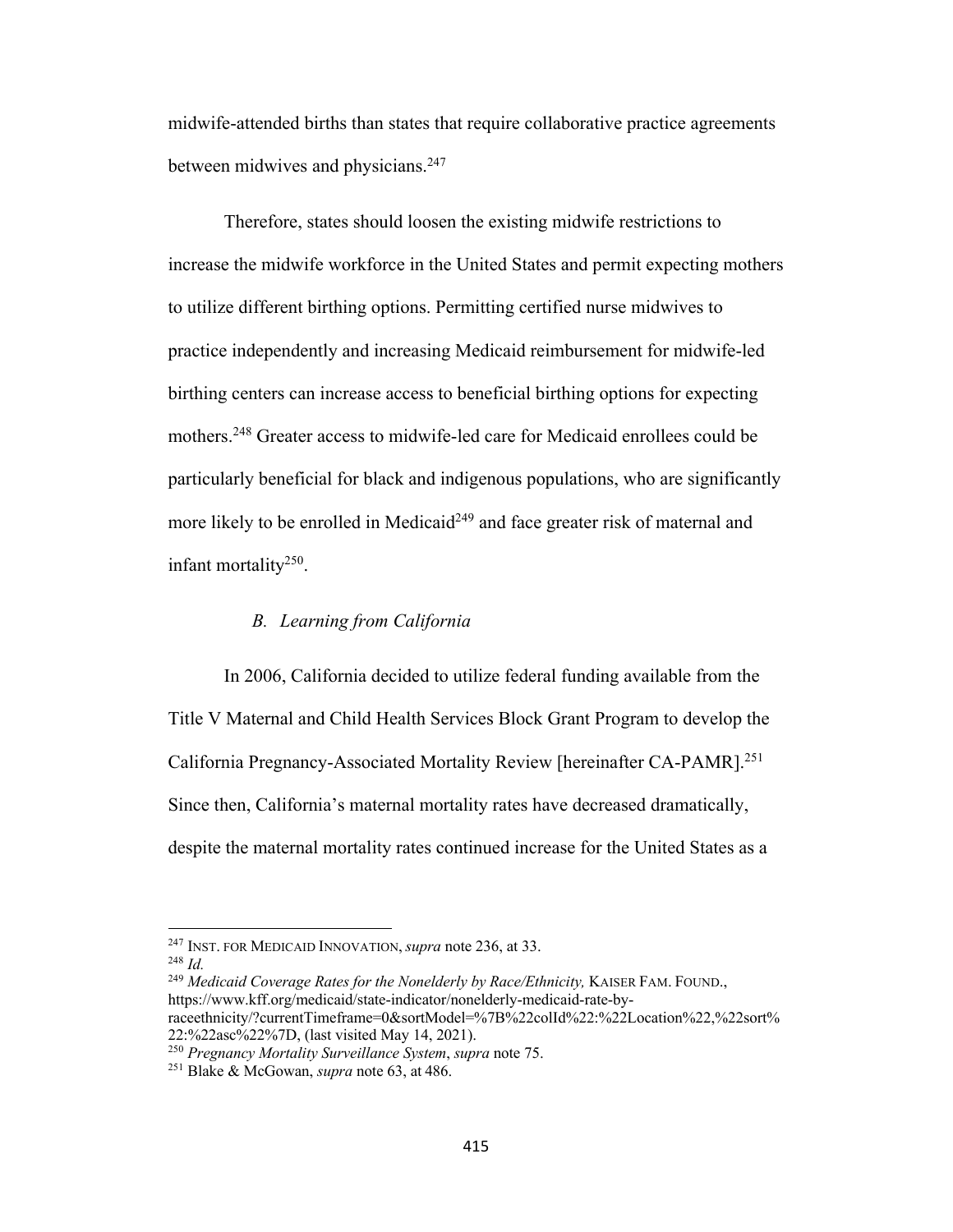midwife-attended births than states that require collaborative practice agreements between midwives and physicians.[247]

Therefore, states should loosen the existing midwife restrictions to increase the midwife workforce in the United States and permit expecting mothers to utilize different birthing options. Permitting certified nurse midwives to practice independently and increasing Medicaid reimbursement for midwife-led birthing centers can increase access to beneficial birthing options for expecting mothers.[248] Greater access to midwife-led care for Medicaid enrollees could be particularly beneficial for black and indigenous populations, who are significantly more likely to be enrolled in Medicaid[249] and face greater risk of maternal and infant mortality[250].

### *B. Learning from California*

In 2006, California decided to utilize federal funding available from the Title V Maternal and Child Health Services Block Grant Program to develop the California Pregnancy-Associated Mortality Review [hereinafter CA-PAMR].[251] Since then, California's maternal mortality rates have decreased dramatically, despite the maternal mortality rates continued increase for the United States as a

---

[247] INST. FOR MEDICAID INNOVATION, *supra* note 236, at 33.

[248] *Id.*

[249] *Medicaid Coverage Rates for the Nonelderly by Race/Ethnicity,* KAISER FAM. FOUND., https://www.kff.org/medicaid/state-indicator/nonelderly-medicaid-rate-by-raceethnicity/?currentTimeframe=0&sortModel=%7B%22colId%22:%22Location%22,%22sort%22:%22asc%22%7D, (last visited May 14, 2021).

[250] *Pregnancy Mortality Surveillance System*, *supra* note 75.

[251] Blake & McGowan, *supra* note 63, at 486.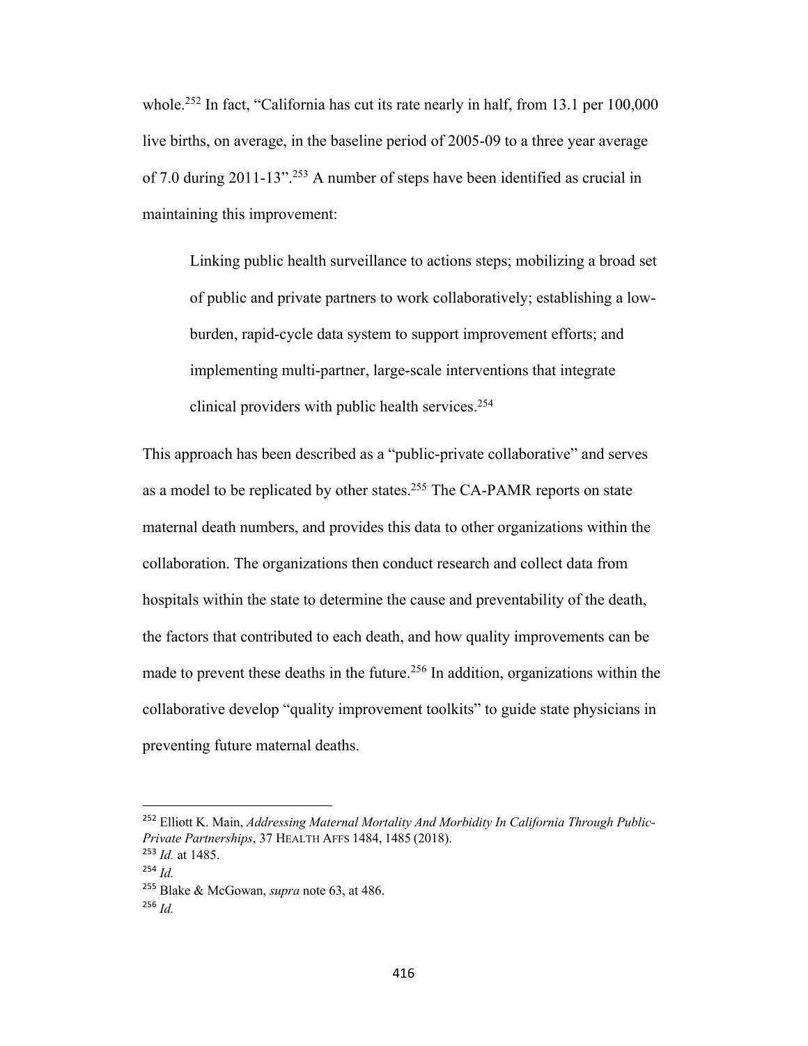whole.[252] In fact, "California has cut its rate nearly in half, from 13.1 per 100,000 live births, on average, in the baseline period of 2005-09 to a three year average of 7.0 during 2011-13".[253] A number of steps have been identified as crucial in maintaining this improvement:

> Linking public health surveillance to actions steps; mobilizing a broad set of public and private partners to work collaboratively; establishing a low-burden, rapid-cycle data system to support improvement efforts; and implementing multi-partner, large-scale interventions that integrate clinical providers with public health services.[254]

This approach has been described as a "public-private collaborative" and serves as a model to be replicated by other states.[255] The CA-PAMR reports on state maternal death numbers, and provides this data to other organizations within the collaboration. The organizations then conduct research and collect data from hospitals within the state to determine the cause and preventability of the death, the factors that contributed to each death, and how quality improvements can be made to prevent these deaths in the future.[256] In addition, organizations within the collaborative develop "quality improvement toolkits" to guide state physicians in preventing future maternal deaths.

---

[252] Elliott K. Main, *Addressing Maternal Mortality And Morbidity In California Through Public-Private Partnerships*, 37 HEALTH AFFS 1484, 1485 (2018).

[253] *Id.* at 1485.

[254] *Id.*

[255] Blake & McGowan, *supra* note 63, at 486.

[256] *Id.*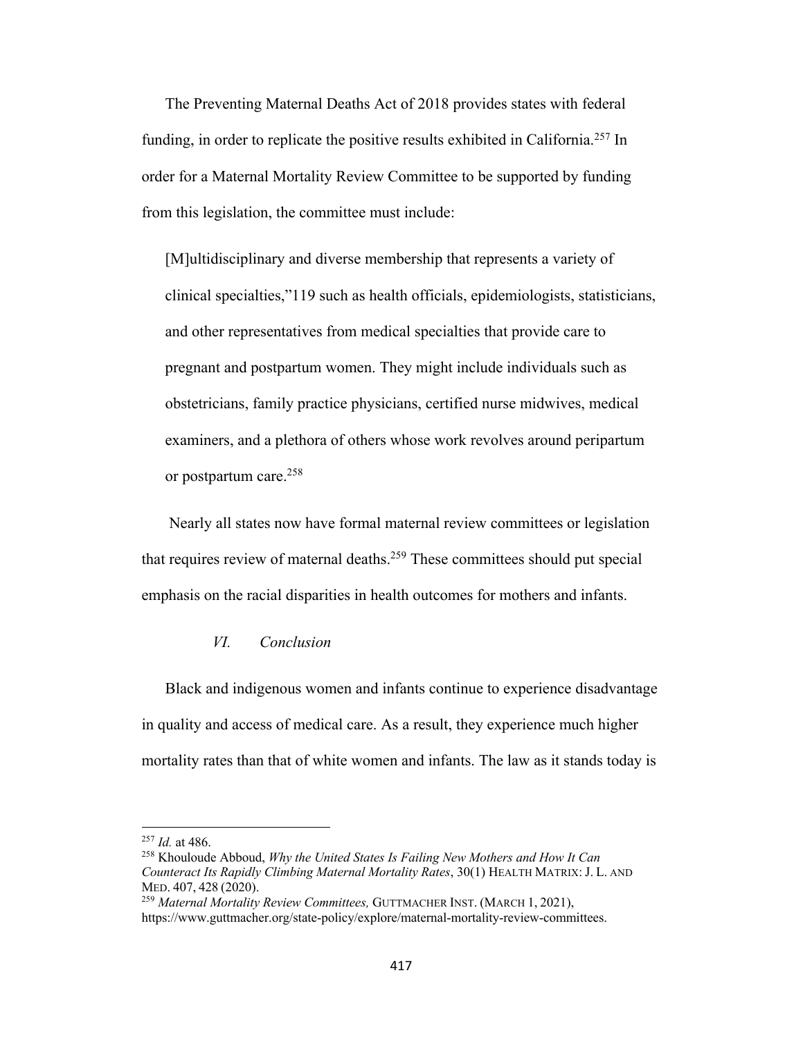The Preventing Maternal Deaths Act of 2018 provides states with federal funding, in order to replicate the positive results exhibited in California.[257] In order for a Maternal Mortality Review Committee to be supported by funding from this legislation, the committee must include:

> [M]ultidisciplinary and diverse membership that represents a variety of clinical specialties,"119 such as health officials, epidemiologists, statisticians, and other representatives from medical specialties that provide care to pregnant and postpartum women. They might include individuals such as obstetricians, family practice physicians, certified nurse midwives, medical examiners, and a plethora of others whose work revolves around peripartum or postpartum care.[258]

Nearly all states now have formal maternal review committees or legislation that requires review of maternal deaths.[259] These committees should put special emphasis on the racial disparities in health outcomes for mothers and infants.

## *VI. Conclusion*

Black and indigenous women and infants continue to experience disadvantage in quality and access of medical care. As a result, they experience much higher mortality rates than that of white women and infants. The law as it stands today is

---

[257] *Id.* at 486.

[258] Khouloude Abboud, *Why the United States Is Failing New Mothers and How It Can Counteract Its Rapidly Climbing Maternal Mortality Rates*, 30(1) HEALTH MATRIX: J. L. AND MED. 407, 428 (2020).

[259] *Maternal Mortality Review Committees,* GUTTMACHER INST. (MARCH 1, 2021), https://www.guttmacher.org/state-policy/explore/maternal-mortality-review-committees.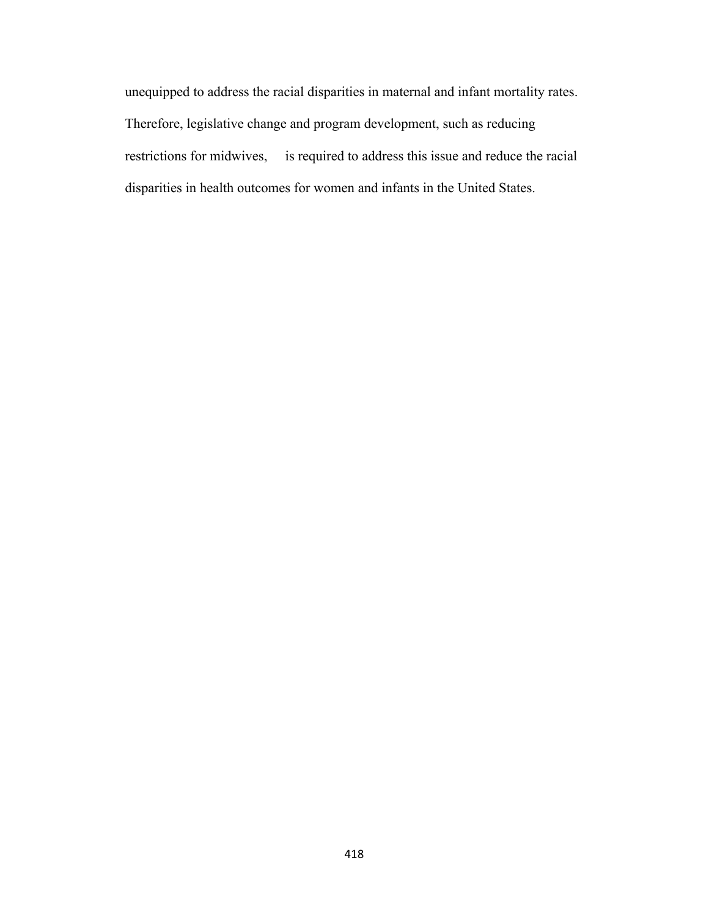unequipped to address the racial disparities in maternal and infant mortality rates. Therefore, legislative change and program development, such as reducing restrictions for midwives, is required to address this issue and reduce the racial disparities in health outcomes for women and infants in the United States.